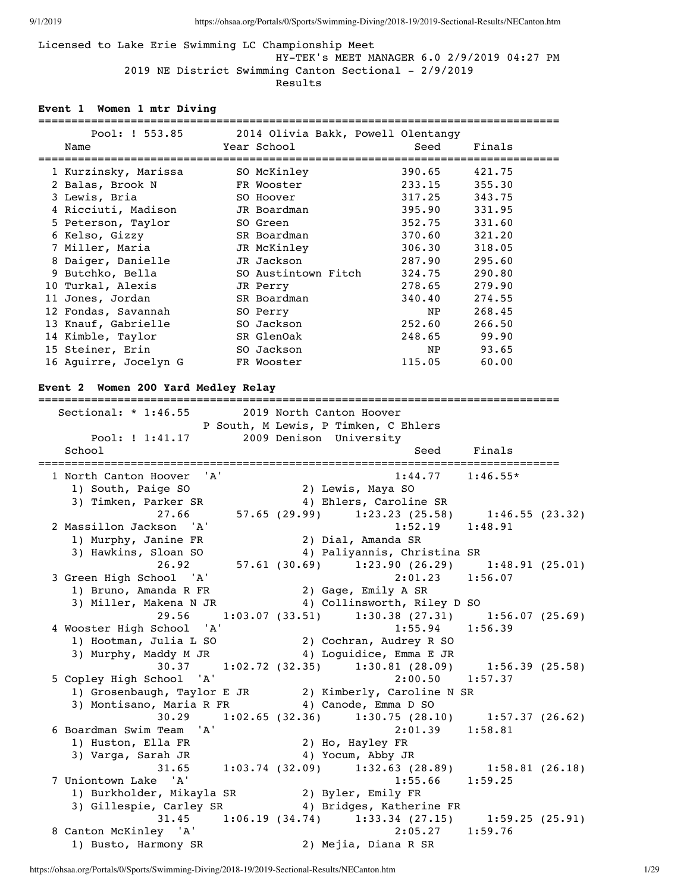Licensed to Lake Erie Swimming LC Championship Meet
HY-TEK's MEET MANAGER 6.0 2/9/2019 04:27 PM
2019 NE District Swimming Canton Sectional - 2/9/2019
Results

**Event 1 Women 1 mtr Diving**

Pool: ! 553.85 — 2014 Olivia Bakk, Powell Olentangy

| | Name | Year | School | Seed | Finals |
|---|---|---|---|---|---|
| 1 | Kurzinsky, Marissa | SO | McKinley | 390.65 | 421.75 |
| 2 | Balas, Brook N | FR | Wooster | 233.15 | 355.30 |
| 3 | Lewis, Bria | SO | Hoover | 317.25 | 343.75 |
| 4 | Ricciuti, Madison | JR | Boardman | 395.90 | 331.95 |
| 5 | Peterson, Taylor | SO | Green | 352.75 | 331.60 |
| 6 | Kelso, Gizzy | SR | Boardman | 370.60 | 321.20 |
| 7 | Miller, Maria | JR | McKinley | 306.30 | 318.05 |
| 8 | Daiger, Danielle | JR | Jackson | 287.90 | 295.60 |
| 9 | Butchko, Bella | SO | Austintown Fitch | 324.75 | 290.80 |
| 10 | Turkal, Alexis | JR | Perry | 278.65 | 279.90 |
| 11 | Jones, Jordan | SR | Boardman | 340.40 | 274.55 |
| 12 | Fondas, Savannah | SO | Perry | NP | 268.45 |
| 13 | Knauf, Gabrielle | SO | Jackson | 252.60 | 266.50 |
| 14 | Kimble, Taylor | SR | GlenOak | 248.65 | 99.90 |
| 15 | Steiner, Erin | SO | Jackson | NP | 93.65 |
| 16 | Aguirre, Jocelyn G | FR | Wooster | 115.05 | 60.00 |

**Event 2 Women 200 Yard Medley Relay**

```
    Sectional: * 1:46.55        2019 North Canton Hoover
                         P South, M Lewis, P Timken, C Ehlers
         Pool: ! 1:41.17        2009 Denison  University
    School                                              Seed     Finals
===============================================================================
  1 North Canton Hoover  'A'                          1:44.77    1:46.55*
     1) South, Paige SO                2) Lewis, Maya SO
     3) Timken, Parker SR              4) Ehlers, Caroline SR
              27.66       57.65 (29.99)     1:23.23 (25.58)     1:46.55 (23.32)
  2 Massillon Jackson  'A'                            1:52.19    1:48.91
     1) Murphy, Janine FR              2) Dial, Amanda SR
     3) Hawkins, Sloan SO              4) Paliyannis, Christina SR
              26.92       57.61 (30.69)     1:23.90 (26.29)     1:48.91 (25.01)
  3 Green High School  'A'                            2:01.23    1:56.07
     1) Bruno, Amanda R FR             2) Gage, Emily A SR
     3) Miller, Makena N JR            4) Collinsworth, Riley D SO
              29.56     1:03.07 (33.51)     1:30.38 (27.31)     1:56.07 (25.69)
  4 Wooster High School  'A'                          1:55.94    1:56.39
     1) Hootman, Julia L SO            2) Cochran, Audrey R SO
     3) Murphy, Maddy M JR             4) Loguidice, Emma E JR
              30.37     1:02.72 (32.35)     1:30.81 (28.09)     1:56.39 (25.58)
  5 Copley High School  'A'                           2:00.50    1:57.37
     1) Grosenbaugh, Taylor E JR       2) Kimberly, Caroline N SR
     3) Montisano, Maria R FR          4) Canode, Emma D SO
              30.29     1:02.65 (32.36)     1:30.75 (28.10)     1:57.37 (26.62)
  6 Boardman Swim Team  'A'                           2:01.39    1:58.81
     1) Huston, Ella FR                2) Ho, Hayley FR
     3) Varga, Sarah JR                4) Yocum, Abby JR
              31.65     1:03.74 (32.09)     1:32.63 (28.89)     1:58.81 (26.18)
  7 Uniontown Lake  'A'                               1:55.66    1:59.25
     1) Burkholder, Mikayla SR         2) Byler, Emily FR
     3) Gillespie, Carley SR           4) Bridges, Katherine FR
              31.45     1:06.19 (34.74)     1:33.34 (27.15)     1:59.25 (25.91)
  8 Canton McKinley  'A'                              2:05.27    1:59.76
     1) Busto, Harmony SR              2) Mejia, Diana R SR
```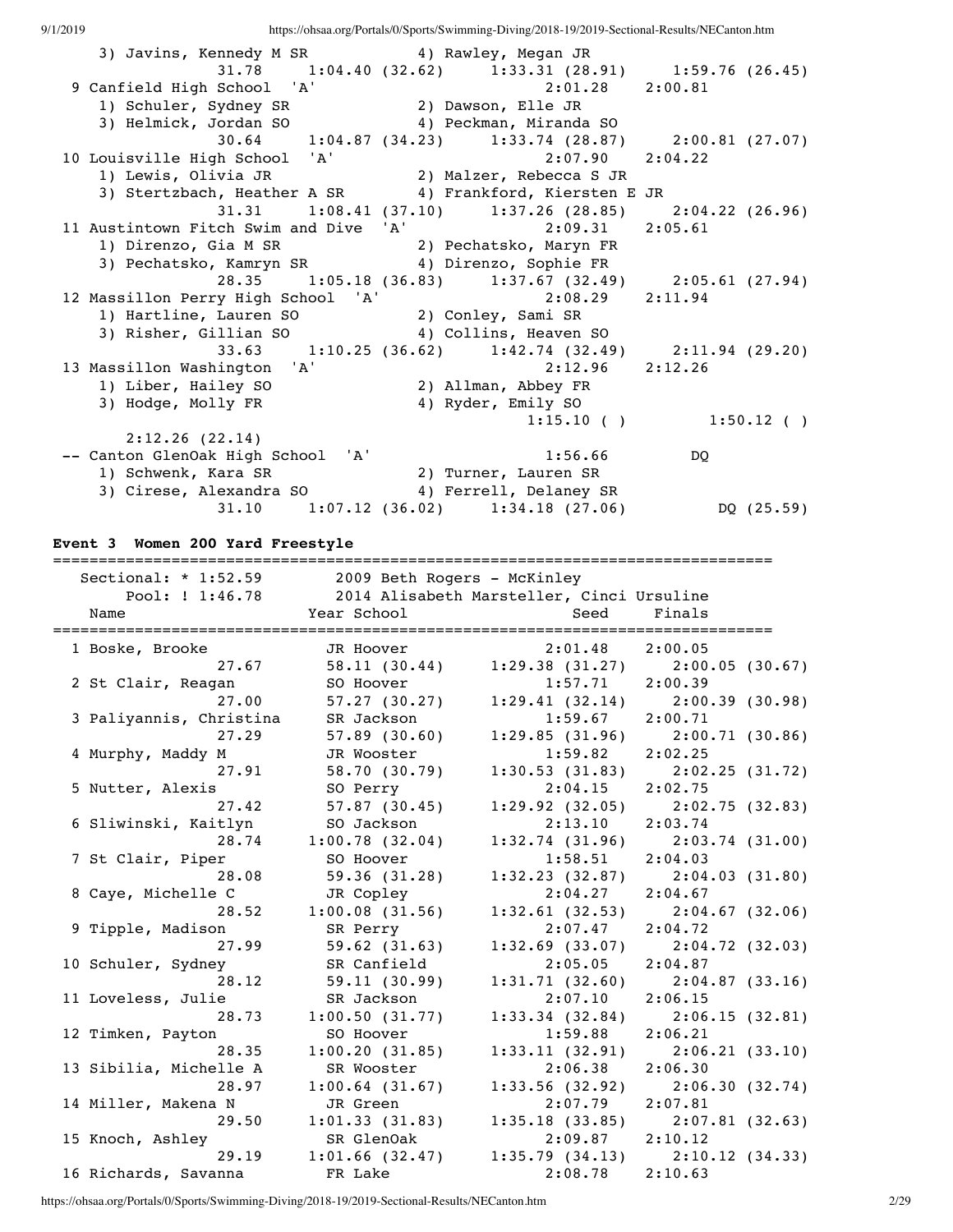```
    3) Javins, Kennedy M SR            4) Rawley, Megan JR
              31.78    1:04.40 (32.62)    1:33.31 (28.91)    1:59.76 (26.45)
 9 Canfield High School  'A'                          2:01.28    2:00.81
    1) Schuler, Sydney SR              2) Dawson, Elle JR
    3) Helmick, Jordan SO              4) Peckman, Miranda SO
              30.64    1:04.87 (34.23)    1:33.74 (28.87)    2:00.81 (27.07)
10 Louisville High School  'A'                        2:07.90    2:04.22
    1) Lewis, Olivia JR                2) Malzer, Rebecca S JR
    3) Stertzbach, Heather A SR        4) Frankford, Kiersten E JR
              31.31    1:08.41 (37.10)    1:37.26 (28.85)    2:04.22 (26.96)
11 Austintown Fitch Swim and Dive  'A'                2:09.31    2:05.61
    1) Direnzo, Gia M SR               2) Pechatsko, Maryn FR
    3) Pechatsko, Kamryn SR            4) Direnzo, Sophie FR
              28.35    1:05.18 (36.83)    1:37.67 (32.49)    2:05.61 (27.94)
12 Massillon Perry High School  'A'                   2:08.29    2:11.94
    1) Hartline, Lauren SO             2) Conley, Sami SR
    3) Risher, Gillian SO              4) Collins, Heaven SO
              33.63    1:10.25 (36.62)    1:42.74 (32.49)    2:11.94 (29.20)
13 Massillon Washington  'A'                          2:12.96    2:12.26
    1) Liber, Hailey SO                2) Allman, Abbey FR
    3) Hodge, Molly FR                 4) Ryder, Emily SO
                                                   1:15.10 ( )         1:50.12 ( )
       2:12.26 (22.14)
-- Canton GlenOak High School  'A'                    1:56.66         DQ
    1) Schwenk, Kara SR                2) Turner, Lauren SR
    3) Cirese, Alexandra SO            4) Ferrell, Delaney SR
              31.10    1:07.12 (36.02)    1:34.18 (27.06)            DQ (25.59)
```

**Event 3  Women 200 Yard Freestyle**

```
===============================================================================
   Sectional: * 1:52.59       2009 Beth Rogers - McKinley
        Pool: ! 1:46.78       2014 Alisabeth Marsteller, Cinci Ursuline
    Name                    Year School                 Seed     Finals
===============================================================================
  1 Boske, Brooke           JR Hoover                2:01.48    2:00.05
              27.67       58.11 (30.44)    1:29.38 (31.27)    2:00.05 (30.67)
  2 St Clair, Reagan        SO Hoover                1:57.71    2:00.39
              27.00       57.27 (30.27)    1:29.41 (32.14)    2:00.39 (30.98)
  3 Paliyannis, Christina   SR Jackson               1:59.67    2:00.71
              27.29       57.89 (30.60)    1:29.85 (31.96)    2:00.71 (30.86)
  4 Murphy, Maddy M         JR Wooster               1:59.82    2:02.25
              27.91       58.70 (30.79)    1:30.53 (31.83)    2:02.25 (31.72)
  5 Nutter, Alexis          SO Perry                 2:04.15    2:02.75
              27.42       57.87 (30.45)    1:29.92 (32.05)    2:02.75 (32.83)
  6 Sliwinski, Kaitlyn      SO Jackson               2:13.10    2:03.74
              28.74     1:00.78 (32.04)    1:32.74 (31.96)    2:03.74 (31.00)
  7 St Clair, Piper         SO Hoover                1:58.51    2:04.03
              28.08       59.36 (31.28)    1:32.23 (32.87)    2:04.03 (31.80)
  8 Caye, Michelle C        JR Copley                2:04.27    2:04.67
              28.52     1:00.08 (31.56)    1:32.61 (32.53)    2:04.67 (32.06)
  9 Tipple, Madison         SR Perry                 2:07.47    2:04.72
              27.99       59.62 (31.63)    1:32.69 (33.07)    2:04.72 (32.03)
 10 Schuler, Sydney         SR Canfield              2:05.05    2:04.87
              28.12       59.11 (30.99)    1:31.71 (32.60)    2:04.87 (33.16)
 11 Loveless, Julie         SR Jackson               2:07.10    2:06.15
              28.73     1:00.50 (31.77)    1:33.34 (32.84)    2:06.15 (32.81)
 12 Timken, Payton          SO Hoover                1:59.88    2:06.21
              28.35     1:00.20 (31.85)    1:33.11 (32.91)    2:06.21 (33.10)
 13 Sibilia, Michelle A     SR Wooster               2:06.38    2:06.30
              28.97     1:00.64 (31.67)    1:33.56 (32.92)    2:06.30 (32.74)
 14 Miller, Makena N        JR Green                 2:07.79    2:07.81
              29.50     1:01.33 (31.83)    1:35.18 (33.85)    2:07.81 (32.63)
 15 Knoch, Ashley           SR GlenOak               2:09.87    2:10.12
              29.19     1:01.66 (32.47)    1:35.79 (34.13)    2:10.12 (34.33)
 16 Richards, Savanna       FR Lake                  2:08.78    2:10.63
```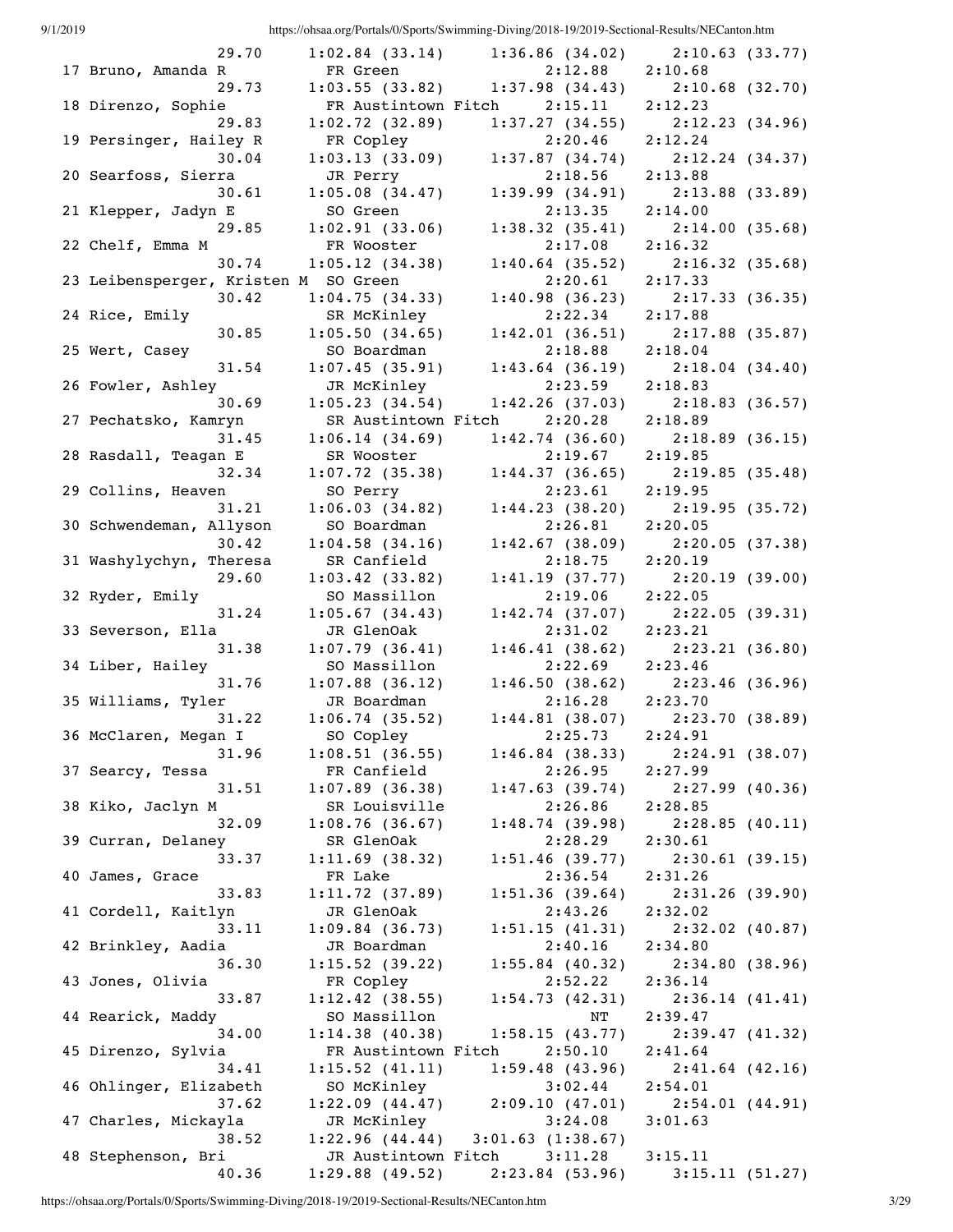```
          29.70     1:02.84 (33.14)    1:36.86 (34.02)    2:10.63 (33.77)
 17 Bruno, Amanda R          FR Green               2:12.88     2:10.68
          29.73     1:03.55 (33.82)    1:37.98 (34.43)    2:10.68 (32.70)
 18 Direnzo, Sophie          FR Austintown Fitch    2:15.11     2:12.23
          29.83     1:02.72 (32.89)    1:37.27 (34.55)    2:12.23 (34.96)
 19 Persinger, Hailey R      FR Copley              2:20.46     2:12.24
          30.04     1:03.13 (33.09)    1:37.87 (34.74)    2:12.24 (34.37)
 20 Searfoss, Sierra         JR Perry               2:18.56     2:13.88
          30.61     1:05.08 (34.47)    1:39.99 (34.91)    2:13.88 (33.89)
 21 Klepper, Jadyn E         SO Green               2:13.35     2:14.00
          29.85     1:02.91 (33.06)    1:38.32 (35.41)    2:14.00 (35.68)
 22 Chelf, Emma M            FR Wooster             2:17.08     2:16.32
          30.74     1:05.12 (34.38)    1:40.64 (35.52)    2:16.32 (35.68)
 23 Leibensperger, Kristen M  SO Green              2:20.61     2:17.33
          30.42     1:04.75 (34.33)    1:40.98 (36.23)    2:17.33 (36.35)
 24 Rice, Emily              SR McKinley            2:22.34     2:17.88
          30.85     1:05.50 (34.65)    1:42.01 (36.51)    2:17.88 (35.87)
 25 Wert, Casey              SO Boardman            2:18.88     2:18.04
          31.54     1:07.45 (35.91)    1:43.64 (36.19)    2:18.04 (34.40)
 26 Fowler, Ashley           JR McKinley            2:23.59     2:18.83
          30.69     1:05.23 (34.54)    1:42.26 (37.03)    2:18.83 (36.57)
 27 Pechatsko, Kamryn        SR Austintown Fitch    2:20.28     2:18.89
          31.45     1:06.14 (34.69)    1:42.74 (36.60)    2:18.89 (36.15)
 28 Rasdall, Teagan E        SR Wooster             2:19.67     2:19.85
          32.34     1:07.72 (35.38)    1:44.37 (36.65)    2:19.85 (35.48)
 29 Collins, Heaven          SO Perry               2:23.61     2:19.95
          31.21     1:06.03 (34.82)    1:44.23 (38.20)    2:19.95 (35.72)
 30 Schwendeman, Allyson     SO Boardman            2:26.81     2:20.05
          30.42     1:04.58 (34.16)    1:42.67 (38.09)    2:20.05 (37.38)
 31 Washylychyn, Theresa     SR Canfield            2:18.75     2:20.19
          29.60     1:03.42 (33.82)    1:41.19 (37.77)    2:20.19 (39.00)
 32 Ryder, Emily             SO Massillon           2:19.06     2:22.05
          31.24     1:05.67 (34.43)    1:42.74 (37.07)    2:22.05 (39.31)
 33 Severson, Ella           JR GlenOak             2:31.02     2:23.21
          31.38     1:07.79 (36.41)    1:46.41 (38.62)    2:23.21 (36.80)
 34 Liber, Hailey            SO Massillon           2:22.69     2:23.46
          31.76     1:07.88 (36.12)    1:46.50 (38.62)    2:23.46 (36.96)
 35 Williams, Tyler          JR Boardman            2:16.28     2:23.70
          31.22     1:06.74 (35.52)    1:44.81 (38.07)    2:23.70 (38.89)
 36 McClaren, Megan I        SO Copley              2:25.73     2:24.91
          31.96     1:08.51 (36.55)    1:46.84 (38.33)    2:24.91 (38.07)
 37 Searcy, Tessa            FR Canfield            2:26.95     2:27.99
          31.51     1:07.89 (36.38)    1:47.63 (39.74)    2:27.99 (40.36)
 38 Kiko, Jaclyn M           SR Louisville          2:26.86     2:28.85
          32.09     1:08.76 (36.67)    1:48.74 (39.98)    2:28.85 (40.11)
 39 Curran, Delaney          SR GlenOak             2:28.29     2:30.61
          33.37     1:11.69 (38.32)    1:51.46 (39.77)    2:30.61 (39.15)
 40 James, Grace             FR Lake                2:36.54     2:31.26
          33.83     1:11.72 (37.89)    1:51.36 (39.64)    2:31.26 (39.90)
 41 Cordell, Kaitlyn         JR GlenOak             2:43.26     2:32.02
          33.11     1:09.84 (36.73)    1:51.15 (41.31)    2:32.02 (40.87)
 42 Brinkley, Aadia          JR Boardman            2:40.16     2:34.80
          36.30     1:15.52 (39.22)    1:55.84 (40.32)    2:34.80 (38.96)
 43 Jones, Olivia            FR Copley              2:52.22     2:36.14
          33.87     1:12.42 (38.55)    1:54.73 (42.31)    2:36.14 (41.41)
 44 Rearick, Maddy           SO Massillon                NT     2:39.47
          34.00     1:14.38 (40.38)    1:58.15 (43.77)    2:39.47 (41.32)
 45 Direnzo, Sylvia          FR Austintown Fitch    2:50.10     2:41.64
          34.41     1:15.52 (41.11)    1:59.48 (43.96)    2:41.64 (42.16)
 46 Ohlinger, Elizabeth      SO McKinley            3:02.44     2:54.01
          37.62     1:22.09 (44.47)    2:09.10 (47.01)    2:54.01 (44.91)
 47 Charles, Mickayla        JR McKinley            3:24.08     3:01.63
          38.52     1:22.96 (44.44)    3:01.63 (1:38.67)
 48 Stephenson, Bri          JR Austintown Fitch    3:11.28     3:15.11
          40.36     1:29.88 (49.52)    2:23.84 (53.96)    3:15.11 (51.27)
```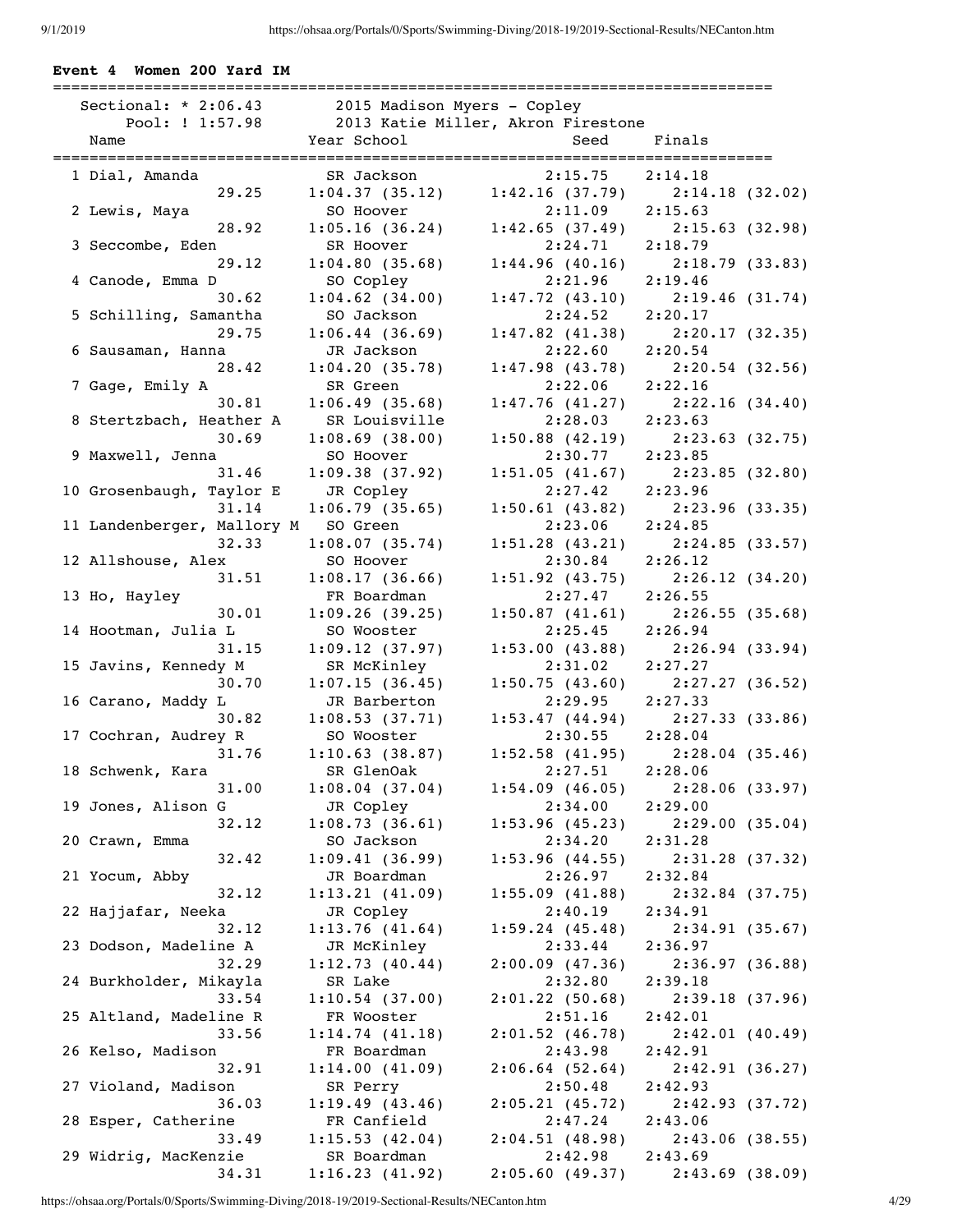**Event 4 Women 200 Yard IM**

Sectional: * 2:06.43 — 2015 Madison Myers - Copley
Pool: ! 1:57.98 — 2013 Katie Miller, Akron Firestone

| Name | Year | School | Seed | Finals |
|---|---|---|---|---|
| 1 Dial, Amanda | SR | Jackson | 2:15.75 | 2:14.18 |
| 29.25 | 1:04.37 (35.12) | 1:42.16 (37.79) | 2:14.18 (32.02) | |
| 2 Lewis, Maya | SO | Hoover | 2:11.09 | 2:15.63 |
| 28.92 | 1:05.16 (36.24) | 1:42.65 (37.49) | 2:15.63 (32.98) | |
| 3 Seccombe, Eden | SR | Hoover | 2:24.71 | 2:18.79 |
| 29.12 | 1:04.80 (35.68) | 1:44.96 (40.16) | 2:18.79 (33.83) | |
| 4 Canode, Emma D | SO | Copley | 2:21.96 | 2:19.46 |
| 30.62 | 1:04.62 (34.00) | 1:47.72 (43.10) | 2:19.46 (31.74) | |
| 5 Schilling, Samantha | SO | Jackson | 2:24.52 | 2:20.17 |
| 29.75 | 1:06.44 (36.69) | 1:47.82 (41.38) | 2:20.17 (32.35) | |
| 6 Sausaman, Hanna | JR | Jackson | 2:22.60 | 2:20.54 |
| 28.42 | 1:04.20 (35.78) | 1:47.98 (43.78) | 2:20.54 (32.56) | |
| 7 Gage, Emily A | SR | Green | 2:22.06 | 2:22.16 |
| 30.81 | 1:06.49 (35.68) | 1:47.76 (41.27) | 2:22.16 (34.40) | |
| 8 Stertzbach, Heather A | SR | Louisville | 2:28.03 | 2:23.63 |
| 30.69 | 1:08.69 (38.00) | 1:50.88 (42.19) | 2:23.63 (32.75) | |
| 9 Maxwell, Jenna | SO | Hoover | 2:30.77 | 2:23.85 |
| 31.46 | 1:09.38 (37.92) | 1:51.05 (41.67) | 2:23.85 (32.80) | |
| 10 Grosenbaugh, Taylor E | JR | Copley | 2:27.42 | 2:23.96 |
| 31.14 | 1:06.79 (35.65) | 1:50.61 (43.82) | 2:23.96 (33.35) | |
| 11 Landenberger, Mallory M | SO | Green | 2:23.06 | 2:24.85 |
| 32.33 | 1:08.07 (35.74) | 1:51.28 (43.21) | 2:24.85 (33.57) | |
| 12 Allshouse, Alex | SO | Hoover | 2:30.84 | 2:26.12 |
| 31.51 | 1:08.17 (36.66) | 1:51.92 (43.75) | 2:26.12 (34.20) | |
| 13 Ho, Hayley | FR | Boardman | 2:27.47 | 2:26.55 |
| 30.01 | 1:09.26 (39.25) | 1:50.87 (41.61) | 2:26.55 (35.68) | |
| 14 Hootman, Julia L | SO | Wooster | 2:25.45 | 2:26.94 |
| 31.15 | 1:09.12 (37.97) | 1:53.00 (43.88) | 2:26.94 (33.94) | |
| 15 Javins, Kennedy M | SR | McKinley | 2:31.02 | 2:27.27 |
| 30.70 | 1:07.15 (36.45) | 1:50.75 (43.60) | 2:27.27 (36.52) | |
| 16 Carano, Maddy L | JR | Barberton | 2:29.95 | 2:27.33 |
| 30.82 | 1:08.53 (37.71) | 1:53.47 (44.94) | 2:27.33 (33.86) | |
| 17 Cochran, Audrey R | SO | Wooster | 2:30.55 | 2:28.04 |
| 31.76 | 1:10.63 (38.87) | 1:52.58 (41.95) | 2:28.04 (35.46) | |
| 18 Schwenk, Kara | SR | GlenOak | 2:27.51 | 2:28.06 |
| 31.00 | 1:08.04 (37.04) | 1:54.09 (46.05) | 2:28.06 (33.97) | |
| 19 Jones, Alison G | JR | Copley | 2:34.00 | 2:29.00 |
| 32.12 | 1:08.73 (36.61) | 1:53.96 (45.23) | 2:29.00 (35.04) | |
| 20 Crawn, Emma | SO | Jackson | 2:34.20 | 2:31.28 |
| 32.42 | 1:09.41 (36.99) | 1:53.96 (44.55) | 2:31.28 (37.32) | |
| 21 Yocum, Abby | JR | Boardman | 2:26.97 | 2:32.84 |
| 32.12 | 1:13.21 (41.09) | 1:55.09 (41.88) | 2:32.84 (37.75) | |
| 22 Hajjafar, Neeka | JR | Copley | 2:40.19 | 2:34.91 |
| 32.12 | 1:13.76 (41.64) | 1:59.24 (45.48) | 2:34.91 (35.67) | |
| 23 Dodson, Madeline A | JR | McKinley | 2:33.44 | 2:36.97 |
| 32.29 | 1:12.73 (40.44) | 2:00.09 (47.36) | 2:36.97 (36.88) | |
| 24 Burkholder, Mikayla | SR | Lake | 2:32.80 | 2:39.18 |
| 33.54 | 1:10.54 (37.00) | 2:01.22 (50.68) | 2:39.18 (37.96) | |
| 25 Altland, Madeline R | FR | Wooster | 2:51.16 | 2:42.01 |
| 33.56 | 1:14.74 (41.18) | 2:01.52 (46.78) | 2:42.01 (40.49) | |
| 26 Kelso, Madison | FR | Boardman | 2:43.98 | 2:42.91 |
| 32.91 | 1:14.00 (41.09) | 2:06.64 (52.64) | 2:42.91 (36.27) | |
| 27 Violand, Madison | SR | Perry | 2:50.48 | 2:42.93 |
| 36.03 | 1:19.49 (43.46) | 2:05.21 (45.72) | 2:42.93 (37.72) | |
| 28 Esper, Catherine | FR | Canfield | 2:47.24 | 2:43.06 |
| 33.49 | 1:15.53 (42.04) | 2:04.51 (48.98) | 2:43.06 (38.55) | |
| 29 Widrig, MacKenzie | SR | Boardman | 2:42.98 | 2:43.69 |
| 34.31 | 1:16.23 (41.92) | 2:05.60 (49.37) | 2:43.69 (38.09) | |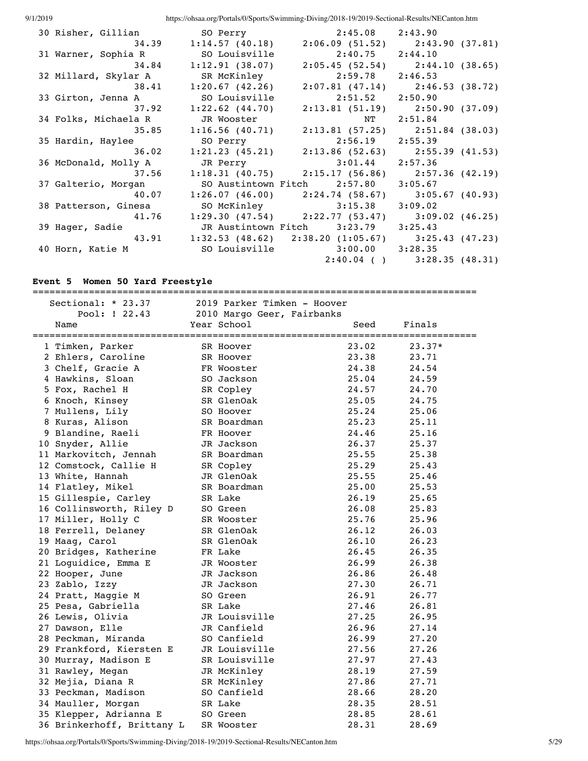| Name | Year School | Seed | Finals |
|---|---|---|---|
| 30 Risher, Gillian | SO Perry | 2:45.08 | 2:43.90 |
| 34.39 | 1:14.57 (40.18) | 2:06.09 (51.52) | 2:43.90 (37.81) |
| 31 Warner, Sophia R | SO Louisville | 2:40.75 | 2:44.10 |
| 34.84 | 1:12.91 (38.07) | 2:05.45 (52.54) | 2:44.10 (38.65) |
| 32 Millard, Skylar A | SR McKinley | 2:59.78 | 2:46.53 |
| 38.41 | 1:20.67 (42.26) | 2:07.81 (47.14) | 2:46.53 (38.72) |
| 33 Girton, Jenna A | SO Louisville | 2:51.52 | 2:50.90 |
| 37.92 | 1:22.62 (44.70) | 2:13.81 (51.19) | 2:50.90 (37.09) |
| 34 Folks, Michaela R | JR Wooster | NT | 2:51.84 |
| 35.85 | 1:16.56 (40.71) | 2:13.81 (57.25) | 2:51.84 (38.03) |
| 35 Hardin, Haylee | SO Perry | 2:56.19 | 2:55.39 |
| 36.02 | 1:21.23 (45.21) | 2:13.86 (52.63) | 2:55.39 (41.53) |
| 36 McDonald, Molly A | JR Perry | 3:01.44 | 2:57.36 |
| 37.56 | 1:18.31 (40.75) | 2:15.17 (56.86) | 2:57.36 (42.19) |
| 37 Galterio, Morgan | SO Austintown Fitch | 2:57.80 | 3:05.67 |
| 40.07 | 1:26.07 (46.00) | 2:24.74 (58.67) | 3:05.67 (40.93) |
| 38 Patterson, Ginesa | SO McKinley | 3:15.38 | 3:09.02 |
| 41.76 | 1:29.30 (47.54) | 2:22.77 (53.47) | 3:09.02 (46.25) |
| 39 Hager, Sadie | JR Austintown Fitch | 3:23.79 | 3:25.43 |
| 43.91 | 1:32.53 (48.62) | 2:38.20 (1:05.67) | 3:25.43 (47.23) |
| 40 Horn, Katie M | SO Louisville | 3:00.00 | 3:28.35 |
| | | 2:40.04 ( ) | 3:28.35 (48.31) |

### Event 5 Women 50 Yard Freestyle

Sectional: * 23.37 — 2019 Parker Timken - Hoover
Pool: ! 22.43 — 2010 Margo Geer, Fairbanks

| Name | Year School | Seed | Finals |
|---|---|---|---|
| 1 Timken, Parker | SR Hoover | 23.02 | 23.37* |
| 2 Ehlers, Caroline | SR Hoover | 23.38 | 23.71 |
| 3 Chelf, Gracie A | FR Wooster | 24.38 | 24.54 |
| 4 Hawkins, Sloan | SO Jackson | 25.04 | 24.59 |
| 5 Fox, Rachel H | SR Copley | 24.57 | 24.70 |
| 6 Knoch, Kinsey | SR GlenOak | 25.05 | 24.75 |
| 7 Mullens, Lily | SO Hoover | 25.24 | 25.06 |
| 8 Kuras, Alison | SR Boardman | 25.23 | 25.11 |
| 9 Blandine, Raeli | FR Hoover | 24.46 | 25.16 |
| 10 Snyder, Allie | JR Jackson | 26.37 | 25.37 |
| 11 Markovitch, Jennah | SR Boardman | 25.55 | 25.38 |
| 12 Comstock, Callie H | SR Copley | 25.29 | 25.43 |
| 13 White, Hannah | JR GlenOak | 25.55 | 25.46 |
| 14 Flatley, Mikel | SR Boardman | 25.00 | 25.53 |
| 15 Gillespie, Carley | SR Lake | 26.19 | 25.65 |
| 16 Collinsworth, Riley D | SO Green | 26.08 | 25.83 |
| 17 Miller, Holly C | SR Wooster | 25.76 | 25.96 |
| 18 Ferrell, Delaney | SR GlenOak | 26.12 | 26.03 |
| 19 Maag, Carol | SR GlenOak | 26.10 | 26.23 |
| 20 Bridges, Katherine | FR Lake | 26.45 | 26.35 |
| 21 Loguidice, Emma E | JR Wooster | 26.99 | 26.38 |
| 22 Hooper, June | JR Jackson | 26.86 | 26.48 |
| 23 Zablo, Izzy | JR Jackson | 27.30 | 26.71 |
| 24 Pratt, Maggie M | SO Green | 26.91 | 26.77 |
| 25 Pesa, Gabriella | SR Lake | 27.46 | 26.81 |
| 26 Lewis, Olivia | JR Louisville | 27.25 | 26.95 |
| 27 Dawson, Elle | JR Canfield | 26.96 | 27.14 |
| 28 Peckman, Miranda | SO Canfield | 26.99 | 27.20 |
| 29 Frankford, Kiersten E | JR Louisville | 27.56 | 27.26 |
| 30 Murray, Madison E | SR Louisville | 27.97 | 27.43 |
| 31 Rawley, Megan | JR McKinley | 28.19 | 27.59 |
| 32 Mejia, Diana R | SR McKinley | 27.86 | 27.71 |
| 33 Peckman, Madison | SO Canfield | 28.66 | 28.20 |
| 34 Mauller, Morgan | SR Lake | 28.35 | 28.51 |
| 35 Klepper, Adrianna E | SO Green | 28.85 | 28.61 |
| 36 Brinkerhoff, Brittany L | SR Wooster | 28.31 | 28.69 |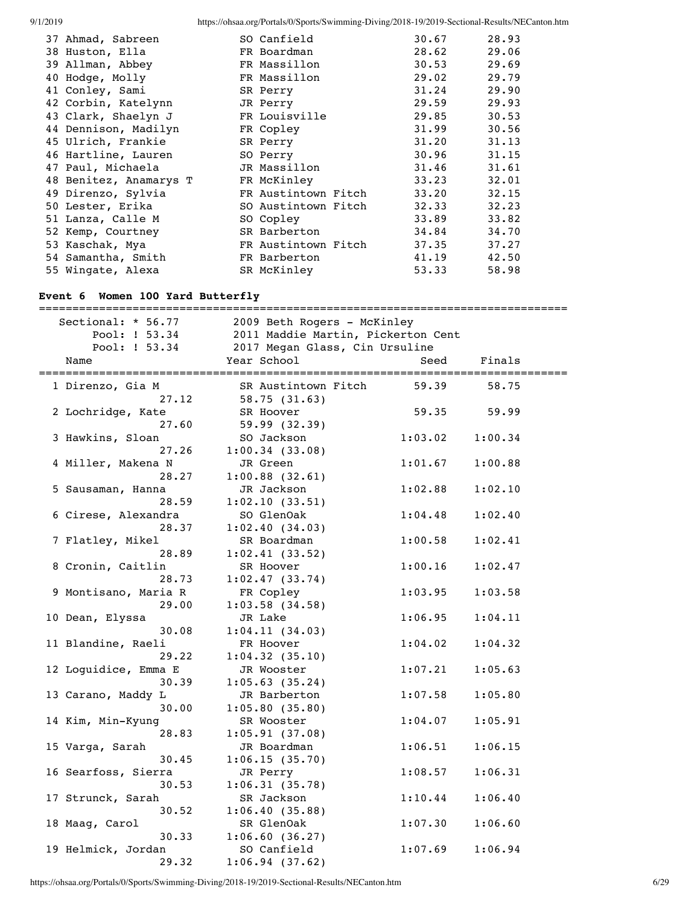| Place | Name | Year | School | Seed | Finals |
|---|---|---|---|---|---|
| 37 | Ahmad, Sabreen | SO | Canfield | 30.67 | 28.93 |
| 38 | Huston, Ella | FR | Boardman | 28.62 | 29.06 |
| 39 | Allman, Abbey | FR | Massillon | 30.53 | 29.69 |
| 40 | Hodge, Molly | FR | Massillon | 29.02 | 29.79 |
| 41 | Conley, Sami | SR | Perry | 31.24 | 29.90 |
| 42 | Corbin, Katelynn | JR | Perry | 29.59 | 29.93 |
| 43 | Clark, Shaelyn J | FR | Louisville | 29.85 | 30.53 |
| 44 | Dennison, Madilyn | FR | Copley | 31.99 | 30.56 |
| 45 | Ulrich, Frankie | SR | Perry | 31.20 | 31.13 |
| 46 | Hartline, Lauren | SO | Perry | 30.96 | 31.15 |
| 47 | Paul, Michaela | JR | Massillon | 31.46 | 31.61 |
| 48 | Benitez, Anamarys T | FR | McKinley | 33.23 | 32.01 |
| 49 | Direnzo, Sylvia | FR | Austintown Fitch | 33.20 | 32.15 |
| 50 | Lester, Erika | SO | Austintown Fitch | 32.33 | 32.23 |
| 51 | Lanza, Calle M | SO | Copley | 33.89 | 33.82 |
| 52 | Kemp, Courtney | SR | Barberton | 34.84 | 34.70 |
| 53 | Kaschak, Mya | FR | Austintown Fitch | 37.35 | 37.27 |
| 54 | Samantha, Smith | FR | Barberton | 41.19 | 42.50 |
| 55 | Wingate, Alexa | SR | McKinley | 53.33 | 58.98 |

### Event 6 Women 100 Yard Butterfly

Sectional: * 56.77 — 2009 Beth Rogers - McKinley
Pool: ! 53.34 — 2011 Maddie Martin, Pickerton Cent
Pool: ! 53.34 — 2017 Megan Glass, Cin Ursuline

| Place | Name | Year | School | Seed | Finals | Splits |
|---|---|---|---|---|---|---|
| 1 | Direnzo, Gia M | SR | Austintown Fitch | 59.39 | 58.75 | 27.12, 58.75 (31.63) |
| 2 | Lochridge, Kate | SR | Hoover | 59.35 | 59.99 | 27.60, 59.99 (32.39) |
| 3 | Hawkins, Sloan | SO | Jackson | 1:03.02 | 1:00.34 | 27.26, 1:00.34 (33.08) |
| 4 | Miller, Makena N | JR | Green | 1:01.67 | 1:00.88 | 28.27, 1:00.88 (32.61) |
| 5 | Sausaman, Hanna | JR | Jackson | 1:02.88 | 1:02.10 | 28.59, 1:02.10 (33.51) |
| 6 | Cirese, Alexandra | SO | GlenOak | 1:04.48 | 1:02.40 | 28.37, 1:02.40 (34.03) |
| 7 | Flatley, Mikel | SR | Boardman | 1:00.58 | 1:02.41 | 28.89, 1:02.41 (33.52) |
| 8 | Cronin, Caitlin | SR | Hoover | 1:00.16 | 1:02.47 | 28.73, 1:02.47 (33.74) |
| 9 | Montisano, Maria R | FR | Copley | 1:03.95 | 1:03.58 | 29.00, 1:03.58 (34.58) |
| 10 | Dean, Elyssa | JR | Lake | 1:06.95 | 1:04.11 | 30.08, 1:04.11 (34.03) |
| 11 | Blandine, Raeli | FR | Hoover | 1:04.02 | 1:04.32 | 29.22, 1:04.32 (35.10) |
| 12 | Loguidice, Emma E | JR | Wooster | 1:07.21 | 1:05.63 | 30.39, 1:05.63 (35.24) |
| 13 | Carano, Maddy L | JR | Barberton | 1:07.58 | 1:05.80 | 30.00, 1:05.80 (35.80) |
| 14 | Kim, Min-Kyung | SR | Wooster | 1:04.07 | 1:05.91 | 28.83, 1:05.91 (37.08) |
| 15 | Varga, Sarah | JR | Boardman | 1:06.51 | 1:06.15 | 30.45, 1:06.15 (35.70) |
| 16 | Searfoss, Sierra | JR | Perry | 1:08.57 | 1:06.31 | 30.53, 1:06.31 (35.78) |
| 17 | Strunck, Sarah | SR | Jackson | 1:10.44 | 1:06.40 | 30.52, 1:06.40 (35.88) |
| 18 | Maag, Carol | SR | GlenOak | 1:07.30 | 1:06.60 | 30.33, 1:06.60 (36.27) |
| 19 | Helmick, Jordan | SO | Canfield | 1:07.69 | 1:06.94 | 29.32, 1:06.94 (37.62) |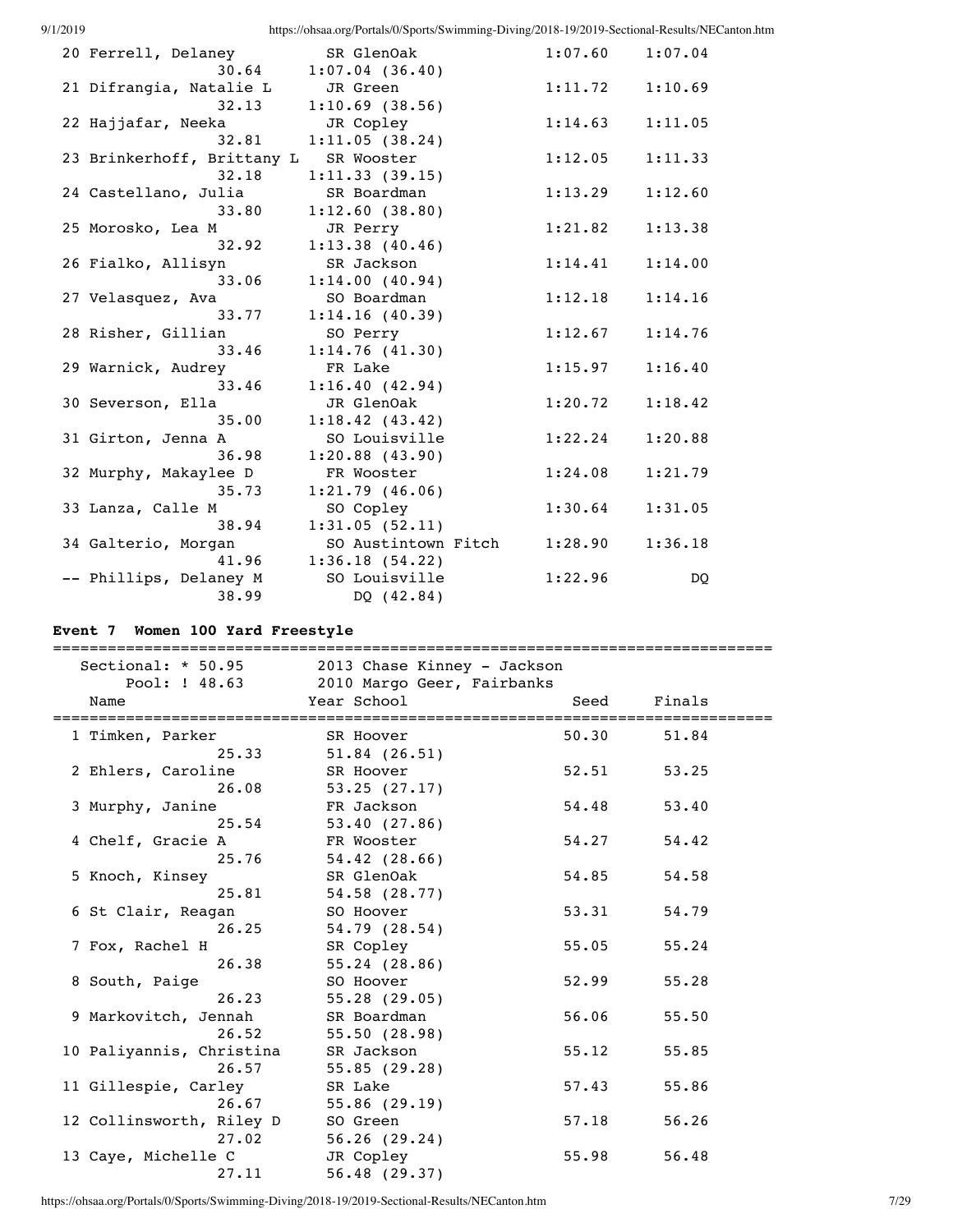```
 20 Ferrell, Delaney            SR GlenOak                 1:07.60    1:07.04  
                30.64     1:07.04 (36.40)
 21 Difrangia, Natalie L        JR Green                   1:11.72    1:10.69  
                32.13     1:10.69 (38.56)
 22 Hajjafar, Neeka             JR Copley                  1:14.63    1:11.05  
                32.81     1:11.05 (38.24)
 23 Brinkerhoff, Brittany L     SR Wooster                 1:12.05    1:11.33  
                32.18     1:11.33 (39.15)
 24 Castellano, Julia           SR Boardman                1:13.29    1:12.60  
                33.80     1:12.60 (38.80)
 25 Morosko, Lea M              JR Perry                   1:21.82    1:13.38  
                32.92     1:13.38 (40.46)
 26 Fialko, Allisyn             SR Jackson                 1:14.41    1:14.00  
                33.06     1:14.00 (40.94)
 27 Velasquez, Ava              SO Boardman                1:12.18    1:14.16  
                33.77     1:14.16 (40.39)
 28 Risher, Gillian             SO Perry                   1:12.67    1:14.76  
                33.46     1:14.76 (41.30)
 29 Warnick, Audrey             FR Lake                    1:15.97    1:16.40  
                33.46     1:16.40 (42.94)
 30 Severson, Ella              JR GlenOak                 1:20.72    1:18.42  
                35.00     1:18.42 (43.42)
 31 Girton, Jenna A             SO Louisville              1:22.24    1:20.88  
                36.98     1:20.88 (43.90)
 32 Murphy, Makaylee D          FR Wooster                 1:24.08    1:21.79  
                35.73     1:21.79 (46.06)
 33 Lanza, Calle M              SO Copley                  1:30.64    1:31.05  
                38.94     1:31.05 (52.11)
 34 Galterio, Morgan            SO Austintown Fitch        1:28.90    1:36.18  
                41.96     1:36.18 (54.22)
 -- Phillips, Delaney M         SO Louisville              1:22.96         DQ  
                38.99          DQ (42.84)
```

### Event 7  Women 100 Yard Freestyle

```
===============================================================================
    Sectional: * 50.95        2013 Chase Kinney - Jackson                       
         Pool: ! 48.63        2010 Margo Geer, Fairbanks                        
    Name                    Year School                 Seed     Finals         
===============================================================================
  1 Timken, Parker            SR Hoover                  50.30      51.84  
                25.33        51.84 (26.51)
  2 Ehlers, Caroline          SR Hoover                  52.51      53.25  
                26.08        53.25 (27.17)
  3 Murphy, Janine            FR Jackson                 54.48      53.40  
                25.54        53.40 (27.86)
  4 Chelf, Gracie A           FR Wooster                 54.27      54.42  
                25.76        54.42 (28.66)
  5 Knoch, Kinsey             SR GlenOak                 54.85      54.58  
                25.81        54.58 (28.77)
  6 St Clair, Reagan          SO Hoover                  53.31      54.79  
                26.25        54.79 (28.54)
  7 Fox, Rachel H             SR Copley                  55.05      55.24  
                26.38        55.24 (28.86)
  8 South, Paige              SO Hoover                  52.99      55.28  
                26.23        55.28 (29.05)
  9 Markovitch, Jennah        SR Boardman                56.06      55.50  
                26.52        55.50 (28.98)
 10 Paliyannis, Christina     SR Jackson                 55.12      55.85  
                26.57        55.85 (29.28)
 11 Gillespie, Carley         SR Lake                    57.43      55.86  
                26.67        55.86 (29.19)
 12 Collinsworth, Riley D     SO Green                   57.18      56.26  
                27.02        56.26 (29.24)
 13 Caye, Michelle C          JR Copley                  55.98      56.48  
                27.11        56.48 (29.37)
```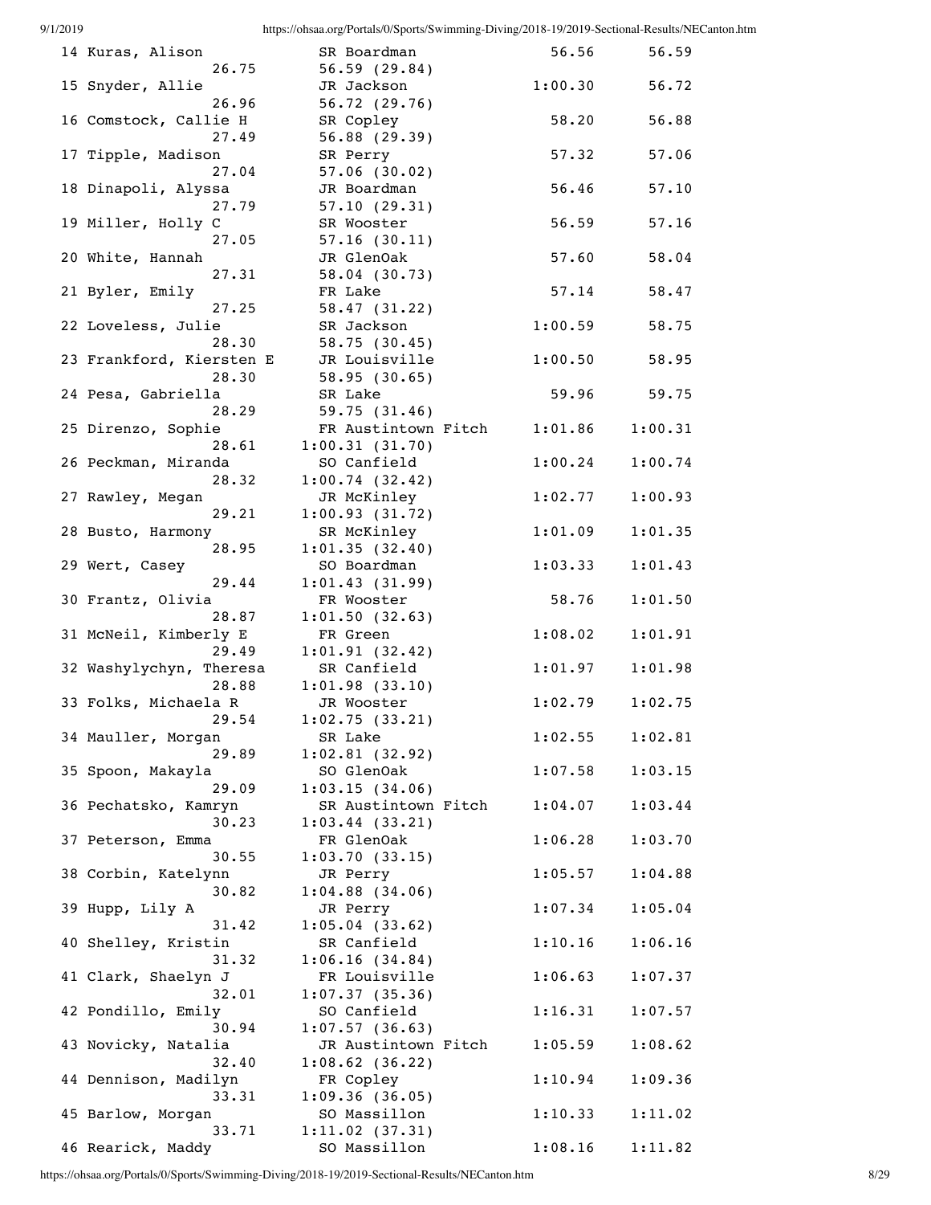```
 14 Kuras, Alison              SR Boardman                56.56      56.59
          26.75            56.59 (29.84)
 15 Snyder, Allie              JR Jackson               1:00.30      56.72
          26.96            56.72 (29.76)
 16 Comstock, Callie H         SR Copley                  58.20      56.88
          27.49            56.88 (29.39)
 17 Tipple, Madison            SR Perry                   57.32      57.06
          27.04            57.06 (30.02)
 18 Dinapoli, Alyssa           JR Boardman                56.46      57.10
          27.79            57.10 (29.31)
 19 Miller, Holly C            SR Wooster                 56.59      57.16
          27.05            57.16 (30.11)
 20 White, Hannah              JR GlenOak                 57.60      58.04
          27.31            58.04 (30.73)
 21 Byler, Emily               FR Lake                    57.14      58.47
          27.25            58.47 (31.22)
 22 Loveless, Julie            SR Jackson               1:00.59      58.75
          28.30            58.75 (30.45)
 23 Frankford, Kiersten E      JR Louisville            1:00.50      58.95
          28.30            58.95 (30.65)
 24 Pesa, Gabriella            SR Lake                    59.96      59.75
          28.29            59.75 (31.46)
 25 Direnzo, Sophie            FR Austintown Fitch      1:01.86    1:00.31
          28.61          1:00.31 (31.70)
 26 Peckman, Miranda           SO Canfield              1:00.24    1:00.74
          28.32          1:00.74 (32.42)
 27 Rawley, Megan              JR McKinley              1:02.77    1:00.93
          29.21          1:00.93 (31.72)
 28 Busto, Harmony             SR McKinley              1:01.09    1:01.35
          28.95          1:01.35 (32.40)
 29 Wert, Casey                SO Boardman              1:03.33    1:01.43
          29.44          1:01.43 (31.99)
 30 Frantz, Olivia             FR Wooster                 58.76    1:01.50
          28.87          1:01.50 (32.63)
 31 McNeil, Kimberly E         FR Green                 1:08.02    1:01.91
          29.49          1:01.91 (32.42)
 32 Washylychyn, Theresa       SR Canfield              1:01.97    1:01.98
          28.88          1:01.98 (33.10)
 33 Folks, Michaela R          JR Wooster               1:02.79    1:02.75
          29.54          1:02.75 (33.21)
 34 Mauller, Morgan            SR Lake                  1:02.55    1:02.81
          29.89          1:02.81 (32.92)
 35 Spoon, Makayla             SO GlenOak               1:07.58    1:03.15
          29.09          1:03.15 (34.06)
 36 Pechatsko, Kamryn          SR Austintown Fitch      1:04.07    1:03.44
          30.23          1:03.44 (33.21)
 37 Peterson, Emma             FR GlenOak               1:06.28    1:03.70
          30.55          1:03.70 (33.15)
 38 Corbin, Katelynn           JR Perry                 1:05.57    1:04.88
          30.82          1:04.88 (34.06)
 39 Hupp, Lily A               JR Perry                 1:07.34    1:05.04
          31.42          1:05.04 (33.62)
 40 Shelley, Kristin           SR Canfield              1:10.16    1:06.16
          31.32          1:06.16 (34.84)
 41 Clark, Shaelyn J           FR Louisville            1:06.63    1:07.37
          32.01          1:07.37 (35.36)
 42 Pondillo, Emily            SO Canfield              1:16.31    1:07.57
          30.94          1:07.57 (36.63)
 43 Novicky, Natalia           JR Austintown Fitch      1:05.59    1:08.62
          32.40          1:08.62 (36.22)
 44 Dennison, Madilyn          FR Copley                1:10.94    1:09.36
          33.31          1:09.36 (36.05)
 45 Barlow, Morgan             SO Massillon             1:10.33    1:11.02
          33.71          1:11.02 (37.31)
 46 Rearick, Maddy             SO Massillon             1:08.16    1:11.82
```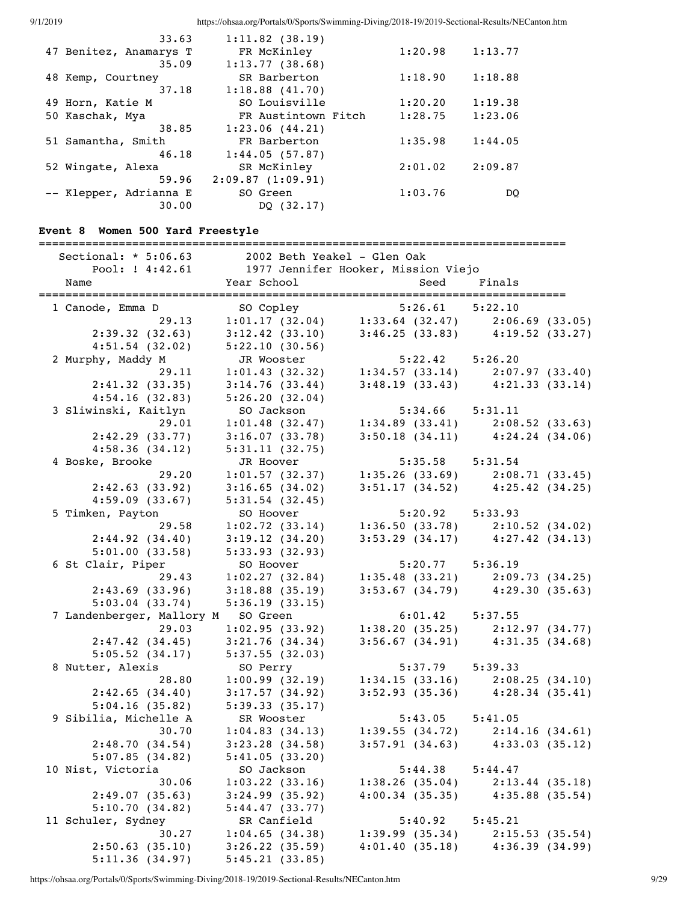```
                 33.63      1:11.82 (38.19)
 47 Benitez, Anamarys T       FR McKinley              1:20.98      1:13.77
                 35.09      1:13.77 (38.68)
 48 Kemp, Courtney            SR Barberton             1:18.90      1:18.88
                 37.18      1:18.88 (41.70)
 49 Horn, Katie M             SO Louisville            1:20.20      1:19.38
 50 Kaschak, Mya              FR Austintown Fitch      1:28.75      1:23.06
                 38.85      1:23.06 (44.21)
 51 Samantha, Smith           FR Barberton             1:35.98      1:44.05
                 46.18      1:44.05 (57.87)
 52 Wingate, Alexa            SR McKinley              2:01.02      2:09.87
                 59.96    2:09.87 (1:09.91)
 -- Klepper, Adrianna E       SO Green                 1:03.76           DQ
                 30.00           DQ (32.17)
```

### Event 8  Women 500 Yard Freestyle

```
===============================================================================
    Sectional: * 5:06.63        2002 Beth Yeakel - Glen Oak
         Pool: ! 4:42.61        1977 Jennifer Hooker, Mission Viejo
    Name                    Year School                    Seed     Finals
===============================================================================
  1 Canode, Emma D             SO Copley                5:26.61      5:22.10
                 29.13      1:01.17 (32.04)     1:33.64 (32.47)     2:06.69 (33.05)
       2:39.32 (32.63)      3:12.42 (33.10)     3:46.25 (33.83)     4:19.52 (33.27)
       4:51.54 (32.02)      5:22.10 (30.56)
  2 Murphy, Maddy M            JR Wooster               5:22.42      5:26.20
                 29.11      1:01.43 (32.32)     1:34.57 (33.14)     2:07.97 (33.40)
       2:41.32 (33.35)      3:14.76 (33.44)     3:48.19 (33.43)     4:21.33 (33.14)
       4:54.16 (32.83)      5:26.20 (32.04)
  3 Sliwinski, Kaitlyn         SO Jackson               5:34.66      5:31.11
                 29.01      1:01.48 (32.47)     1:34.89 (33.41)     2:08.52 (33.63)
       2:42.29 (33.77)      3:16.07 (33.78)     3:50.18 (34.11)     4:24.24 (34.06)
       4:58.36 (34.12)      5:31.11 (32.75)
  4 Boske, Brooke              JR Hoover                5:35.58      5:31.54
                 29.20      1:01.57 (32.37)     1:35.26 (33.69)     2:08.71 (33.45)
       2:42.63 (33.92)      3:16.65 (34.02)     3:51.17 (34.52)     4:25.42 (34.25)
       4:59.09 (33.67)      5:31.54 (32.45)
  5 Timken, Payton             SO Hoover                5:20.92      5:33.93
                 29.58      1:02.72 (33.14)     1:36.50 (33.78)     2:10.52 (34.02)
       2:44.92 (34.40)      3:19.12 (34.20)     3:53.29 (34.17)     4:27.42 (34.13)
       5:01.00 (33.58)      5:33.93 (32.93)
  6 St Clair, Piper            SO Hoover                5:20.77      5:36.19
                 29.43      1:02.27 (32.84)     1:35.48 (33.21)     2:09.73 (34.25)
       2:43.69 (33.96)      3:18.88 (35.19)     3:53.67 (34.79)     4:29.30 (35.63)
       5:03.04 (33.74)      5:36.19 (33.15)
  7 Landenberger, Mallory M    SO Green                 6:01.42      5:37.55
                 29.03      1:02.95 (33.92)     1:38.20 (35.25)     2:12.97 (34.77)
       2:47.42 (34.45)      3:21.76 (34.34)     3:56.67 (34.91)     4:31.35 (34.68)
       5:05.52 (34.17)      5:37.55 (32.03)
  8 Nutter, Alexis             SO Perry                 5:37.79      5:39.33
                 28.80      1:00.99 (32.19)     1:34.15 (33.16)     2:08.25 (34.10)
       2:42.65 (34.40)      3:17.57 (34.92)     3:52.93 (35.36)     4:28.34 (35.41)
       5:04.16 (35.82)      5:39.33 (35.17)
  9 Sibilia, Michelle A        SR Wooster               5:43.05      5:41.05
                 30.70      1:04.83 (34.13)     1:39.55 (34.72)     2:14.16 (34.61)
       2:48.70 (34.54)      3:23.28 (34.58)     3:57.91 (34.63)     4:33.03 (35.12)
       5:07.85 (34.82)      5:41.05 (33.20)
 10 Nist, Victoria             SO Jackson               5:44.38      5:44.47
                 30.06      1:03.22 (33.16)     1:38.26 (35.04)     2:13.44 (35.18)
       2:49.07 (35.63)      3:24.99 (35.92)     4:00.34 (35.35)     4:35.88 (35.54)
       5:10.70 (34.82)      5:44.47 (33.77)
 11 Schuler, Sydney            SR Canfield              5:40.92      5:45.21
                 30.27      1:04.65 (34.38)     1:39.99 (35.34)     2:15.53 (35.54)
       2:50.63 (35.10)      3:26.22 (35.59)     4:01.40 (35.18)     4:36.39 (34.99)
       5:11.36 (34.97)      5:45.21 (33.85)
```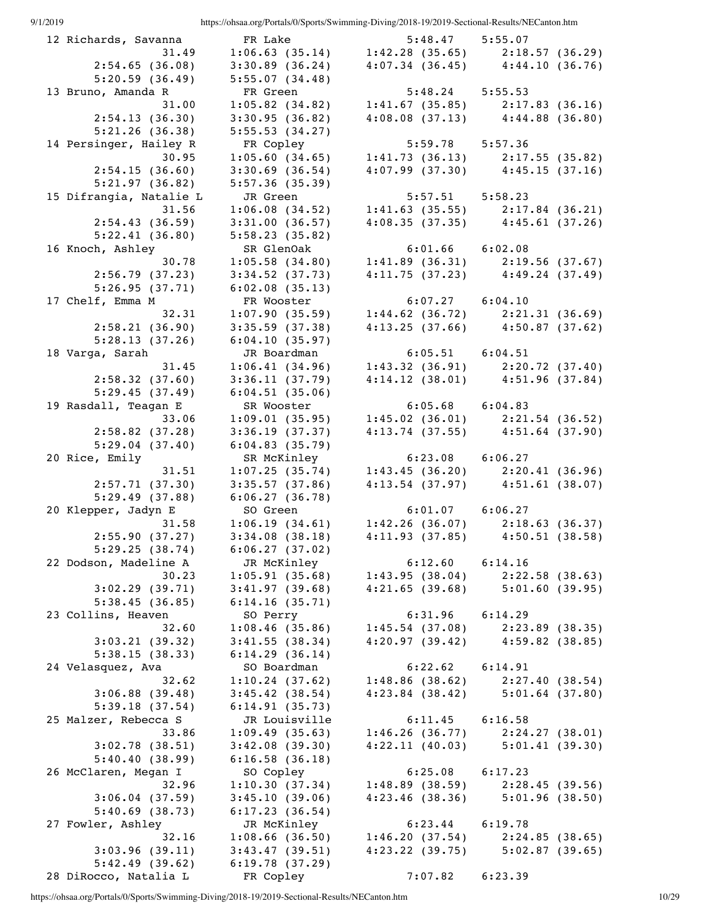```
 12 Richards, Savanna        FR Lake                5:48.47     5:55.07  
              31.49     1:06.63 (35.14)     1:42.28 (35.65)     2:18.57 (36.29)
       2:54.65 (36.08)     3:30.89 (36.24)     4:07.34 (36.45)     4:44.10 (36.76)
       5:20.59 (36.49)     5:55.07 (34.48)
 13 Bruno, Amanda R          FR Green               5:48.24     5:55.53  
              31.00     1:05.82 (34.82)     1:41.67 (35.85)     2:17.83 (36.16)
       2:54.13 (36.30)     3:30.95 (36.82)     4:08.08 (37.13)     4:44.88 (36.80)
       5:21.26 (36.38)     5:55.53 (34.27)
 14 Persinger, Hailey R      FR Copley              5:59.78     5:57.36  
              30.95     1:05.60 (34.65)     1:41.73 (36.13)     2:17.55 (35.82)
       2:54.15 (36.60)     3:30.69 (36.54)     4:07.99 (37.30)     4:45.15 (37.16)
       5:21.97 (36.82)     5:57.36 (35.39)
 15 Difrangia, Natalie L     JR Green               5:57.51     5:58.23  
              31.56     1:06.08 (34.52)     1:41.63 (35.55)     2:17.84 (36.21)
       2:54.43 (36.59)     3:31.00 (36.57)     4:08.35 (37.35)     4:45.61 (37.26)
       5:22.41 (36.80)     5:58.23 (35.82)
 16 Knoch, Ashley            SR GlenOak             6:01.66     6:02.08  
              30.78     1:05.58 (34.80)     1:41.89 (36.31)     2:19.56 (37.67)
       2:56.79 (37.23)     3:34.52 (37.73)     4:11.75 (37.23)     4:49.24 (37.49)
       5:26.95 (37.71)     6:02.08 (35.13)
 17 Chelf, Emma M            FR Wooster             6:07.27     6:04.10  
              32.31     1:07.90 (35.59)     1:44.62 (36.72)     2:21.31 (36.69)
       2:58.21 (36.90)     3:35.59 (37.38)     4:13.25 (37.66)     4:50.87 (37.62)
       5:28.13 (37.26)     6:04.10 (35.97)
 18 Varga, Sarah             JR Boardman            6:05.51     6:04.51  
              31.45     1:06.41 (34.96)     1:43.32 (36.91)     2:20.72 (37.40)
       2:58.32 (37.60)     3:36.11 (37.79)     4:14.12 (38.01)     4:51.96 (37.84)
       5:29.45 (37.49)     6:04.51 (35.06)
 19 Rasdall, Teagan E        SR Wooster             6:05.68     6:04.83  
              33.06     1:09.01 (35.95)     1:45.02 (36.01)     2:21.54 (36.52)
       2:58.82 (37.28)     3:36.19 (37.37)     4:13.74 (37.55)     4:51.64 (37.90)
       5:29.04 (37.40)     6:04.83 (35.79)
 20 Rice, Emily              SR McKinley            6:23.08     6:06.27  
              31.51     1:07.25 (35.74)     1:43.45 (36.20)     2:20.41 (36.96)
       2:57.71 (37.30)     3:35.57 (37.86)     4:13.54 (37.97)     4:51.61 (38.07)
       5:29.49 (37.88)     6:06.27 (36.78)
 20 Klepper, Jadyn E         SO Green               6:01.07     6:06.27  
              31.58     1:06.19 (34.61)     1:42.26 (36.07)     2:18.63 (36.37)
       2:55.90 (37.27)     3:34.08 (38.18)     4:11.93 (37.85)     4:50.51 (38.58)
       5:29.25 (38.74)     6:06.27 (37.02)
 22 Dodson, Madeline A       JR McKinley            6:12.60     6:14.16  
              30.23     1:05.91 (35.68)     1:43.95 (38.04)     2:22.58 (38.63)
       3:02.29 (39.71)     3:41.97 (39.68)     4:21.65 (39.68)     5:01.60 (39.95)
       5:38.45 (36.85)     6:14.16 (35.71)
 23 Collins, Heaven          SO Perry               6:31.96     6:14.29  
              32.60     1:08.46 (35.86)     1:45.54 (37.08)     2:23.89 (38.35)
       3:03.21 (39.32)     3:41.55 (38.34)     4:20.97 (39.42)     4:59.82 (38.85)
       5:38.15 (38.33)     6:14.29 (36.14)
 24 Velasquez, Ava           SO Boardman            6:22.62     6:14.91  
              32.62     1:10.24 (37.62)     1:48.86 (38.62)     2:27.40 (38.54)
       3:06.88 (39.48)     3:45.42 (38.54)     4:23.84 (38.42)     5:01.64 (37.80)
       5:39.18 (37.54)     6:14.91 (35.73)
 25 Malzer, Rebecca S        JR Louisville          6:11.45     6:16.58  
              33.86     1:09.49 (35.63)     1:46.26 (36.77)     2:24.27 (38.01)
       3:02.78 (38.51)     3:42.08 (39.30)     4:22.11 (40.03)     5:01.41 (39.30)
       5:40.40 (38.99)     6:16.58 (36.18)
 26 McClaren, Megan I        SO Copley              6:25.08     6:17.23  
              32.96     1:10.30 (37.34)     1:48.89 (38.59)     2:28.45 (39.56)
       3:06.04 (37.59)     3:45.10 (39.06)     4:23.46 (38.36)     5:01.96 (38.50)
       5:40.69 (38.73)     6:17.23 (36.54)
 27 Fowler, Ashley           JR McKinley            6:23.44     6:19.78  
              32.16     1:08.66 (36.50)     1:46.20 (37.54)     2:24.85 (38.65)
       3:03.96 (39.11)     3:43.47 (39.51)     4:23.22 (39.75)     5:02.87 (39.65)
       5:42.49 (39.62)     6:19.78 (37.29)
 28 DiRocco, Natalia L       FR Copley              7:07.82     6:23.39  
```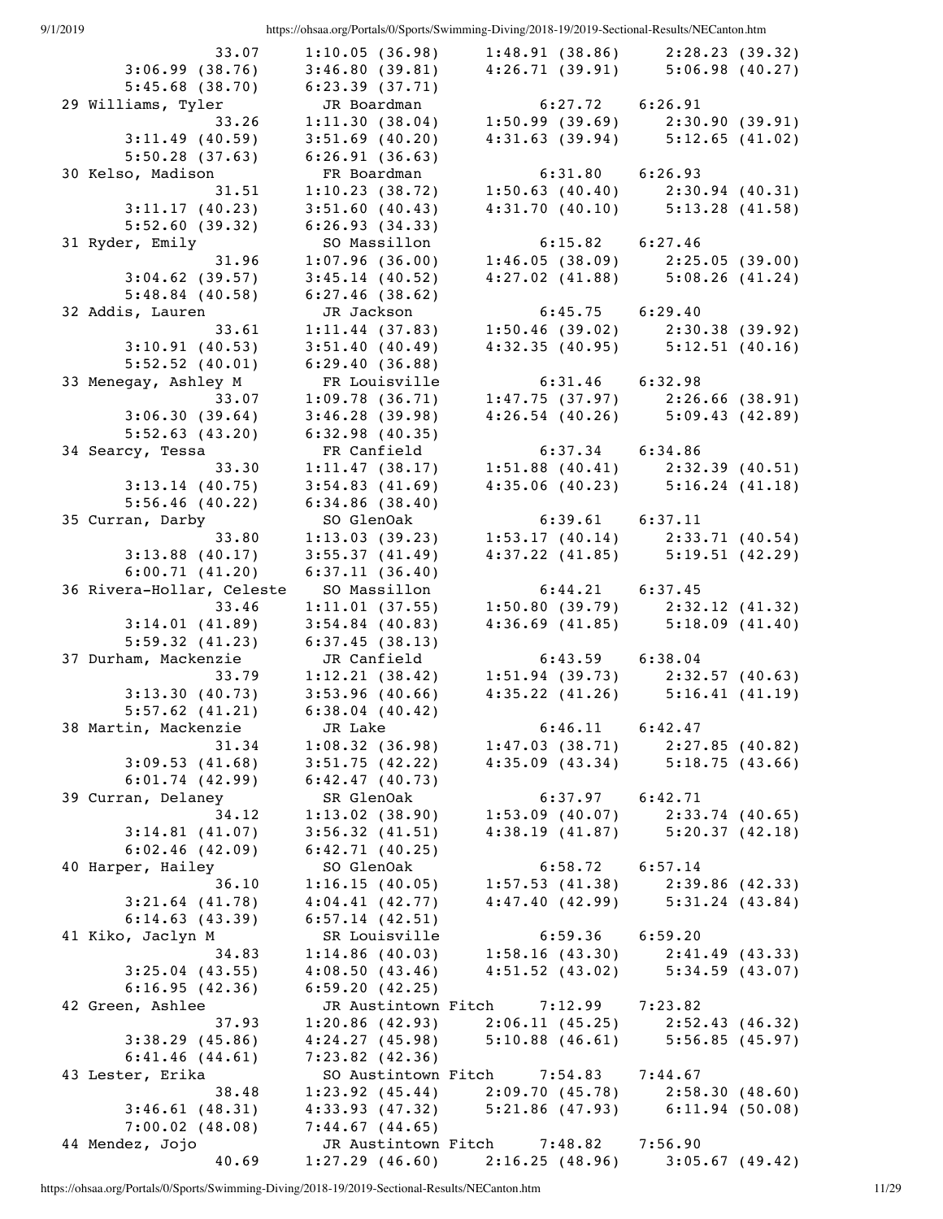```
          33.07     1:10.05 (36.98)     1:48.91 (38.86)     2:28.23 (39.32)
     3:06.99 (38.76)     3:46.80 (39.81)     4:26.71 (39.91)     5:06.98 (40.27)
     5:45.68 (38.70)     6:23.39 (37.71)
 29 Williams, Tyler          JR Boardman            6:27.72     6:26.91
          33.26     1:11.30 (38.04)     1:50.99 (39.69)     2:30.90 (39.91)
     3:11.49 (40.59)     3:51.69 (40.20)     4:31.63 (39.94)     5:12.65 (41.02)
     5:50.28 (37.63)     6:26.91 (36.63)
 30 Kelso, Madison           FR Boardman            6:31.80     6:26.93
          31.51     1:10.23 (38.72)     1:50.63 (40.40)     2:30.94 (40.31)
     3:11.17 (40.23)     3:51.60 (40.43)     4:31.70 (40.10)     5:13.28 (41.58)
     5:52.60 (39.32)     6:26.93 (34.33)
 31 Ryder, Emily             SO Massillon           6:15.82     6:27.46
          31.96     1:07.96 (36.00)     1:46.05 (38.09)     2:25.05 (39.00)
     3:04.62 (39.57)     3:45.14 (40.52)     4:27.02 (41.88)     5:08.26 (41.24)
     5:48.84 (40.58)     6:27.46 (38.62)
 32 Addis, Lauren            JR Jackson             6:45.75     6:29.40
          33.61     1:11.44 (37.83)     1:50.46 (39.02)     2:30.38 (39.92)
     3:10.91 (40.53)     3:51.40 (40.49)     4:32.35 (40.95)     5:12.51 (40.16)
     5:52.52 (40.01)     6:29.40 (36.88)
 33 Menegay, Ashley M        FR Louisville          6:31.46     6:32.98
          33.07     1:09.78 (36.71)     1:47.75 (37.97)     2:26.66 (38.91)
     3:06.30 (39.64)     3:46.28 (39.98)     4:26.54 (40.26)     5:09.43 (42.89)
     5:52.63 (43.20)     6:32.98 (40.35)
 34 Searcy, Tessa            FR Canfield            6:37.34     6:34.86
          33.30     1:11.47 (38.17)     1:51.88 (40.41)     2:32.39 (40.51)
     3:13.14 (40.75)     3:54.83 (41.69)     4:35.06 (40.23)     5:16.24 (41.18)
     5:56.46 (40.22)     6:34.86 (38.40)
 35 Curran, Darby            SO GlenOak             6:39.61     6:37.11
          33.80     1:13.03 (39.23)     1:53.17 (40.14)     2:33.71 (40.54)
     3:13.88 (40.17)     3:55.37 (41.49)     4:37.22 (41.85)     5:19.51 (42.29)
     6:00.71 (41.20)     6:37.11 (36.40)
 36 Rivera-Hollar, Celeste   SO Massillon           6:44.21     6:37.45
          33.46     1:11.01 (37.55)     1:50.80 (39.79)     2:32.12 (41.32)
     3:14.01 (41.89)     3:54.84 (40.83)     4:36.69 (41.85)     5:18.09 (41.40)
     5:59.32 (41.23)     6:37.45 (38.13)
 37 Durham, Mackenzie        JR Canfield            6:43.59     6:38.04
          33.79     1:12.21 (38.42)     1:51.94 (39.73)     2:32.57 (40.63)
     3:13.30 (40.73)     3:53.96 (40.66)     4:35.22 (41.26)     5:16.41 (41.19)
     5:57.62 (41.21)     6:38.04 (40.42)
 38 Martin, Mackenzie        JR Lake                6:46.11     6:42.47
          31.34     1:08.32 (36.98)     1:47.03 (38.71)     2:27.85 (40.82)
     3:09.53 (41.68)     3:51.75 (42.22)     4:35.09 (43.34)     5:18.75 (43.66)
     6:01.74 (42.99)     6:42.47 (40.73)
 39 Curran, Delaney          SR GlenOak             6:37.97     6:42.71
          34.12     1:13.02 (38.90)     1:53.09 (40.07)     2:33.74 (40.65)
     3:14.81 (41.07)     3:56.32 (41.51)     4:38.19 (41.87)     5:20.37 (42.18)
     6:02.46 (42.09)     6:42.71 (40.25)
 40 Harper, Hailey           SO GlenOak             6:58.72     6:57.14
          36.10     1:16.15 (40.05)     1:57.53 (41.38)     2:39.86 (42.33)
     3:21.64 (41.78)     4:04.41 (42.77)     4:47.40 (42.99)     5:31.24 (43.84)
     6:14.63 (43.39)     6:57.14 (42.51)
 41 Kiko, Jaclyn M           SR Louisville          6:59.36     6:59.20
          34.83     1:14.86 (40.03)     1:58.16 (43.30)     2:41.49 (43.33)
     3:25.04 (43.55)     4:08.50 (43.46)     4:51.52 (43.02)     5:34.59 (43.07)
     6:16.95 (42.36)     6:59.20 (42.25)
 42 Green, Ashlee            JR Austintown Fitch    7:12.99     7:23.82
          37.93     1:20.86 (42.93)     2:06.11 (45.25)     2:52.43 (46.32)
     3:38.29 (45.86)     4:24.27 (45.98)     5:10.88 (46.61)     5:56.85 (45.97)
     6:41.46 (44.61)     7:23.82 (42.36)
 43 Lester, Erika            SO Austintown Fitch    7:54.83     7:44.67
          38.48     1:23.92 (45.44)     2:09.70 (45.78)     2:58.30 (48.60)
     3:46.61 (48.31)     4:33.93 (47.32)     5:21.86 (47.93)     6:11.94 (50.08)
     7:00.02 (48.08)     7:44.67 (44.65)
 44 Mendez, Jojo             JR Austintown Fitch    7:48.82     7:56.90
          40.69     1:27.29 (46.60)     2:16.25 (48.96)     3:05.67 (49.42)
```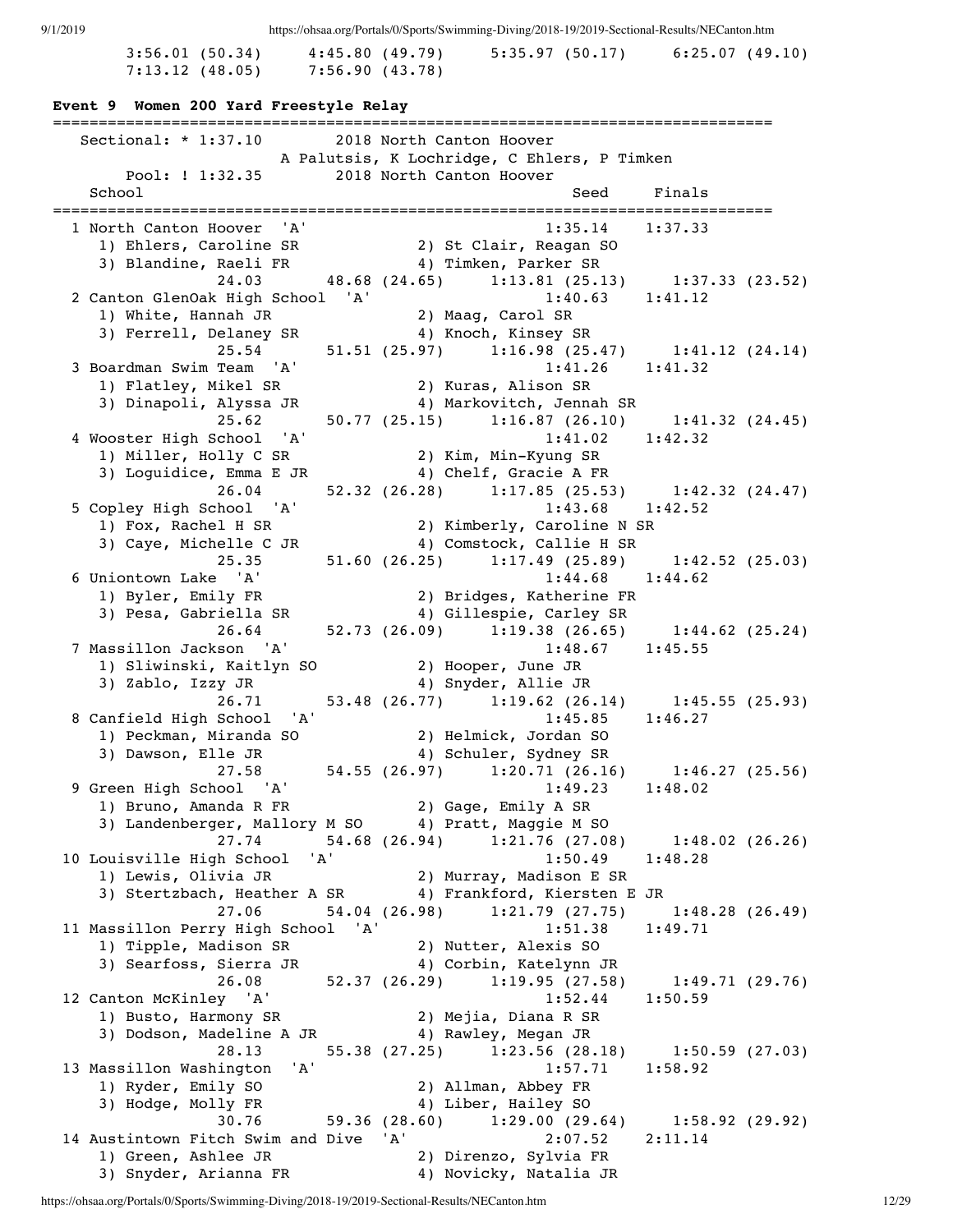```
        3:56.01 (50.34)     4:45.80 (49.79)     5:35.97 (50.17)     6:25.07 (49.10)
        7:13.12 (48.05)     7:56.90 (43.78)
```

**Event 9  Women 200 Yard Freestyle Relay**

```
===============================================================================
   Sectional: * 1:37.10        2018 North Canton Hoover
                        A Palutsis, K Lochridge, C Ehlers, P Timken
        Pool: ! 1:32.35        2018 North Canton Hoover
    School                                              Seed     Finals
===============================================================================
  1 North Canton Hoover  'A'                          1:35.14    1:37.33
     1) Ehlers, Caroline SR             2) St Clair, Reagan SO
     3) Blandine, Raeli FR              4) Timken, Parker SR
              24.03        48.68 (24.65)     1:13.81 (25.13)     1:37.33 (23.52)
  2 Canton GlenOak High School  'A'                   1:40.63    1:41.12
     1) White, Hannah JR                2) Maag, Carol SR
     3) Ferrell, Delaney SR             4) Knoch, Kinsey SR
              25.54        51.51 (25.97)     1:16.98 (25.47)     1:41.12 (24.14)
  3 Boardman Swim Team  'A'                           1:41.26    1:41.32
     1) Flatley, Mikel SR               2) Kuras, Alison SR
     3) Dinapoli, Alyssa JR             4) Markovitch, Jennah SR
              25.62        50.77 (25.15)     1:16.87 (26.10)     1:41.32 (24.45)
  4 Wooster High School  'A'                          1:41.02    1:42.32
     1) Miller, Holly C SR              2) Kim, Min-Kyung SR
     3) Loguidice, Emma E JR            4) Chelf, Gracie A FR
              26.04        52.32 (26.28)     1:17.85 (25.53)     1:42.32 (24.47)
  5 Copley High School  'A'                           1:43.68    1:42.52
     1) Fox, Rachel H SR                2) Kimberly, Caroline N SR
     3) Caye, Michelle C JR             4) Comstock, Callie H SR
              25.35        51.60 (26.25)     1:17.49 (25.89)     1:42.52 (25.03)
  6 Uniontown Lake  'A'                               1:44.68    1:44.62
     1) Byler, Emily FR                 2) Bridges, Katherine FR
     3) Pesa, Gabriella SR              4) Gillespie, Carley SR
              26.64        52.73 (26.09)     1:19.38 (26.65)     1:44.62 (25.24)
  7 Massillon Jackson  'A'                            1:48.67    1:45.55
     1) Sliwinski, Kaitlyn SO           2) Hooper, June JR
     3) Zablo, Izzy JR                  4) Snyder, Allie JR
              26.71        53.48 (26.77)     1:19.62 (26.14)     1:45.55 (25.93)
  8 Canfield High School  'A'                         1:45.85    1:46.27
     1) Peckman, Miranda SO             2) Helmick, Jordan SO
     3) Dawson, Elle JR                 4) Schuler, Sydney SR
              27.58        54.55 (26.97)     1:20.71 (26.16)     1:46.27 (25.56)
  9 Green High School  'A'                            1:49.23    1:48.02
     1) Bruno, Amanda R FR              2) Gage, Emily A SR
     3) Landenberger, Mallory M SO      4) Pratt, Maggie M SO
              27.74        54.68 (26.94)     1:21.76 (27.08)     1:48.02 (26.26)
 10 Louisville High School  'A'                       1:50.49    1:48.28
     1) Lewis, Olivia JR                2) Murray, Madison E SR
     3) Stertzbach, Heather A SR        4) Frankford, Kiersten E JR
              27.06        54.04 (26.98)     1:21.79 (27.75)     1:48.28 (26.49)
 11 Massillon Perry High School  'A'                  1:51.38    1:49.71
     1) Tipple, Madison SR              2) Nutter, Alexis SO
     3) Searfoss, Sierra JR             4) Corbin, Katelynn JR
              26.08        52.37 (26.29)     1:19.95 (27.58)     1:49.71 (29.76)
 12 Canton McKinley  'A'                              1:52.44    1:50.59
     1) Busto, Harmony SR               2) Mejia, Diana R SR
     3) Dodson, Madeline A JR           4) Rawley, Megan JR
              28.13        55.38 (27.25)     1:23.56 (28.18)     1:50.59 (27.03)
 13 Massillon Washington  'A'                         1:57.71    1:58.92
     1) Ryder, Emily SO                 2) Allman, Abbey FR
     3) Hodge, Molly FR                 4) Liber, Hailey SO
              30.76        59.36 (28.60)     1:29.00 (29.64)     1:58.92 (29.92)
 14 Austintown Fitch Swim and Dive  'A'               2:07.52    2:11.14
     1) Green, Ashlee JR                2) Direnzo, Sylvia FR
     3) Snyder, Arianna FR              4) Novicky, Natalia JR
```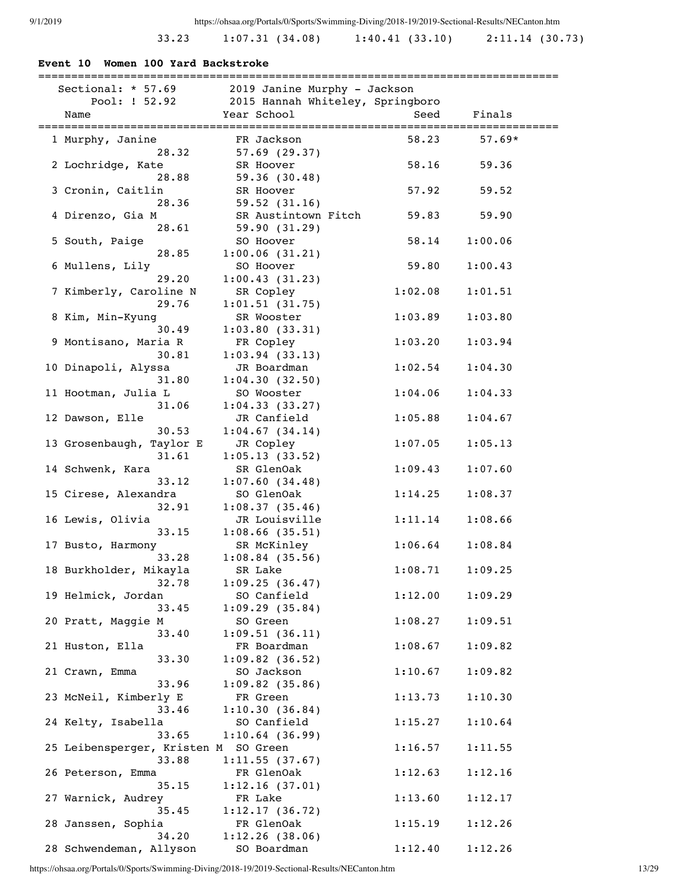33.23 1:07.31 (34.08) 1:40.41 (33.10) 2:11.14 (30.73)

**Event 10 Women 100 Yard Backstroke**

Sectional: * 57.69 — 2019 Janine Murphy - Jackson
Pool: ! 52.92 — 2015 Hannah Whiteley, Springboro

| Name | Year School | Seed | Finals |
|---|---|---|---|
| 1 Murphy, Janine | FR Jackson | 58.23 | 57.69* |
| 28.32 | 57.69 (29.37) | | |
| 2 Lochridge, Kate | SR Hoover | 58.16 | 59.36 |
| 28.88 | 59.36 (30.48) | | |
| 3 Cronin, Caitlin | SR Hoover | 57.92 | 59.52 |
| 28.36 | 59.52 (31.16) | | |
| 4 Direnzo, Gia M | SR Austintown Fitch | 59.83 | 59.90 |
| 28.61 | 59.90 (31.29) | | |
| 5 South, Paige | SO Hoover | 58.14 | 1:00.06 |
| 28.85 | 1:00.06 (31.21) | | |
| 6 Mullens, Lily | SO Hoover | 59.80 | 1:00.43 |
| 29.20 | 1:00.43 (31.23) | | |
| 7 Kimberly, Caroline N | SR Copley | 1:02.08 | 1:01.51 |
| 29.76 | 1:01.51 (31.75) | | |
| 8 Kim, Min-Kyung | SR Wooster | 1:03.89 | 1:03.80 |
| 30.49 | 1:03.80 (33.31) | | |
| 9 Montisano, Maria R | FR Copley | 1:03.20 | 1:03.94 |
| 30.81 | 1:03.94 (33.13) | | |
| 10 Dinapoli, Alyssa | JR Boardman | 1:02.54 | 1:04.30 |
| 31.80 | 1:04.30 (32.50) | | |
| 11 Hootman, Julia L | SO Wooster | 1:04.06 | 1:04.33 |
| 31.06 | 1:04.33 (33.27) | | |
| 12 Dawson, Elle | JR Canfield | 1:05.88 | 1:04.67 |
| 30.53 | 1:04.67 (34.14) | | |
| 13 Grosenbaugh, Taylor E | JR Copley | 1:07.05 | 1:05.13 |
| 31.61 | 1:05.13 (33.52) | | |
| 14 Schwenk, Kara | SR GlenOak | 1:09.43 | 1:07.60 |
| 33.12 | 1:07.60 (34.48) | | |
| 15 Cirese, Alexandra | SO GlenOak | 1:14.25 | 1:08.37 |
| 32.91 | 1:08.37 (35.46) | | |
| 16 Lewis, Olivia | JR Louisville | 1:11.14 | 1:08.66 |
| 33.15 | 1:08.66 (35.51) | | |
| 17 Busto, Harmony | SR McKinley | 1:06.64 | 1:08.84 |
| 33.28 | 1:08.84 (35.56) | | |
| 18 Burkholder, Mikayla | SR Lake | 1:08.71 | 1:09.25 |
| 32.78 | 1:09.25 (36.47) | | |
| 19 Helmick, Jordan | SO Canfield | 1:12.00 | 1:09.29 |
| 33.45 | 1:09.29 (35.84) | | |
| 20 Pratt, Maggie M | SO Green | 1:08.27 | 1:09.51 |
| 33.40 | 1:09.51 (36.11) | | |
| 21 Huston, Ella | FR Boardman | 1:08.67 | 1:09.82 |
| 33.30 | 1:09.82 (36.52) | | |
| 21 Crawn, Emma | SO Jackson | 1:10.67 | 1:09.82 |
| 33.96 | 1:09.82 (35.86) | | |
| 23 McNeil, Kimberly E | FR Green | 1:13.73 | 1:10.30 |
| 33.46 | 1:10.30 (36.84) | | |
| 24 Kelty, Isabella | SO Canfield | 1:15.27 | 1:10.64 |
| 33.65 | 1:10.64 (36.99) | | |
| 25 Leibensperger, Kristen M | SO Green | 1:16.57 | 1:11.55 |
| 33.88 | 1:11.55 (37.67) | | |
| 26 Peterson, Emma | FR GlenOak | 1:12.63 | 1:12.16 |
| 35.15 | 1:12.16 (37.01) | | |
| 27 Warnick, Audrey | FR Lake | 1:13.60 | 1:12.17 |
| 35.45 | 1:12.17 (36.72) | | |
| 28 Janssen, Sophia | FR GlenOak | 1:15.19 | 1:12.26 |
| 34.20 | 1:12.26 (38.06) | | |
| 28 Schwendeman, Allyson | SO Boardman | 1:12.40 | 1:12.26 |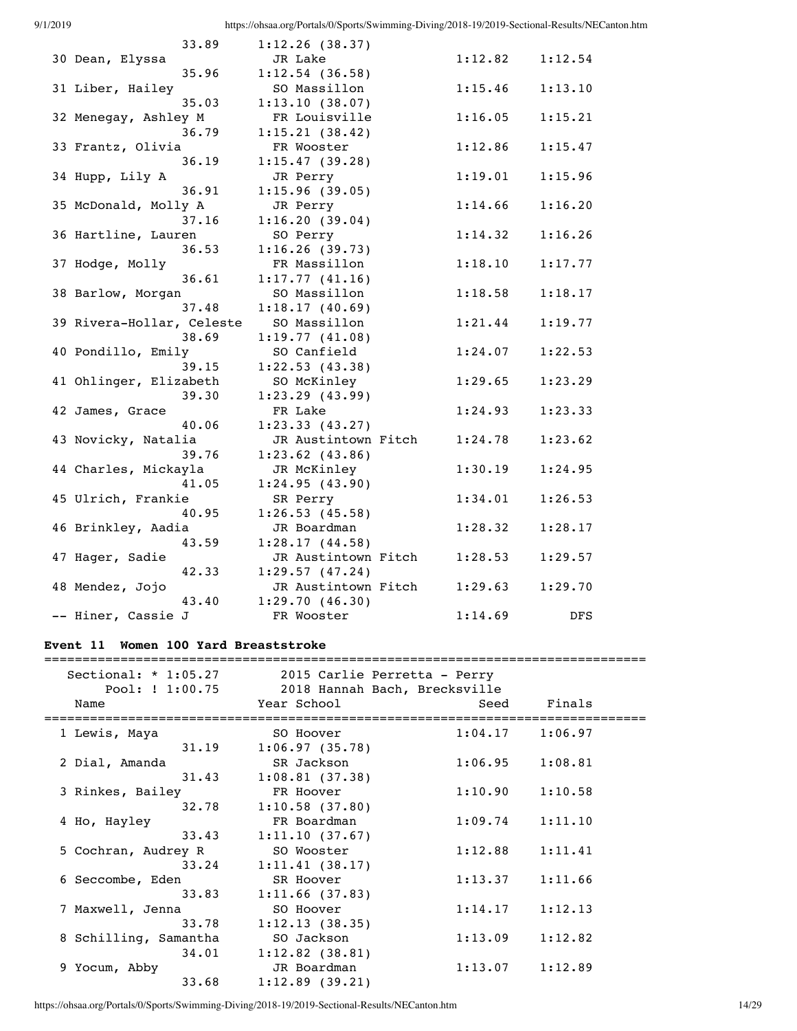```
                33.89    1:12.26 (38.37)
 30 Dean, Elyssa             JR Lake                1:12.82    1:12.54
                35.96    1:12.54 (36.58)
 31 Liber, Hailey            SO Massillon           1:15.46    1:13.10
                35.03    1:13.10 (38.07)
 32 Menegay, Ashley M        FR Louisville          1:16.05    1:15.21
                36.79    1:15.21 (38.42)
 33 Frantz, Olivia           FR Wooster             1:12.86    1:15.47
                36.19    1:15.47 (39.28)
 34 Hupp, Lily A             JR Perry               1:19.01    1:15.96
                36.91    1:15.96 (39.05)
 35 McDonald, Molly A        JR Perry               1:14.66    1:16.20
                37.16    1:16.20 (39.04)
 36 Hartline, Lauren         SO Perry               1:14.32    1:16.26
                36.53    1:16.26 (39.73)
 37 Hodge, Molly             FR Massillon           1:18.10    1:17.77
                36.61    1:17.77 (41.16)
 38 Barlow, Morgan           SO Massillon           1:18.58    1:18.17
                37.48    1:18.17 (40.69)
 39 Rivera-Hollar, Celeste   SO Massillon           1:21.44    1:19.77
                38.69    1:19.77 (41.08)
 40 Pondillo, Emily          SO Canfield            1:24.07    1:22.53
                39.15    1:22.53 (43.38)
 41 Ohlinger, Elizabeth      SO McKinley            1:29.65    1:23.29
                39.30    1:23.29 (43.99)
 42 James, Grace             FR Lake                1:24.93    1:23.33
                40.06    1:23.33 (43.27)
 43 Novicky, Natalia         JR Austintown Fitch    1:24.78    1:23.62
                39.76    1:23.62 (43.86)
 44 Charles, Mickayla        JR McKinley            1:30.19    1:24.95
                41.05    1:24.95 (43.90)
 45 Ulrich, Frankie          SR Perry               1:34.01    1:26.53
                40.95    1:26.53 (45.58)
 46 Brinkley, Aadia          JR Boardman            1:28.32    1:28.17
                43.59    1:28.17 (44.58)
 47 Hager, Sadie             JR Austintown Fitch    1:28.53    1:29.57
                42.33    1:29.57 (47.24)
 48 Mendez, Jojo             JR Austintown Fitch    1:29.63    1:29.70
                43.40    1:29.70 (46.30)
 -- Hiner, Cassie J          FR Wooster             1:14.69        DFS
```

**Event 11 Women 100 Yard Breaststroke**

```
===============================================================================
   Sectional: * 1:05.27      2015 Carlie Perretta - Perry
        Pool: ! 1:00.75      2018 Hannah Bach, Brecksville
    Name                     Year School               Seed     Finals
===============================================================================
  1 Lewis, Maya              SO Hoover              1:04.17    1:06.97
                31.19    1:06.97 (35.78)
  2 Dial, Amanda             SR Jackson             1:06.95    1:08.81
                31.43    1:08.81 (37.38)
  3 Rinkes, Bailey           FR Hoover              1:10.90    1:10.58
                32.78    1:10.58 (37.80)
  4 Ho, Hayley               FR Boardman            1:09.74    1:11.10
                33.43    1:11.10 (37.67)
  5 Cochran, Audrey R        SO Wooster             1:12.88    1:11.41
                33.24    1:11.41 (38.17)
  6 Seccombe, Eden           SR Hoover              1:13.37    1:11.66
                33.83    1:11.66 (37.83)
  7 Maxwell, Jenna           SO Hoover              1:14.17    1:12.13
                33.78    1:12.13 (38.35)
  8 Schilling, Samantha      SO Jackson             1:13.09    1:12.82
                34.01    1:12.82 (38.81)
  9 Yocum, Abby              JR Boardman            1:13.07    1:12.89
                33.68    1:12.89 (39.21)
```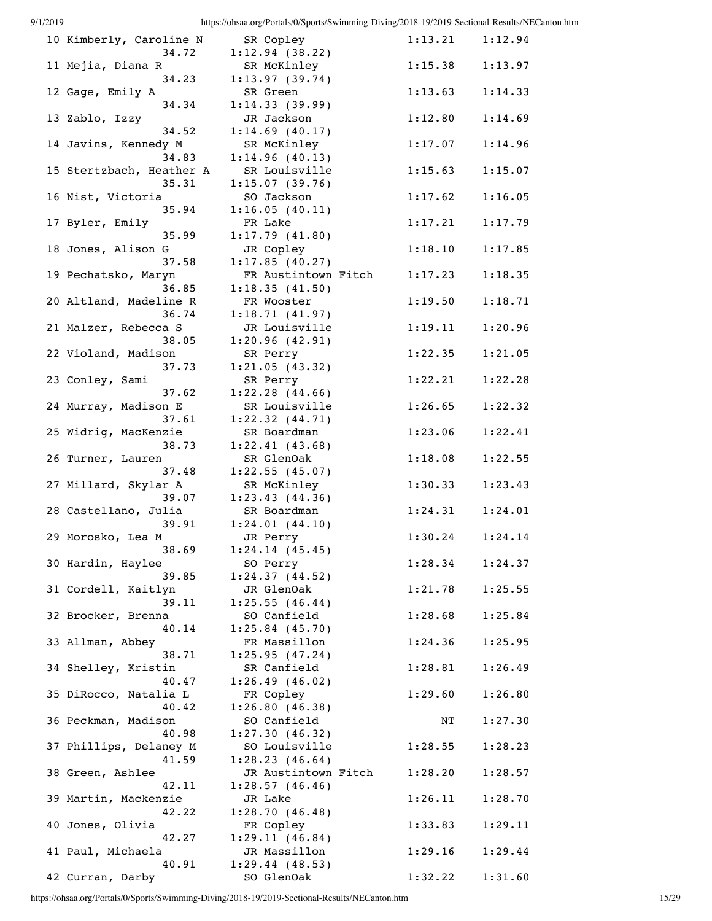```
 10 Kimberly, Caroline N      SR Copley               1:13.21    1:12.94
             34.72       1:12.94 (38.22)
 11 Mejia, Diana R            SR McKinley             1:15.38    1:13.97
             34.23       1:13.97 (39.74)
 12 Gage, Emily A             SR Green                1:13.63    1:14.33
             34.34       1:14.33 (39.99)
 13 Zablo, Izzy               JR Jackson              1:12.80    1:14.69
             34.52       1:14.69 (40.17)
 14 Javins, Kennedy M         SR McKinley             1:17.07    1:14.96
             34.83       1:14.96 (40.13)
 15 Stertzbach, Heather A     SR Louisville           1:15.63    1:15.07
             35.31       1:15.07 (39.76)
 16 Nist, Victoria            SO Jackson              1:17.62    1:16.05
             35.94       1:16.05 (40.11)
 17 Byler, Emily              FR Lake                 1:17.21    1:17.79
             35.99       1:17.79 (41.80)
 18 Jones, Alison G           JR Copley               1:18.10    1:17.85
             37.58       1:17.85 (40.27)
 19 Pechatsko, Maryn          FR Austintown Fitch     1:17.23    1:18.35
             36.85       1:18.35 (41.50)
 20 Altland, Madeline R       FR Wooster              1:19.50    1:18.71
             36.74       1:18.71 (41.97)
 21 Malzer, Rebecca S         JR Louisville           1:19.11    1:20.96
             38.05       1:20.96 (42.91)
 22 Violand, Madison          SR Perry                1:22.35    1:21.05
             37.73       1:21.05 (43.32)
 23 Conley, Sami              SR Perry                1:22.21    1:22.28
             37.62       1:22.28 (44.66)
 24 Murray, Madison E         SR Louisville           1:26.65    1:22.32
             37.61       1:22.32 (44.71)
 25 Widrig, MacKenzie         SR Boardman             1:23.06    1:22.41
             38.73       1:22.41 (43.68)
 26 Turner, Lauren            SR GlenOak              1:18.08    1:22.55
             37.48       1:22.55 (45.07)
 27 Millard, Skylar A         SR McKinley             1:30.33    1:23.43
             39.07       1:23.43 (44.36)
 28 Castellano, Julia         SR Boardman             1:24.31    1:24.01
             39.91       1:24.01 (44.10)
 29 Morosko, Lea M            JR Perry                1:30.24    1:24.14
             38.69       1:24.14 (45.45)
 30 Hardin, Haylee            SO Perry                1:28.34    1:24.37
             39.85       1:24.37 (44.52)
 31 Cordell, Kaitlyn          JR GlenOak              1:21.78    1:25.55
             39.11       1:25.55 (46.44)
 32 Brocker, Brenna           SO Canfield             1:28.68    1:25.84
             40.14       1:25.84 (45.70)
 33 Allman, Abbey             FR Massillon            1:24.36    1:25.95
             38.71       1:25.95 (47.24)
 34 Shelley, Kristin          SR Canfield             1:28.81    1:26.49
             40.47       1:26.49 (46.02)
 35 DiRocco, Natalia L        FR Copley               1:29.60    1:26.80
             40.42       1:26.80 (46.38)
 36 Peckman, Madison          SO Canfield                  NT    1:27.30
             40.98       1:27.30 (46.32)
 37 Phillips, Delaney M       SO Louisville           1:28.55    1:28.23
             41.59       1:28.23 (46.64)
 38 Green, Ashlee             JR Austintown Fitch     1:28.20    1:28.57
             42.11       1:28.57 (46.46)
 39 Martin, Mackenzie         JR Lake                 1:26.11    1:28.70
             42.22       1:28.70 (46.48)
 40 Jones, Olivia             FR Copley               1:33.83    1:29.11
             42.27       1:29.11 (46.84)
 41 Paul, Michaela            JR Massillon            1:29.16    1:29.44
             40.91       1:29.44 (48.53)
 42 Curran, Darby             SO GlenOak              1:32.22    1:31.60
```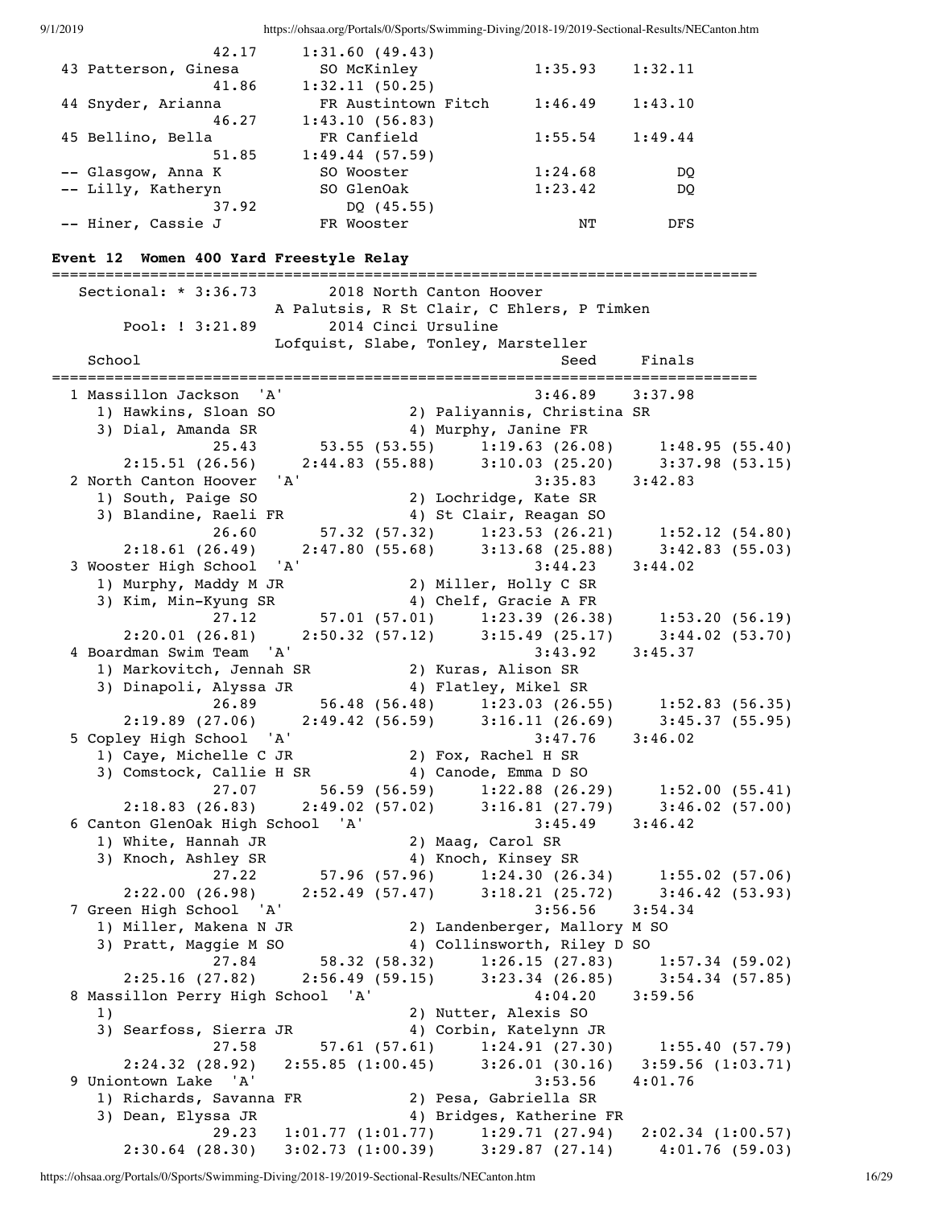```
             42.17      1:31.60 (49.43)
 43 Patterson, Ginesa        SO McKinley              1:35.93     1:32.11
             41.86      1:32.11 (50.25)
 44 Snyder, Arianna          FR Austintown Fitch      1:46.49     1:43.10
             46.27      1:43.10 (56.83)
 45 Bellino, Bella           FR Canfield              1:55.54     1:49.44
             51.85      1:49.44 (57.59)
 -- Glasgow, Anna K          SO Wooster               1:24.68          DQ
 -- Lilly, Katheryn          SO GlenOak               1:23.42          DQ
             37.92          DQ (45.55)
 -- Hiner, Cassie J          FR Wooster                    NT         DFS
```

**Event 12 Women 400 Yard Freestyle Relay**

```
===============================================================================
   Sectional: * 3:36.73        2018 North Canton Hoover
                        A Palutsis, R St Clair, C Ehlers, P Timken
       Pool: ! 3:21.89         2014 Cinci Ursuline
                        Lofquist, Slabe, Tonley, Marsteller
    School                                                 Seed     Finals
===============================================================================
  1 Massillon Jackson  'A'                               3:46.89    3:37.98
     1) Hawkins, Sloan SO              2) Paliyannis, Christina SR
     3) Dial, Amanda SR                4) Murphy, Janine FR
             25.43        53.55 (53.55)     1:19.63 (26.08)     1:48.95 (55.40)
       2:15.51 (26.56)    2:44.83 (55.88)     3:10.03 (25.20)     3:37.98 (53.15)
  2 North Canton Hoover  'A'                             3:35.83    3:42.83
     1) South, Paige SO                2) Lochridge, Kate SR
     3) Blandine, Raeli FR             4) St Clair, Reagan SO
             26.60        57.32 (57.32)     1:23.53 (26.21)     1:52.12 (54.80)
       2:18.61 (26.49)    2:47.80 (55.68)     3:13.68 (25.88)     3:42.83 (55.03)
  3 Wooster High School  'A'                             3:44.23    3:44.02
     1) Murphy, Maddy M JR             2) Miller, Holly C SR
     3) Kim, Min-Kyung SR              4) Chelf, Gracie A FR
             27.12        57.01 (57.01)     1:23.39 (26.38)     1:53.20 (56.19)
       2:20.01 (26.81)    2:50.32 (57.12)     3:15.49 (25.17)     3:44.02 (53.70)
  4 Boardman Swim Team  'A'                              3:43.92    3:45.37
     1) Markovitch, Jennah SR          2) Kuras, Alison SR
     3) Dinapoli, Alyssa JR            4) Flatley, Mikel SR
             26.89        56.48 (56.48)     1:23.03 (26.55)     1:52.83 (56.35)
       2:19.89 (27.06)    2:49.42 (56.59)     3:16.11 (26.69)     3:45.37 (55.95)
  5 Copley High School  'A'                              3:47.76    3:46.02
     1) Caye, Michelle C JR            2) Fox, Rachel H SR
     3) Comstock, Callie H SR          4) Canode, Emma D SO
             27.07        56.59 (56.59)     1:22.88 (26.29)     1:52.00 (55.41)
       2:18.83 (26.83)    2:49.02 (57.02)     3:16.81 (27.79)     3:46.02 (57.00)
  6 Canton GlenOak High School  'A'                      3:45.49    3:46.42
     1) White, Hannah JR               2) Maag, Carol SR
     3) Knoch, Ashley SR               4) Knoch, Kinsey SR
             27.22        57.96 (57.96)     1:24.30 (26.34)     1:55.02 (57.06)
       2:22.00 (26.98)    2:52.49 (57.47)     3:18.21 (25.72)     3:46.42 (53.93)
  7 Green High School  'A'                               3:56.56    3:54.34
     1) Miller, Makena N JR            2) Landenberger, Mallory M SO
     3) Pratt, Maggie M SO             4) Collinsworth, Riley D SO
             27.84        58.32 (58.32)     1:26.15 (27.83)     1:57.34 (59.02)
       2:25.16 (27.82)    2:56.49 (59.15)     3:23.34 (26.85)     3:54.34 (57.85)
  8 Massillon Perry High School  'A'                     4:04.20    3:59.56
     1)                                2) Nutter, Alexis SO
     3) Searfoss, Sierra JR            4) Corbin, Katelynn JR
             27.58        57.61 (57.61)     1:24.91 (27.30)     1:55.40 (57.79)
       2:24.32 (28.92)    2:55.85 (1:00.45)   3:26.01 (30.16)     3:59.56 (1:03.71)
  9 Uniontown Lake  'A'                                  3:53.56    4:01.76
     1) Richards, Savanna FR           2) Pesa, Gabriella SR
     3) Dean, Elyssa JR                4) Bridges, Katherine FR
             29.23      1:01.77 (1:01.77)   1:29.71 (27.94)     2:02.34 (1:00.57)
       2:30.64 (28.30)    3:02.73 (1:00.39)   3:29.87 (27.14)     4:01.76 (59.03)
```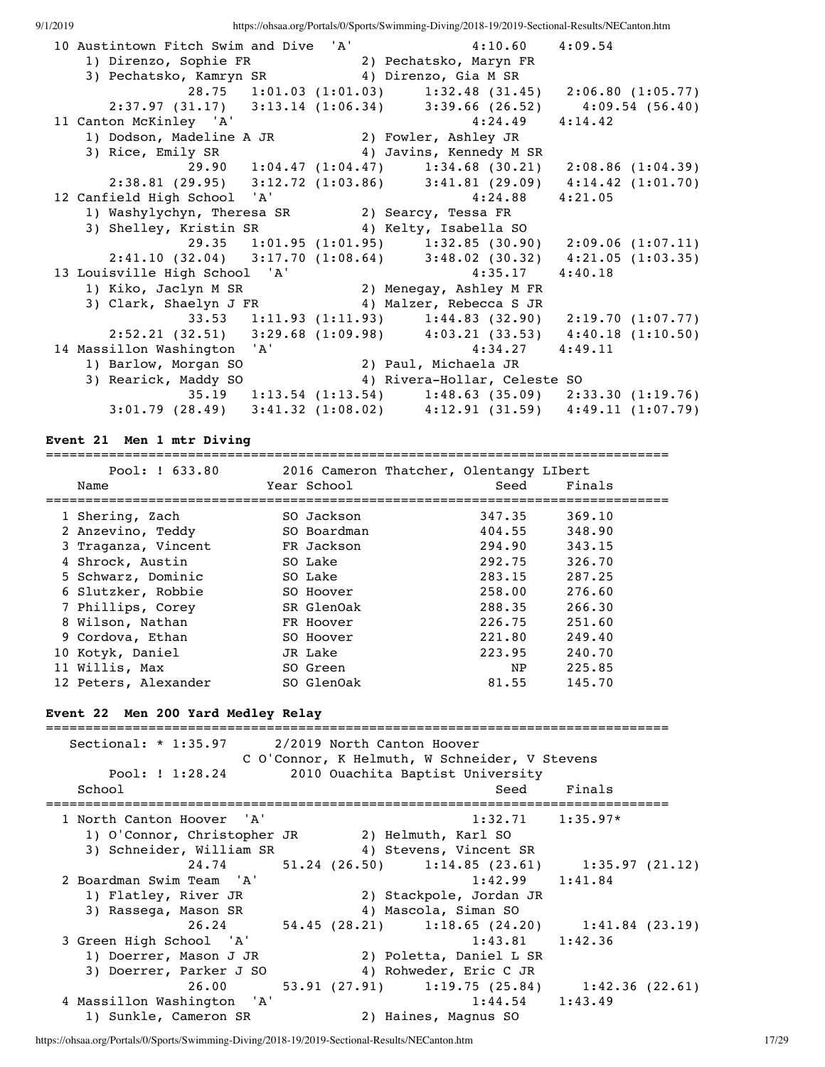```
10 Austintown Fitch Swim and Dive  'A'                4:10.60     4:09.54
   1) Direnzo, Sophie FR              2) Pechatsko, Maryn FR
   3) Pechatsko, Kamryn SR            4) Direnzo, Gia M SR
             28.75    1:01.03 (1:01.03)     1:32.48 (31.45)   2:06.80 (1:05.77)
      2:37.97 (31.17)   3:13.14 (1:06.34)     3:39.66 (26.52)     4:09.54 (56.40)
11 Canton McKinley  'A'                                4:24.49     4:14.42
   1) Dodson, Madeline A JR           2) Fowler, Ashley JR
   3) Rice, Emily SR                  4) Javins, Kennedy M SR
             29.90    1:04.47 (1:04.47)     1:34.68 (30.21)   2:08.86 (1:04.39)
      2:38.81 (29.95)   3:12.72 (1:03.86)     3:41.81 (29.09)   4:14.42 (1:01.70)
12 Canfield High School  'A'                           4:24.88     4:21.05
   1) Washylychyn, Theresa SR         2) Searcy, Tessa FR
   3) Shelley, Kristin SR             4) Kelty, Isabella SO
             29.35    1:01.95 (1:01.95)     1:32.85 (30.90)   2:09.06 (1:07.11)
      2:41.10 (32.04)   3:17.70 (1:08.64)     3:48.02 (30.32)   4:21.05 (1:03.35)
13 Louisville High School  'A'                         4:35.17     4:40.18
   1) Kiko, Jaclyn M SR               2) Menegay, Ashley M FR
   3) Clark, Shaelyn J FR             4) Malzer, Rebecca S JR
             33.53    1:11.93 (1:11.93)     1:44.83 (32.90)   2:19.70 (1:07.77)
      2:52.21 (32.51)   3:29.68 (1:09.98)     4:03.21 (33.53)   4:40.18 (1:10.50)
14 Massillon Washington  'A'                           4:34.27     4:49.11
   1) Barlow, Morgan SO               2) Paul, Michaela JR
   3) Rearick, Maddy SO               4) Rivera-Hollar, Celeste SO
             35.19    1:13.54 (1:13.54)     1:48.63 (35.09)   2:33.30 (1:19.76)
      3:01.79 (28.49)   3:41.32 (1:08.02)     4:12.91 (31.59)   4:49.11 (1:07.79)
```

**Event 21  Men 1 mtr Diving**

```
===============================================================================
      Pool: ! 633.80       2016 Cameron Thatcher, Olentangy LIbert
    Name                    Year School               Seed     Finals
===============================================================================
  1 Shering, Zach           SO Jackson              347.35     369.10
  2 Anzevino, Teddy         SO Boardman             404.55     348.90
  3 Traganza, Vincent       FR Jackson              294.90     343.15
  4 Shrock, Austin          SO Lake                 292.75     326.70
  5 Schwarz, Dominic        SO Lake                 283.15     287.25
  6 Slutzker, Robbie        SO Hoover               258.00     276.60
  7 Phillips, Corey         SR GlenOak              288.35     266.30
  8 Wilson, Nathan          FR Hoover               226.75     251.60
  9 Cordova, Ethan          SO Hoover               221.80     249.40
 10 Kotyk, Daniel           JR Lake                 223.95     240.70
 11 Willis, Max             SO Green                    NP     225.85
 12 Peters, Alexander       SO GlenOak               81.55     145.70
```

**Event 22  Men 200 Yard Medley Relay**

```
===============================================================================
   Sectional: * 1:35.97     2/2019 North Canton Hoover
                       C O'Connor, K Helmuth, W Schneider, V Stevens
       Pool: ! 1:28.24       2010 Ouachita Baptist University
    School                                            Seed     Finals
===============================================================================
  1 North Canton Hoover  'A'                          1:32.71    1:35.97*
     1) O'Connor, Christopher JR        2) Helmuth, Karl SO
     3) Schneider, William SR           4) Stevens, Vincent SR
             24.74        51.24 (26.50)      1:14.85 (23.61)      1:35.97 (21.12)
  2 Boardman Swim Team  'A'                           1:42.99    1:41.84
     1) Flatley, River JR               2) Stackpole, Jordan JR
     3) Rassega, Mason SR               4) Mascola, Siman SO
             26.24        54.45 (28.21)      1:18.65 (24.20)      1:41.84 (23.19)
  3 Green High School  'A'                            1:43.81    1:42.36
     1) Doerrer, Mason J JR             2) Poletta, Daniel L SR
     3) Doerrer, Parker J SO            4) Rohweder, Eric C JR
             26.00        53.91 (27.91)      1:19.75 (25.84)      1:42.36 (22.61)
  4 Massillon Washington  'A'                         1:44.54    1:43.49
     1) Sunkle, Cameron SR              2) Haines, Magnus SO
```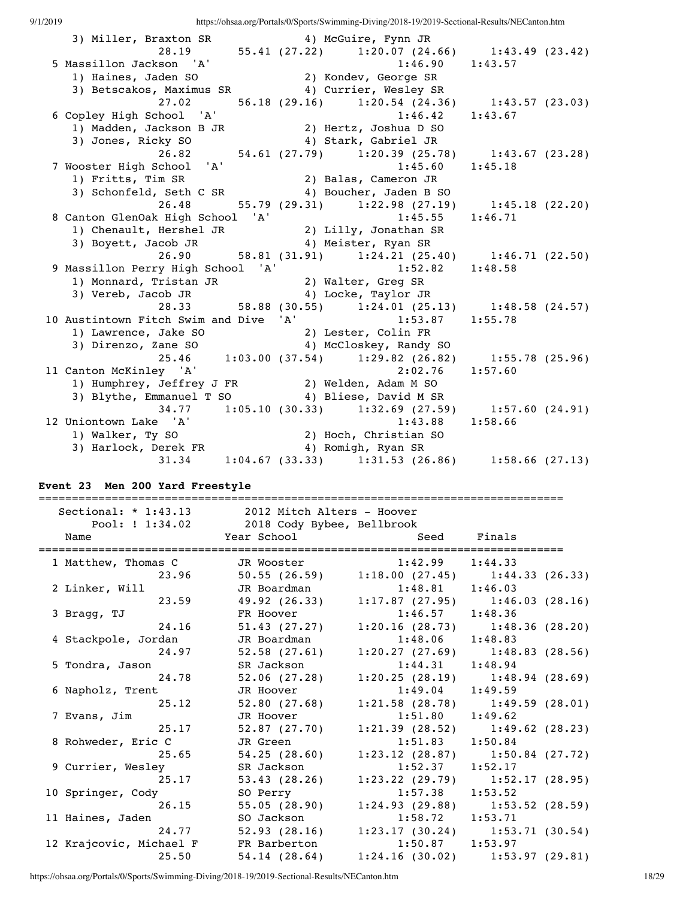```
   3) Miller, Braxton SR              4) McGuire, Fynn JR
             28.19       55.41 (27.22)     1:20.07 (24.66)     1:43.49 (23.42)
 5 Massillon Jackson  'A'                               1:46.90     1:43.57
   1) Haines, Jaden SO                2) Kondev, George SR
   3) Betscakos, Maximus SR           4) Currier, Wesley SR
             27.02       56.18 (29.16)     1:20.54 (24.36)     1:43.57 (23.03)
 6 Copley High School  'A'                              1:46.42     1:43.67
   1) Madden, Jackson B JR            2) Hertz, Joshua D SO
   3) Jones, Ricky SO                 4) Stark, Gabriel JR
             26.82       54.61 (27.79)     1:20.39 (25.78)     1:43.67 (23.28)
 7 Wooster High School  'A'                             1:45.60     1:45.18
   1) Fritts, Tim SR                  2) Balas, Cameron JR
   3) Schonfeld, Seth C SR            4) Boucher, Jaden B SO
             26.48       55.79 (29.31)     1:22.98 (27.19)     1:45.18 (22.20)
 8 Canton GlenOak High School  'A'                      1:45.55     1:46.71
   1) Chenault, Hershel JR            2) Lilly, Jonathan SR
   3) Boyett, Jacob JR                4) Meister, Ryan SR
             26.90       58.81 (31.91)     1:24.21 (25.40)     1:46.71 (22.50)
 9 Massillon Perry High School  'A'                     1:52.82     1:48.58
   1) Monnard, Tristan JR             2) Walter, Greg SR
   3) Vereb, Jacob JR                 4) Locke, Taylor JR
             28.33       58.88 (30.55)     1:24.01 (25.13)     1:48.58 (24.57)
10 Austintown Fitch Swim and Dive  'A'                  1:53.87     1:55.78
   1) Lawrence, Jake SO               2) Lester, Colin FR
   3) Direnzo, Zane SO                4) McCloskey, Randy SO
             25.46     1:03.00 (37.54)     1:29.82 (26.82)     1:55.78 (25.96)
11 Canton McKinley  'A'                                 2:02.76     1:57.60
   1) Humphrey, Jeffrey J FR          2) Welden, Adam M SO
   3) Blythe, Emmanuel T SO           4) Bliese, David M SR
             34.77     1:05.10 (30.33)     1:32.69 (27.59)     1:57.60 (24.91)
12 Uniontown Lake  'A'                                  1:43.88     1:58.66
   1) Walker, Ty SO                   2) Hoch, Christian SO
   3) Harlock, Derek FR               4) Romigh, Ryan SR
             31.34     1:04.67 (33.33)     1:31.53 (26.86)     1:58.66 (27.13)
```

**Event 23  Men 200 Yard Freestyle**

```
===============================================================================
   Sectional: * 1:43.13        2012 Mitch Alters - Hoover
       Pool: ! 1:34.02         2018 Cody Bybee, Bellbrook
    Name                    Year School                 Seed     Finals
===============================================================================
  1 Matthew, Thomas C        JR Wooster              1:42.99    1:44.33
              23.96          50.55 (26.59)     1:18.00 (27.45)     1:44.33 (26.33)
  2 Linker, Will             JR Boardman             1:48.81    1:46.03
              23.59          49.92 (26.33)     1:17.87 (27.95)     1:46.03 (28.16)
  3 Bragg, TJ                FR Hoover               1:46.57    1:48.36
              24.16          51.43 (27.27)     1:20.16 (28.73)     1:48.36 (28.20)
  4 Stackpole, Jordan        JR Boardman             1:48.06    1:48.83
              24.97          52.58 (27.61)     1:20.27 (27.69)     1:48.83 (28.56)
  5 Tondra, Jason            SR Jackson              1:44.31    1:48.94
              24.78          52.06 (27.28)     1:20.25 (28.19)     1:48.94 (28.69)
  6 Napholz, Trent           JR Hoover               1:49.04    1:49.59
              25.12          52.80 (27.68)     1:21.58 (28.78)     1:49.59 (28.01)
  7 Evans, Jim               JR Hoover               1:51.80    1:49.62
              25.17          52.87 (27.70)     1:21.39 (28.52)     1:49.62 (28.23)
  8 Rohweder, Eric C         JR Green                1:51.83    1:50.84
              25.65          54.25 (28.60)     1:23.12 (28.87)     1:50.84 (27.72)
  9 Currier, Wesley          SR Jackson              1:52.37    1:52.17
              25.17          53.43 (28.26)     1:23.22 (29.79)     1:52.17 (28.95)
 10 Springer, Cody           SO Perry                1:57.38    1:53.52
              26.15          55.05 (28.90)     1:24.93 (29.88)     1:53.52 (28.59)
 11 Haines, Jaden            SO Jackson              1:58.72    1:53.71
              24.77          52.93 (28.16)     1:23.17 (30.24)     1:53.71 (30.54)
 12 Krajcovic, Michael F     FR Barberton            1:50.87    1:53.97
              25.50          54.14 (28.64)     1:24.16 (30.02)     1:53.97 (29.81)
```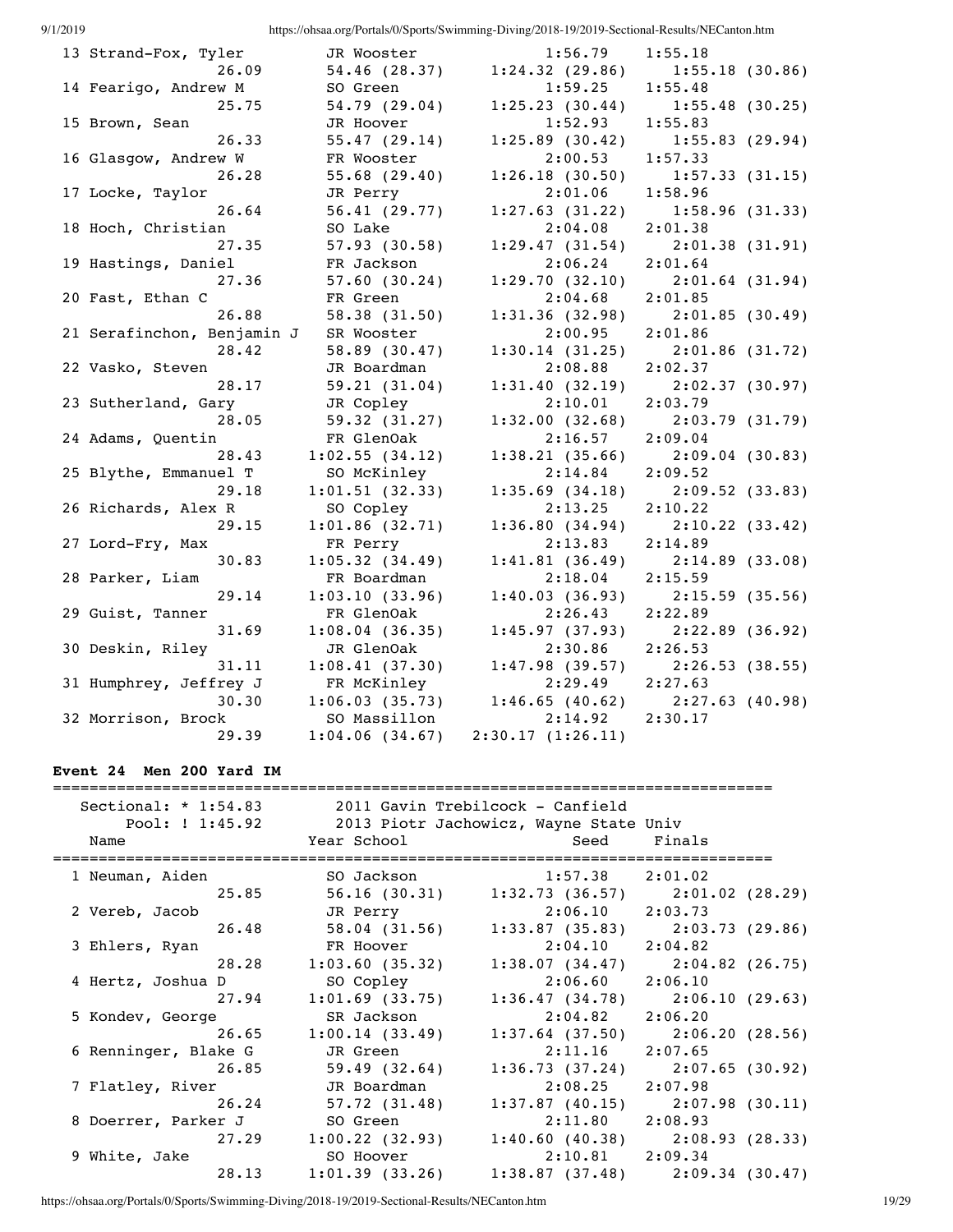```
 13 Strand-Fox, Tyler         JR Wooster            1:56.79    1:55.18  
               26.09        54.46 (28.37)    1:24.32 (29.86)    1:55.18 (30.86)
 14 Fearigo, Andrew M         SO Green              1:59.25    1:55.48  
               25.75        54.79 (29.04)    1:25.23 (30.44)    1:55.48 (30.25)
 15 Brown, Sean               JR Hoover             1:52.93    1:55.83  
               26.33        55.47 (29.14)    1:25.89 (30.42)    1:55.83 (29.94)
 16 Glasgow, Andrew W         FR Wooster            2:00.53    1:57.33  
               26.28        55.68 (29.40)    1:26.18 (30.50)    1:57.33 (31.15)
 17 Locke, Taylor            JR Perry              2:01.06    1:58.96  
               26.64        56.41 (29.77)    1:27.63 (31.22)    1:58.96 (31.33)
 18 Hoch, Christian          SO Lake               2:04.08    2:01.38  
               27.35        57.93 (30.58)    1:29.47 (31.54)    2:01.38 (31.91)
 19 Hastings, Daniel         FR Jackson            2:06.24    2:01.64  
               27.36        57.60 (30.24)    1:29.70 (32.10)    2:01.64 (31.94)
 20 Fast, Ethan C            FR Green              2:04.68    2:01.85  
               26.88        58.38 (31.50)    1:31.36 (32.98)    2:01.85 (30.49)
 21 Serafinchon, Benjamin J  SR Wooster            2:00.95    2:01.86  
               28.42        58.89 (30.47)    1:30.14 (31.25)    2:01.86 (31.72)
 22 Vasko, Steven            JR Boardman           2:08.88    2:02.37  
               28.17        59.21 (31.04)    1:31.40 (32.19)    2:02.37 (30.97)
 23 Sutherland, Gary         JR Copley             2:10.01    2:03.79  
               28.05        59.32 (31.27)    1:32.00 (32.68)    2:03.79 (31.79)
 24 Adams, Quentin           FR GlenOak            2:16.57    2:09.04  
               28.43      1:02.55 (34.12)    1:38.21 (35.66)    2:09.04 (30.83)
 25 Blythe, Emmanuel T       SO McKinley           2:14.84    2:09.52  
               29.18      1:01.51 (32.33)    1:35.69 (34.18)    2:09.52 (33.83)
 26 Richards, Alex R         SO Copley             2:13.25    2:10.22  
               29.15      1:01.86 (32.71)    1:36.80 (34.94)    2:10.22 (33.42)
 27 Lord-Fry, Max            FR Perry              2:13.83    2:14.89  
               30.83      1:05.32 (34.49)    1:41.81 (36.49)    2:14.89 (33.08)
 28 Parker, Liam             FR Boardman           2:18.04    2:15.59  
               29.14      1:03.10 (33.96)    1:40.03 (36.93)    2:15.59 (35.56)
 29 Guist, Tanner            FR GlenOak            2:26.43    2:22.89  
               31.69      1:08.04 (36.35)    1:45.97 (37.93)    2:22.89 (36.92)
 30 Deskin, Riley            JR GlenOak            2:30.86    2:26.53  
               31.11      1:08.41 (37.30)    1:47.98 (39.57)    2:26.53 (38.55)
 31 Humphrey, Jeffrey J      FR McKinley           2:29.49    2:27.63  
               30.30      1:06.03 (35.73)    1:46.65 (40.62)    2:27.63 (40.98)
 32 Morrison, Brock          SO Massillon          2:14.92    2:30.17  
               29.39      1:04.06 (34.67)    2:30.17 (1:26.11)
```

**Event 24  Men 200 Yard IM**

```
===============================================================================
   Sectional: * 1:54.83      2011 Gavin Trebilcock - Canfield                   
       Pool: ! 1:45.92      2013 Piotr Jachowicz, Wayne State Univ             
    Name                    Year School                 Seed     Finals          
===============================================================================
  1 Neuman, Aiden            SO Jackson            1:57.38    2:01.02  
               25.85        56.16 (30.31)    1:32.73 (36.57)    2:01.02 (28.29)
  2 Vereb, Jacob             JR Perry              2:06.10    2:03.73  
               26.48        58.04 (31.56)    1:33.87 (35.83)    2:03.73 (29.86)
  3 Ehlers, Ryan             FR Hoover             2:04.10    2:04.82  
               28.28      1:03.60 (35.32)    1:38.07 (34.47)    2:04.82 (26.75)
  4 Hertz, Joshua D          SO Copley             2:06.60    2:06.10  
               27.94      1:01.69 (33.75)    1:36.47 (34.78)    2:06.10 (29.63)
  5 Kondev, George           SR Jackson            2:04.82    2:06.20  
               26.65      1:00.14 (33.49)    1:37.64 (37.50)    2:06.20 (28.56)
  6 Renninger, Blake G       JR Green              2:11.16    2:07.65  
               26.85        59.49 (32.64)    1:36.73 (37.24)    2:07.65 (30.92)
  7 Flatley, River           JR Boardman           2:08.25    2:07.98  
               26.24        57.72 (31.48)    1:37.87 (40.15)    2:07.98 (30.11)
  8 Doerrer, Parker J        SO Green              2:11.80    2:08.93  
               27.29      1:00.22 (32.93)    1:40.60 (40.38)    2:08.93 (28.33)
  9 White, Jake              SO Hoover             2:10.81    2:09.34  
               28.13      1:01.39 (33.26)    1:38.87 (37.48)    2:09.34 (30.47)
```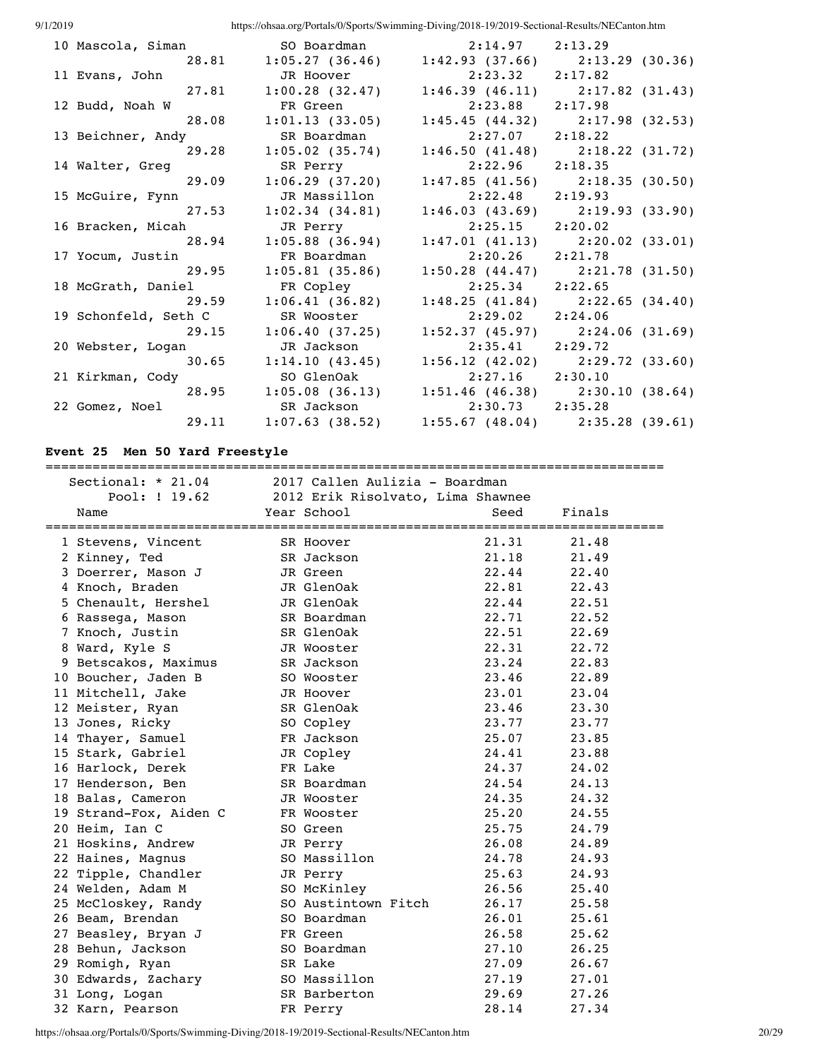| Name | Year School | Seed | Finals |
|---|---|---|---|
| 10 Mascola, Siman | SO Boardman | 2:14.97 | 2:13.29 |
| 28.81 &nbsp; 1:05.27 (36.46) &nbsp; 1:42.93 (37.66) &nbsp; 2:13.29 (30.36) | | | |
| 11 Evans, John | JR Hoover | 2:23.32 | 2:17.82 |
| 27.81 &nbsp; 1:00.28 (32.47) &nbsp; 1:46.39 (46.11) &nbsp; 2:17.82 (31.43) | | | |
| 12 Budd, Noah W | FR Green | 2:23.88 | 2:17.98 |
| 28.08 &nbsp; 1:01.13 (33.05) &nbsp; 1:45.45 (44.32) &nbsp; 2:17.98 (32.53) | | | |
| 13 Beichner, Andy | SR Boardman | 2:27.07 | 2:18.22 |
| 29.28 &nbsp; 1:05.02 (35.74) &nbsp; 1:46.50 (41.48) &nbsp; 2:18.22 (31.72) | | | |
| 14 Walter, Greg | SR Perry | 2:22.96 | 2:18.35 |
| 29.09 &nbsp; 1:06.29 (37.20) &nbsp; 1:47.85 (41.56) &nbsp; 2:18.35 (30.50) | | | |
| 15 McGuire, Fynn | JR Massillon | 2:22.48 | 2:19.93 |
| 27.53 &nbsp; 1:02.34 (34.81) &nbsp; 1:46.03 (43.69) &nbsp; 2:19.93 (33.90) | | | |
| 16 Bracken, Micah | JR Perry | 2:25.15 | 2:20.02 |
| 28.94 &nbsp; 1:05.88 (36.94) &nbsp; 1:47.01 (41.13) &nbsp; 2:20.02 (33.01) | | | |
| 17 Yocum, Justin | FR Boardman | 2:20.26 | 2:21.78 |
| 29.95 &nbsp; 1:05.81 (35.86) &nbsp; 1:50.28 (44.47) &nbsp; 2:21.78 (31.50) | | | |
| 18 McGrath, Daniel | FR Copley | 2:25.34 | 2:22.65 |
| 29.59 &nbsp; 1:06.41 (36.82) &nbsp; 1:48.25 (41.84) &nbsp; 2:22.65 (34.40) | | | |
| 19 Schonfeld, Seth C | SR Wooster | 2:29.02 | 2:24.06 |
| 29.15 &nbsp; 1:06.40 (37.25) &nbsp; 1:52.37 (45.97) &nbsp; 2:24.06 (31.69) | | | |
| 20 Webster, Logan | JR Jackson | 2:35.41 | 2:29.72 |
| 30.65 &nbsp; 1:14.10 (43.45) &nbsp; 1:56.12 (42.02) &nbsp; 2:29.72 (33.60) | | | |
| 21 Kirkman, Cody | SO GlenOak | 2:27.16 | 2:30.10 |
| 28.95 &nbsp; 1:05.08 (36.13) &nbsp; 1:51.46 (46.38) &nbsp; 2:30.10 (38.64) | | | |
| 22 Gomez, Noel | SR Jackson | 2:30.73 | 2:35.28 |
| 29.11 &nbsp; 1:07.63 (38.52) &nbsp; 1:55.67 (48.04) &nbsp; 2:35.28 (39.61) | | | |

### Event 25 Men 50 Yard Freestyle

Sectional: * 21.04 &nbsp; 2017 Callen Aulizia - Boardman
Pool: ! 19.62 &nbsp; 2012 Erik Risolvato, Lima Shawnee

| Name | Year School | Seed | Finals |
|---|---|---|---|
| 1 Stevens, Vincent | SR Hoover | 21.31 | 21.48 |
| 2 Kinney, Ted | SR Jackson | 21.18 | 21.49 |
| 3 Doerrer, Mason J | JR Green | 22.44 | 22.40 |
| 4 Knoch, Braden | JR GlenOak | 22.81 | 22.43 |
| 5 Chenault, Hershel | JR GlenOak | 22.44 | 22.51 |
| 6 Rassega, Mason | SR Boardman | 22.71 | 22.52 |
| 7 Knoch, Justin | SR GlenOak | 22.51 | 22.69 |
| 8 Ward, Kyle S | JR Wooster | 22.31 | 22.72 |
| 9 Betscakos, Maximus | SR Jackson | 23.24 | 22.83 |
| 10 Boucher, Jaden B | SO Wooster | 23.46 | 22.89 |
| 11 Mitchell, Jake | JR Hoover | 23.01 | 23.04 |
| 12 Meister, Ryan | SR GlenOak | 23.46 | 23.30 |
| 13 Jones, Ricky | SO Copley | 23.77 | 23.77 |
| 14 Thayer, Samuel | FR Jackson | 25.07 | 23.85 |
| 15 Stark, Gabriel | JR Copley | 24.41 | 23.88 |
| 16 Harlock, Derek | FR Lake | 24.37 | 24.02 |
| 17 Henderson, Ben | SR Boardman | 24.54 | 24.13 |
| 18 Balas, Cameron | JR Wooster | 24.35 | 24.32 |
| 19 Strand-Fox, Aiden C | FR Wooster | 25.20 | 24.55 |
| 20 Heim, Ian C | SO Green | 25.75 | 24.79 |
| 21 Hoskins, Andrew | JR Perry | 26.08 | 24.89 |
| 22 Haines, Magnus | SO Massillon | 24.78 | 24.93 |
| 22 Tipple, Chandler | JR Perry | 25.63 | 24.93 |
| 24 Welden, Adam M | SO McKinley | 26.56 | 25.40 |
| 25 McCloskey, Randy | SO Austintown Fitch | 26.17 | 25.58 |
| 26 Beam, Brendan | SO Boardman | 26.01 | 25.61 |
| 27 Beasley, Bryan J | FR Green | 26.58 | 25.62 |
| 28 Behun, Jackson | SO Boardman | 27.10 | 26.25 |
| 29 Romigh, Ryan | SR Lake | 27.09 | 26.67 |
| 30 Edwards, Zachary | SO Massillon | 27.19 | 27.01 |
| 31 Long, Logan | SR Barberton | 29.69 | 27.26 |
| 32 Karn, Pearson | FR Perry | 28.14 | 27.34 |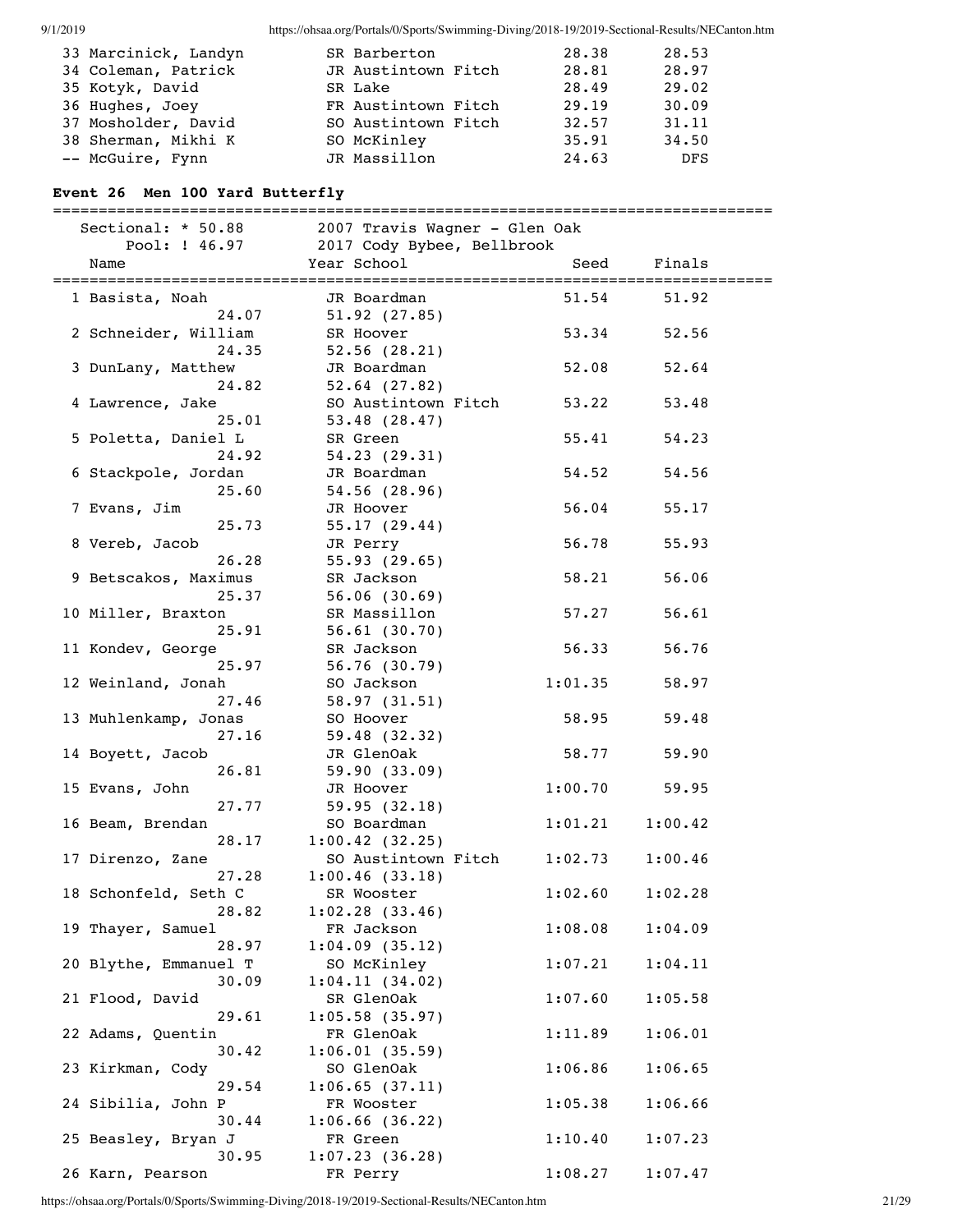| Name | Year School | Seed | Finals |
|---|---|---|---|
| 33 Marcinick, Landyn | SR Barberton | 28.38 | 28.53 |
| 34 Coleman, Patrick | JR Austintown Fitch | 28.81 | 28.97 |
| 35 Kotyk, David | SR Lake | 28.49 | 29.02 |
| 36 Hughes, Joey | FR Austintown Fitch | 29.19 | 30.09 |
| 37 Mosholder, David | SO Austintown Fitch | 32.57 | 31.11 |
| 38 Sherman, Mikhi K | SO McKinley | 35.91 | 34.50 |
| -- McGuire, Fynn | JR Massillon | 24.63 | DFS |

### Event 26 Men 100 Yard Butterfly

Sectional: * 50.88 — 2007 Travis Wagner - Glen Oak
Pool: ! 46.97 — 2017 Cody Bybee, Bellbrook

| Name | Year School | Seed | Finals |
|---|---|---|---|
| 1 Basista, Noah | JR Boardman | 51.54 | 51.92 |
| 24.07 | 51.92 (27.85) | | |
| 2 Schneider, William | SR Hoover | 53.34 | 52.56 |
| 24.35 | 52.56 (28.21) | | |
| 3 DunLany, Matthew | JR Boardman | 52.08 | 52.64 |
| 24.82 | 52.64 (27.82) | | |
| 4 Lawrence, Jake | SO Austintown Fitch | 53.22 | 53.48 |
| 25.01 | 53.48 (28.47) | | |
| 5 Poletta, Daniel L | SR Green | 55.41 | 54.23 |
| 24.92 | 54.23 (29.31) | | |
| 6 Stackpole, Jordan | JR Boardman | 54.52 | 54.56 |
| 25.60 | 54.56 (28.96) | | |
| 7 Evans, Jim | JR Hoover | 56.04 | 55.17 |
| 25.73 | 55.17 (29.44) | | |
| 8 Vereb, Jacob | JR Perry | 56.78 | 55.93 |
| 26.28 | 55.93 (29.65) | | |
| 9 Betscakos, Maximus | SR Jackson | 58.21 | 56.06 |
| 25.37 | 56.06 (30.69) | | |
| 10 Miller, Braxton | SR Massillon | 57.27 | 56.61 |
| 25.91 | 56.61 (30.70) | | |
| 11 Kondev, George | SR Jackson | 56.33 | 56.76 |
| 25.97 | 56.76 (30.79) | | |
| 12 Weinland, Jonah | SO Jackson | 1:01.35 | 58.97 |
| 27.46 | 58.97 (31.51) | | |
| 13 Muhlenkamp, Jonas | SO Hoover | 58.95 | 59.48 |
| 27.16 | 59.48 (32.32) | | |
| 14 Boyett, Jacob | JR GlenOak | 58.77 | 59.90 |
| 26.81 | 59.90 (33.09) | | |
| 15 Evans, John | JR Hoover | 1:00.70 | 59.95 |
| 27.77 | 59.95 (32.18) | | |
| 16 Beam, Brendan | SO Boardman | 1:01.21 | 1:00.42 |
| 28.17 | 1:00.42 (32.25) | | |
| 17 Direnzo, Zane | SO Austintown Fitch | 1:02.73 | 1:00.46 |
| 27.28 | 1:00.46 (33.18) | | |
| 18 Schonfeld, Seth C | SR Wooster | 1:02.60 | 1:02.28 |
| 28.82 | 1:02.28 (33.46) | | |
| 19 Thayer, Samuel | FR Jackson | 1:08.08 | 1:04.09 |
| 28.97 | 1:04.09 (35.12) | | |
| 20 Blythe, Emmanuel T | SO McKinley | 1:07.21 | 1:04.11 |
| 30.09 | 1:04.11 (34.02) | | |
| 21 Flood, David | SR GlenOak | 1:07.60 | 1:05.58 |
| 29.61 | 1:05.58 (35.97) | | |
| 22 Adams, Quentin | FR GlenOak | 1:11.89 | 1:06.01 |
| 30.42 | 1:06.01 (35.59) | | |
| 23 Kirkman, Cody | SO GlenOak | 1:06.86 | 1:06.65 |
| 29.54 | 1:06.65 (37.11) | | |
| 24 Sibilia, John P | FR Wooster | 1:05.38 | 1:06.66 |
| 30.44 | 1:06.66 (36.22) | | |
| 25 Beasley, Bryan J | FR Green | 1:10.40 | 1:07.23 |
| 30.95 | 1:07.23 (36.28) | | |
| 26 Karn, Pearson | FR Perry | 1:08.27 | 1:07.47 |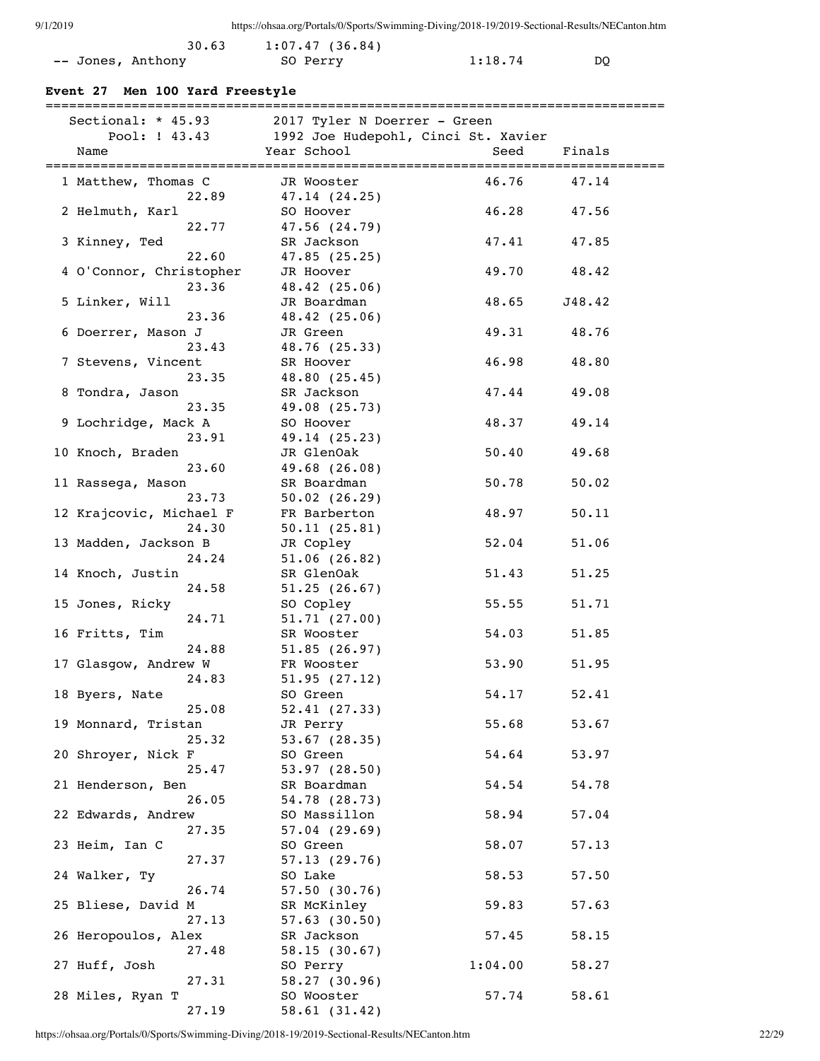| | | | | |
|---|---|---|---|---|
| | 30.63 | 1:07.47 (36.84) | | |
| -- Jones, Anthony | | SO Perry | 1:18.74 | DQ |

### Event 27 Men 100 Yard Freestyle

Sectional: * 45.93 — 2017 Tyler N Doerrer - Green

Pool: ! 43.43 — 1992 Joe Hudepohl, Cinci St. Xavier

| Name | Year | School | Seed | Finals |
|---|---|---|---|---|
| 1 Matthew, Thomas C | JR | Wooster | 46.76 | 47.14 |
| 22.89 | | 47.14 (24.25) | | |
| 2 Helmuth, Karl | SO | Hoover | 46.28 | 47.56 |
| 22.77 | | 47.56 (24.79) | | |
| 3 Kinney, Ted | SR | Jackson | 47.41 | 47.85 |
| 22.60 | | 47.85 (25.25) | | |
| 4 O'Connor, Christopher | JR | Hoover | 49.70 | 48.42 |
| 23.36 | | 48.42 (25.06) | | |
| 5 Linker, Will | JR | Boardman | 48.65 | J48.42 |
| 23.36 | | 48.42 (25.06) | | |
| 6 Doerrer, Mason J | JR | Green | 49.31 | 48.76 |
| 23.43 | | 48.76 (25.33) | | |
| 7 Stevens, Vincent | SR | Hoover | 46.98 | 48.80 |
| 23.35 | | 48.80 (25.45) | | |
| 8 Tondra, Jason | SR | Jackson | 47.44 | 49.08 |
| 23.35 | | 49.08 (25.73) | | |
| 9 Lochridge, Mack A | SO | Hoover | 48.37 | 49.14 |
| 23.91 | | 49.14 (25.23) | | |
| 10 Knoch, Braden | JR | GlenOak | 50.40 | 49.68 |
| 23.60 | | 49.68 (26.08) | | |
| 11 Rassega, Mason | SR | Boardman | 50.78 | 50.02 |
| 23.73 | | 50.02 (26.29) | | |
| 12 Krajcovic, Michael F | FR | Barberton | 48.97 | 50.11 |
| 24.30 | | 50.11 (25.81) | | |
| 13 Madden, Jackson B | JR | Copley | 52.04 | 51.06 |
| 24.24 | | 51.06 (26.82) | | |
| 14 Knoch, Justin | SR | GlenOak | 51.43 | 51.25 |
| 24.58 | | 51.25 (26.67) | | |
| 15 Jones, Ricky | SO | Copley | 55.55 | 51.71 |
| 24.71 | | 51.71 (27.00) | | |
| 16 Fritts, Tim | SR | Wooster | 54.03 | 51.85 |
| 24.88 | | 51.85 (26.97) | | |
| 17 Glasgow, Andrew W | FR | Wooster | 53.90 | 51.95 |
| 24.83 | | 51.95 (27.12) | | |
| 18 Byers, Nate | SO | Green | 54.17 | 52.41 |
| 25.08 | | 52.41 (27.33) | | |
| 19 Monnard, Tristan | JR | Perry | 55.68 | 53.67 |
| 25.32 | | 53.67 (28.35) | | |
| 20 Shroyer, Nick F | SO | Green | 54.64 | 53.97 |
| 25.47 | | 53.97 (28.50) | | |
| 21 Henderson, Ben | SR | Boardman | 54.54 | 54.78 |
| 26.05 | | 54.78 (28.73) | | |
| 22 Edwards, Andrew | SO | Massillon | 58.94 | 57.04 |
| 27.35 | | 57.04 (29.69) | | |
| 23 Heim, Ian C | SO | Green | 58.07 | 57.13 |
| 27.37 | | 57.13 (29.76) | | |
| 24 Walker, Ty | SO | Lake | 58.53 | 57.50 |
| 26.74 | | 57.50 (30.76) | | |
| 25 Bliese, David M | SR | McKinley | 59.83 | 57.63 |
| 27.13 | | 57.63 (30.50) | | |
| 26 Heropoulos, Alex | SR | Jackson | 57.45 | 58.15 |
| 27.48 | | 58.15 (30.67) | | |
| 27 Huff, Josh | SO | Perry | 1:04.00 | 58.27 |
| 27.31 | | 58.27 (30.96) | | |
| 28 Miles, Ryan T | SO | Wooster | 57.74 | 58.61 |
| 27.19 | | 58.61 (31.42) | | |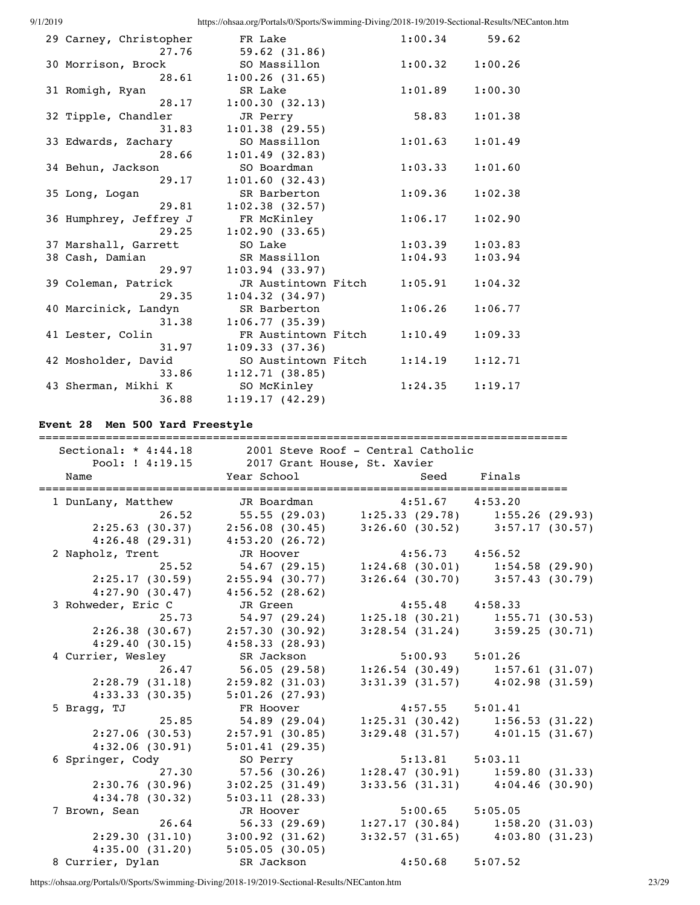```
 29 Carney, Christopher      FR Lake                    1:00.34      59.62  
                27.76       59.62 (31.86)
 30 Morrison, Brock          SO Massillon               1:00.32    1:00.26  
                28.61     1:00.26 (31.65)
 31 Romigh, Ryan             SR Lake                    1:01.89    1:00.30  
                28.17     1:00.30 (32.13)
 32 Tipple, Chandler         JR Perry                     58.83    1:01.38  
                31.83     1:01.38 (29.55)
 33 Edwards, Zachary         SO Massillon               1:01.63    1:01.49  
                28.66     1:01.49 (32.83)
 34 Behun, Jackson           SO Boardman                1:03.33    1:01.60  
                29.17     1:01.60 (32.43)
 35 Long, Logan              SR Barberton               1:09.36    1:02.38  
                29.81     1:02.38 (32.57)
 36 Humphrey, Jeffrey J      FR McKinley                1:06.17    1:02.90  
                29.25     1:02.90 (33.65)
 37 Marshall, Garrett        SO Lake                    1:03.39    1:03.83  
 38 Cash, Damian             SR Massillon               1:04.93    1:03.94  
                29.97     1:03.94 (33.97)
 39 Coleman, Patrick         JR Austintown Fitch        1:05.91    1:04.32  
                29.35     1:04.32 (34.97)
 40 Marcinick, Landyn        SR Barberton               1:06.26    1:06.77  
                31.38     1:06.77 (35.39)
 41 Lester, Colin            FR Austintown Fitch        1:10.49    1:09.33  
                31.97     1:09.33 (37.36)
 42 Mosholder, David         SO Austintown Fitch        1:14.19    1:12.71  
                33.86     1:12.71 (38.85)
 43 Sherman, Mikhi K         SO McKinley                1:24.35    1:19.17  
                36.88     1:19.17 (42.29)
```

**Event 28  Men 500 Yard Freestyle**

```
===============================================================================
    Sectional: * 4:44.18         2001 Steve Roof - Central Catholic
       Pool: ! 4:19.15           2017 Grant House, St. Xavier
    Name                    Year School                  Seed     Finals  
===============================================================================
  1 DunLany, Matthew         JR Boardman                4:51.67    4:53.20  
                26.52       55.55 (29.03)    1:25.33 (29.78)    1:55.26 (29.93)
          2:25.63 (30.37)  2:56.08 (30.45)    3:26.60 (30.52)    3:57.17 (30.57)
          4:26.48 (29.31)  4:53.20 (26.72)
  2 Napholz, Trent           JR Hoover                  4:56.73    4:56.52  
                25.52       54.67 (29.15)    1:24.68 (30.01)    1:54.58 (29.90)
          2:25.17 (30.59)  2:55.94 (30.77)    3:26.64 (30.70)    3:57.43 (30.79)
          4:27.90 (30.47)  4:56.52 (28.62)
  3 Rohweder, Eric C         JR Green                   4:55.48    4:58.33  
                25.73       54.97 (29.24)    1:25.18 (30.21)    1:55.71 (30.53)
          2:26.38 (30.67)  2:57.30 (30.92)    3:28.54 (31.24)    3:59.25 (30.71)
          4:29.40 (30.15)  4:58.33 (28.93)
  4 Currier, Wesley          SR Jackson                 5:00.93    5:01.26  
                26.47       56.05 (29.58)    1:26.54 (30.49)    1:57.61 (31.07)
          2:28.79 (31.18)  2:59.82 (31.03)    3:31.39 (31.57)    4:02.98 (31.59)
          4:33.33 (30.35)  5:01.26 (27.93)
  5 Bragg, TJ                FR Hoover                  4:57.55    5:01.41  
                25.85       54.89 (29.04)    1:25.31 (30.42)    1:56.53 (31.22)
          2:27.06 (30.53)  2:57.91 (30.85)    3:29.48 (31.57)    4:01.15 (31.67)
          4:32.06 (30.91)  5:01.41 (29.35)
  6 Springer, Cody           SO Perry                   5:13.81    5:03.11  
                27.30       57.56 (30.26)    1:28.47 (30.91)    1:59.80 (31.33)
          2:30.76 (30.96)  3:02.25 (31.49)    3:33.56 (31.31)    4:04.46 (30.90)
          4:34.78 (30.32)  5:03.11 (28.33)
  7 Brown, Sean              JR Hoover                  5:00.65    5:05.05  
                26.64       56.33 (29.69)    1:27.17 (30.84)    1:58.20 (31.03)
          2:29.30 (31.10)  3:00.92 (31.62)    3:32.57 (31.65)    4:03.80 (31.23)
          4:35.00 (31.20)  5:05.05 (30.05)
  8 Currier, Dylan           SR Jackson                 4:50.68    5:07.52  
```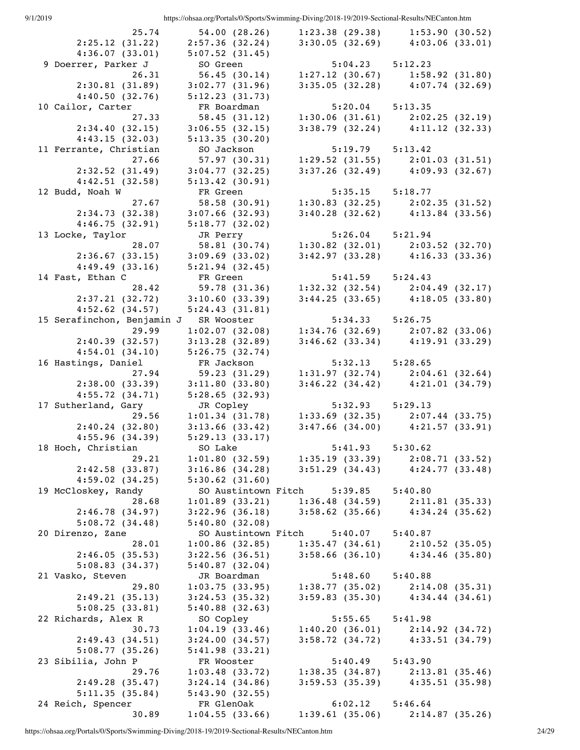```
            25.74      54.00 (28.26)    1:23.38 (29.38)    1:53.90 (30.52)
     2:25.12 (31.22)    2:57.36 (32.24)    3:30.05 (32.69)    4:03.06 (33.01)
     4:36.07 (33.01)    5:07.52 (31.45)
  9 Doerrer, Parker J          SO Green                  5:04.23      5:12.23
            26.31      56.45 (30.14)    1:27.12 (30.67)    1:58.92 (31.80)
     2:30.81 (31.89)    3:02.77 (31.96)    3:35.05 (32.28)    4:07.74 (32.69)
     4:40.50 (32.76)    5:12.23 (31.73)
 10 Cailor, Carter             FR Boardman               5:20.04      5:13.35
            27.33      58.45 (31.12)    1:30.06 (31.61)    2:02.25 (32.19)
     2:34.40 (32.15)    3:06.55 (32.15)    3:38.79 (32.24)    4:11.12 (32.33)
     4:43.15 (32.03)    5:13.35 (30.20)
 11 Ferrante, Christian        SO Jackson                5:19.79      5:13.42
            27.66      57.97 (30.31)    1:29.52 (31.55)    2:01.03 (31.51)
     2:32.52 (31.49)    3:04.77 (32.25)    3:37.26 (32.49)    4:09.93 (32.67)
     4:42.51 (32.58)    5:13.42 (30.91)
 12 Budd, Noah W               FR Green                  5:35.15      5:18.77
            27.67      58.58 (30.91)    1:30.83 (32.25)    2:02.35 (31.52)
     2:34.73 (32.38)    3:07.66 (32.93)    3:40.28 (32.62)    4:13.84 (33.56)
     4:46.75 (32.91)    5:18.77 (32.02)
 13 Locke, Taylor              JR Perry                  5:26.04      5:21.94
            28.07      58.81 (30.74)    1:30.82 (32.01)    2:03.52 (32.70)
     2:36.67 (33.15)    3:09.69 (33.02)    3:42.97 (33.28)    4:16.33 (33.36)
     4:49.49 (33.16)    5:21.94 (32.45)
 14 Fast, Ethan C              FR Green                  5:41.59      5:24.43
            28.42      59.78 (31.36)    1:32.32 (32.54)    2:04.49 (32.17)
     2:37.21 (32.72)    3:10.60 (33.39)    3:44.25 (33.65)    4:18.05 (33.80)
     4:52.62 (34.57)    5:24.43 (31.81)
 15 Serafinchon, Benjamin J    SR Wooster                5:34.33      5:26.75
            29.99    1:02.07 (32.08)    1:34.76 (32.69)    2:07.82 (33.06)
     2:40.39 (32.57)    3:13.28 (32.89)    3:46.62 (33.34)    4:19.91 (33.29)
     4:54.01 (34.10)    5:26.75 (32.74)
 16 Hastings, Daniel           FR Jackson                5:32.13      5:28.65
            27.94      59.23 (31.29)    1:31.97 (32.74)    2:04.61 (32.64)
     2:38.00 (33.39)    3:11.80 (33.80)    3:46.22 (34.42)    4:21.01 (34.79)
     4:55.72 (34.71)    5:28.65 (32.93)
 17 Sutherland, Gary           JR Copley                 5:32.93      5:29.13
            29.56    1:01.34 (31.78)    1:33.69 (32.35)    2:07.44 (33.75)
     2:40.24 (32.80)    3:13.66 (33.42)    3:47.66 (34.00)    4:21.57 (33.91)
     4:55.96 (34.39)    5:29.13 (33.17)
 18 Hoch, Christian            SO Lake                   5:41.93      5:30.62
            29.21    1:01.80 (32.59)    1:35.19 (33.39)    2:08.71 (33.52)
     2:42.58 (33.87)    3:16.86 (34.28)    3:51.29 (34.43)    4:24.77 (33.48)
     4:59.02 (34.25)    5:30.62 (31.60)
 19 McCloskey, Randy           SO Austintown Fitch       5:39.85      5:40.80
            28.68    1:01.89 (33.21)    1:36.48 (34.59)    2:11.81 (35.33)
     2:46.78 (34.97)    3:22.96 (36.18)    3:58.62 (35.66)    4:34.24 (35.62)
     5:08.72 (34.48)    5:40.80 (32.08)
 20 Direnzo, Zane              SO Austintown Fitch       5:40.07      5:40.87
            28.01    1:00.86 (32.85)    1:35.47 (34.61)    2:10.52 (35.05)
     2:46.05 (35.53)    3:22.56 (36.51)    3:58.66 (36.10)    4:34.46 (35.80)
     5:08.83 (34.37)    5:40.87 (32.04)
 21 Vasko, Steven              JR Boardman               5:48.60      5:40.88
            29.80    1:03.75 (33.95)    1:38.77 (35.02)    2:14.08 (35.31)
     2:49.21 (35.13)    3:24.53 (35.32)    3:59.83 (35.30)    4:34.44 (34.61)
     5:08.25 (33.81)    5:40.88 (32.63)
 22 Richards, Alex R           SO Copley                 5:55.65      5:41.98
            30.73    1:04.19 (33.46)    1:40.20 (36.01)    2:14.92 (34.72)
     2:49.43 (34.51)    3:24.00 (34.57)    3:58.72 (34.72)    4:33.51 (34.79)
     5:08.77 (35.26)    5:41.98 (33.21)
 23 Sibilia, John P            FR Wooster                5:40.49      5:43.90
            29.76    1:03.48 (33.72)    1:38.35 (34.87)    2:13.81 (35.46)
     2:49.28 (35.47)    3:24.14 (34.86)    3:59.53 (35.39)    4:35.51 (35.98)
     5:11.35 (35.84)    5:43.90 (32.55)
 24 Reich, Spencer             FR GlenOak                6:02.12      5:46.64
            30.89    1:04.55 (33.66)    1:39.61 (35.06)    2:14.87 (35.26)
```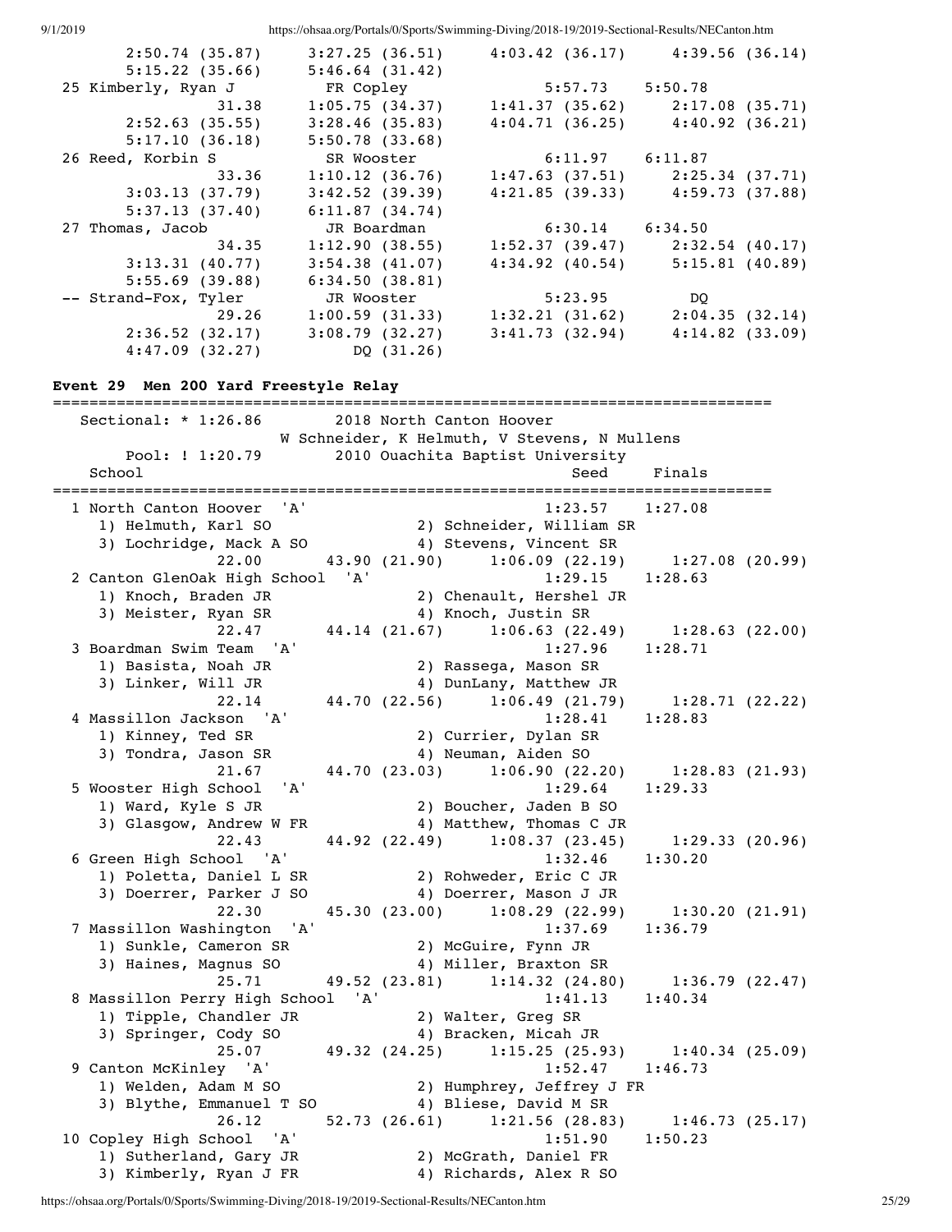```
      2:50.74 (35.87)     3:27.25 (36.51)     4:03.42 (36.17)     4:39.56 (36.14)
      5:15.22 (35.66)     5:46.64 (31.42)
 25 Kimberly, Ryan J          FR Copley                 5:57.73     5:50.78
                31.38     1:05.75 (34.37)     1:41.37 (35.62)     2:17.08 (35.71)
      2:52.63 (35.55)     3:28.46 (35.83)     4:04.71 (36.25)     4:40.92 (36.21)
      5:17.10 (36.18)     5:50.78 (33.68)
 26 Reed, Korbin S            SR Wooster                6:11.97     6:11.87
                33.36     1:10.12 (36.76)     1:47.63 (37.51)     2:25.34 (37.71)
      3:03.13 (37.79)     3:42.52 (39.39)     4:21.85 (39.33)     4:59.73 (37.88)
      5:37.13 (37.40)     6:11.87 (34.74)
 27 Thomas, Jacob             JR Boardman               6:30.14     6:34.50
                34.35     1:12.90 (38.55)     1:52.37 (39.47)     2:32.54 (40.17)
      3:13.31 (40.77)     3:54.38 (41.07)     4:34.92 (40.54)     5:15.81 (40.89)
      5:55.69 (39.88)     6:34.50 (38.81)
 -- Strand-Fox, Tyler         JR Wooster                5:23.95          DQ
                29.26     1:00.59 (31.33)     1:32.21 (31.62)     2:04.35 (32.14)
      2:36.52 (32.17)     3:08.79 (32.27)     3:41.73 (32.94)     4:14.82 (33.09)
      4:47.09 (32.27)          DQ (31.26)
```

### Event 29  Men 200 Yard Freestyle Relay

```
===============================================================================
   Sectional: * 1:26.86        2018 North Canton Hoover
                     W Schneider, K Helmuth, V Stevens, N Mullens
      Pool: ! 1:20.79        2010 Ouachita Baptist University
   School                                               Seed     Finals
===============================================================================
  1 North Canton Hoover  'A'                          1:23.57    1:27.08
     1) Helmuth, Karl SO                2) Schneider, William SR
     3) Lochridge, Mack A SO            4) Stevens, Vincent SR
             22.00       43.90 (21.90)     1:06.09 (22.19)     1:27.08 (20.99)
  2 Canton GlenOak High School  'A'                   1:29.15    1:28.63
     1) Knoch, Braden JR                2) Chenault, Hershel JR
     3) Meister, Ryan SR                4) Knoch, Justin SR
             22.47       44.14 (21.67)     1:06.63 (22.49)     1:28.63 (22.00)
  3 Boardman Swim Team  'A'                           1:27.96    1:28.71
     1) Basista, Noah JR                2) Rassega, Mason SR
     3) Linker, Will JR                 4) DunLany, Matthew JR
             22.14       44.70 (22.56)     1:06.49 (21.79)     1:28.71 (22.22)
  4 Massillon Jackson  'A'                            1:28.41    1:28.83
     1) Kinney, Ted SR                  2) Currier, Dylan SR
     3) Tondra, Jason SR                4) Neuman, Aiden SO
             21.67       44.70 (23.03)     1:06.90 (22.20)     1:28.83 (21.93)
  5 Wooster High School  'A'                          1:29.64    1:29.33
     1) Ward, Kyle S JR                 2) Boucher, Jaden B SO
     3) Glasgow, Andrew W FR            4) Matthew, Thomas C JR
             22.43       44.92 (22.49)     1:08.37 (23.45)     1:29.33 (20.96)
  6 Green High School  'A'                            1:32.46    1:30.20
     1) Poletta, Daniel L SR            2) Rohweder, Eric C JR
     3) Doerrer, Parker J SO            4) Doerrer, Mason J JR
             22.30       45.30 (23.00)     1:08.29 (22.99)     1:30.20 (21.91)
  7 Massillon Washington  'A'                         1:37.69    1:36.79
     1) Sunkle, Cameron SR              2) McGuire, Fynn JR
     3) Haines, Magnus SO               4) Miller, Braxton SR
             25.71       49.52 (23.81)     1:14.32 (24.80)     1:36.79 (22.47)
  8 Massillon Perry High School  'A'                  1:41.13    1:40.34
     1) Tipple, Chandler JR             2) Walter, Greg SR
     3) Springer, Cody SO               4) Bracken, Micah JR
             25.07       49.32 (24.25)     1:15.25 (25.93)     1:40.34 (25.09)
  9 Canton McKinley  'A'                              1:52.47    1:46.73
     1) Welden, Adam M SO               2) Humphrey, Jeffrey J FR
     3) Blythe, Emmanuel T SO           4) Bliese, David M SR
             26.12       52.73 (26.61)     1:21.56 (28.83)     1:46.73 (25.17)
 10 Copley High School  'A'                           1:51.90    1:50.23
     1) Sutherland, Gary JR             2) McGrath, Daniel FR
     3) Kimberly, Ryan J FR             4) Richards, Alex R SO
```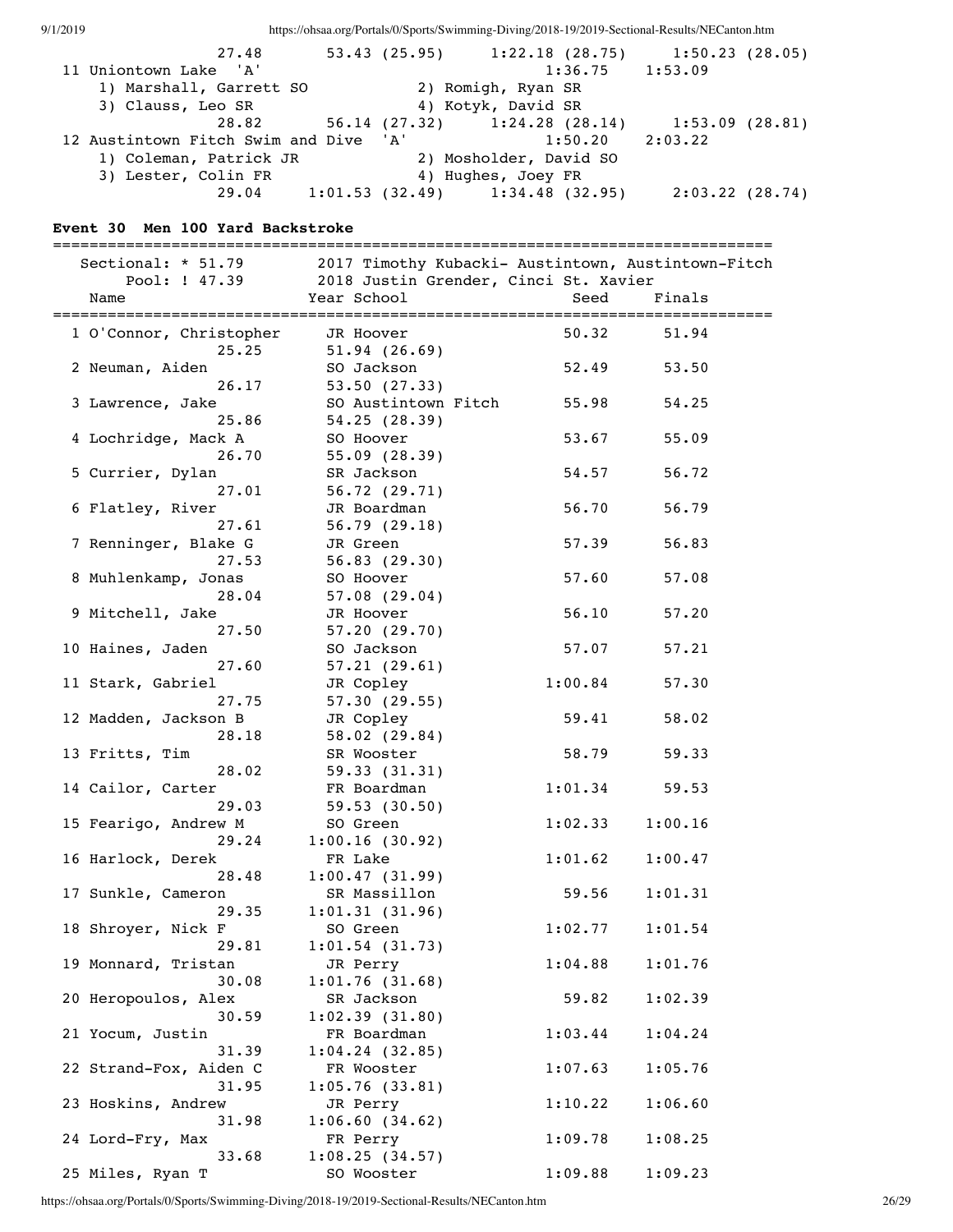```
              27.48        53.43 (25.95)      1:22.18 (28.75)      1:50.23 (28.05)
 11 Uniontown Lake  'A'                               1:36.75     1:53.09
     1) Marshall, Garrett SO               2) Romigh, Ryan SR
     3) Clauss, Leo SR                     4) Kotyk, David SR
              28.82        56.14 (27.32)      1:24.28 (28.14)      1:53.09 (28.81)
 12 Austintown Fitch Swim and Dive  'A'               1:50.20     2:03.22
     1) Coleman, Patrick JR                2) Mosholder, David SO
     3) Lester, Colin FR                   4) Hughes, Joey FR
              29.04      1:01.53 (32.49)      1:34.48 (32.95)      2:03.22 (28.74)
```

**Event 30  Men 100 Yard Backstroke**

```
===============================================================================
    Sectional: * 51.79      2017 Timothy Kubacki- Austintown, Austintown-Fitch
         Pool: ! 47.39      2018 Justin Grender, Cinci St. Xavier
    Name                    Year School                   Seed     Finals
===============================================================================
  1 O'Connor, Christopher     JR Hoover                  50.32      51.94
              25.25         51.94 (26.69)
  2 Neuman, Aiden             SO Jackson                 52.49      53.50
              26.17         53.50 (27.33)
  3 Lawrence, Jake            SO Austintown Fitch        55.98      54.25
              25.86         54.25 (28.39)
  4 Lochridge, Mack A         SO Hoover                  53.67      55.09
              26.70         55.09 (28.39)
  5 Currier, Dylan            SR Jackson                 54.57      56.72
              27.01         56.72 (29.71)
  6 Flatley, River            JR Boardman                56.70      56.79
              27.61         56.79 (29.18)
  7 Renninger, Blake G        JR Green                   57.39      56.83
              27.53         56.83 (29.30)
  8 Muhlenkamp, Jonas         SO Hoover                  57.60      57.08
              28.04         57.08 (29.04)
  9 Mitchell, Jake            JR Hoover                  56.10      57.20
              27.50         57.20 (29.70)
 10 Haines, Jaden             SO Jackson                 57.07      57.21
              27.60         57.21 (29.61)
 11 Stark, Gabriel            JR Copley                1:00.84      57.30
              27.75         57.30 (29.55)
 12 Madden, Jackson B         JR Copley                  59.41      58.02
              28.18         58.02 (29.84)
 13 Fritts, Tim               SR Wooster                 58.79      59.33
              28.02         59.33 (31.31)
 14 Cailor, Carter            FR Boardman              1:01.34      59.53
              29.03         59.53 (30.50)
 15 Fearigo, Andrew M         SO Green                 1:02.33    1:00.16
              29.24       1:00.16 (30.92)
 16 Harlock, Derek            FR Lake                  1:01.62    1:00.47
              28.48       1:00.47 (31.99)
 17 Sunkle, Cameron           SR Massillon               59.56    1:01.31
              29.35       1:01.31 (31.96)
 18 Shroyer, Nick F           SO Green                 1:02.77    1:01.54
              29.81       1:01.54 (31.73)
 19 Monnard, Tristan          JR Perry                 1:04.88    1:01.76
              30.08       1:01.76 (31.68)
 20 Heropoulos, Alex          SR Jackson                 59.82    1:02.39
              30.59       1:02.39 (31.80)
 21 Yocum, Justin             FR Boardman              1:03.44    1:04.24
              31.39       1:04.24 (32.85)
 22 Strand-Fox, Aiden C       FR Wooster               1:07.63    1:05.76
              31.95       1:05.76 (33.81)
 23 Hoskins, Andrew           JR Perry                 1:10.22    1:06.60
              31.98       1:06.60 (34.62)
 24 Lord-Fry, Max             FR Perry                 1:09.78    1:08.25
              33.68       1:08.25 (34.57)
 25 Miles, Ryan T             SO Wooster               1:09.88    1:09.23
```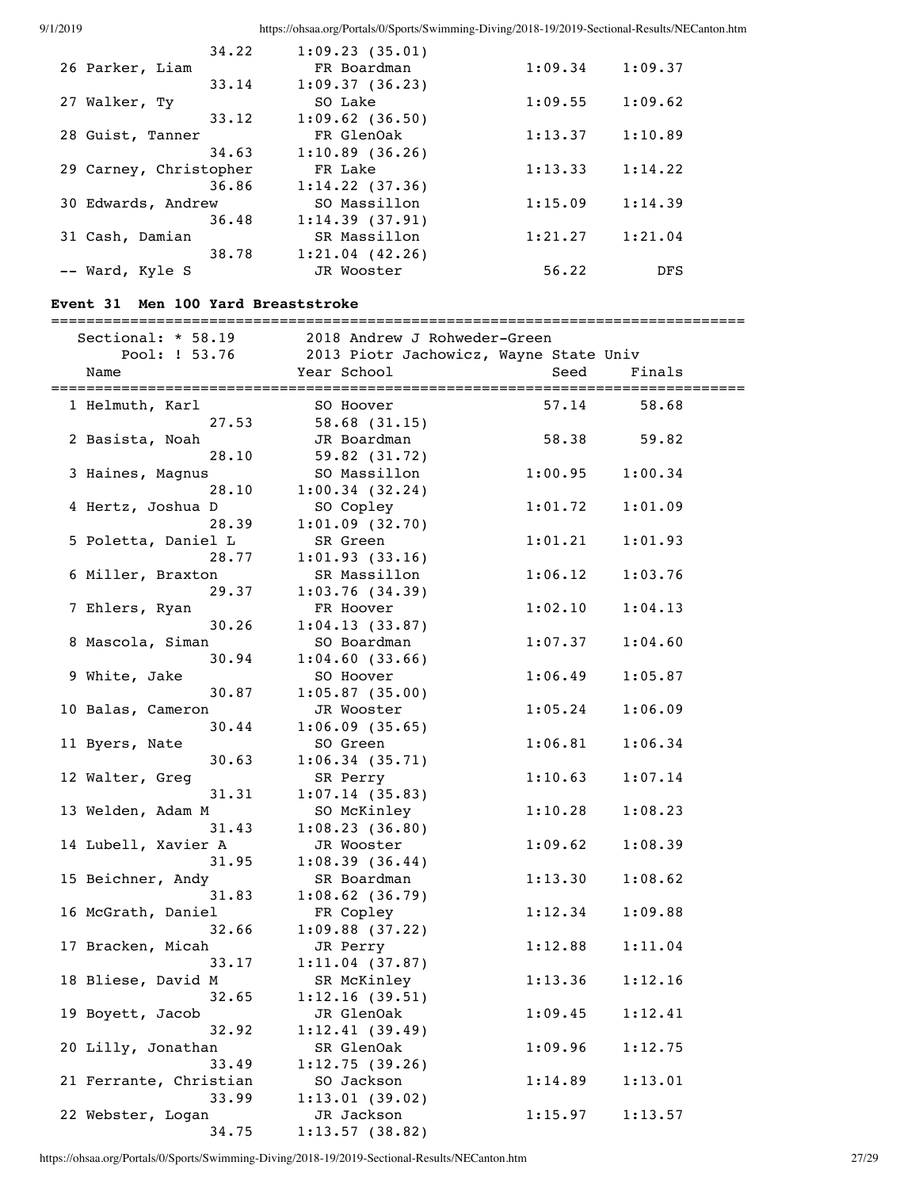```
                   34.22        1:09.23 (35.01)
 26 Parker, Liam                  FR Boardman              1:09.34     1:09.37  
                   33.14        1:09.37 (36.23)
 27 Walker, Ty                    SO Lake                  1:09.55     1:09.62  
                   33.12        1:09.62 (36.50)
 28 Guist, Tanner                 FR GlenOak               1:13.37     1:10.89  
                   34.63        1:10.89 (36.26)
 29 Carney, Christopher           FR Lake                  1:13.33     1:14.22  
                   36.86        1:14.22 (37.36)
 30 Edwards, Andrew               SO Massillon             1:15.09     1:14.39  
                   36.48        1:14.39 (37.91)
 31 Cash, Damian                  SR Massillon             1:21.27     1:21.04  
                   38.78        1:21.04 (42.26)
 -- Ward, Kyle S                  JR Wooster                 56.22         DFS  
```

**Event 31  Men 100 Yard Breaststroke**

```
===============================================================================
   Sectional: * 58.19       2018 Andrew J Rohweder-Green                        
        Pool: ! 53.76       2013 Piotr Jachowicz, Wayne State Univ              
    Name                    Year School                 Seed     Finals         
===============================================================================
  1 Helmuth, Karl                 SO Hoover                  57.14       58.68  
                   27.53          58.68 (31.15)
  2 Basista, Noah                 JR Boardman                58.38       59.82  
                   28.10          59.82 (31.72)
  3 Haines, Magnus                SO Massillon             1:00.95     1:00.34  
                   28.10        1:00.34 (32.24)
  4 Hertz, Joshua D               SO Copley                1:01.72     1:01.09  
                   28.39        1:01.09 (32.70)
  5 Poletta, Daniel L             SR Green                 1:01.21     1:01.93  
                   28.77        1:01.93 (33.16)
  6 Miller, Braxton               SR Massillon             1:06.12     1:03.76  
                   29.37        1:03.76 (34.39)
  7 Ehlers, Ryan                  FR Hoover                1:02.10     1:04.13  
                   30.26        1:04.13 (33.87)
  8 Mascola, Siman                SO Boardman              1:07.37     1:04.60  
                   30.94        1:04.60 (33.66)
  9 White, Jake                   SO Hoover                1:06.49     1:05.87  
                   30.87        1:05.87 (35.00)
 10 Balas, Cameron                JR Wooster               1:05.24     1:06.09  
                   30.44        1:06.09 (35.65)
 11 Byers, Nate                   SO Green                 1:06.81     1:06.34  
                   30.63        1:06.34 (35.71)
 12 Walter, Greg                  SR Perry                 1:10.63     1:07.14  
                   31.31        1:07.14 (35.83)
 13 Welden, Adam M                SO McKinley              1:10.28     1:08.23  
                   31.43        1:08.23 (36.80)
 14 Lubell, Xavier A              JR Wooster               1:09.62     1:08.39  
                   31.95        1:08.39 (36.44)
 15 Beichner, Andy                SR Boardman              1:13.30     1:08.62  
                   31.83        1:08.62 (36.79)
 16 McGrath, Daniel               FR Copley                1:12.34     1:09.88  
                   32.66        1:09.88 (37.22)
 17 Bracken, Micah                JR Perry                 1:12.88     1:11.04  
                   33.17        1:11.04 (37.87)
 18 Bliese, David M               SR McKinley              1:13.36     1:12.16  
                   32.65        1:12.16 (39.51)
 19 Boyett, Jacob                 JR GlenOak               1:09.45     1:12.41  
                   32.92        1:12.41 (39.49)
 20 Lilly, Jonathan               SR GlenOak               1:09.96     1:12.75  
                   33.49        1:12.75 (39.26)
 21 Ferrante, Christian           SO Jackson               1:14.89     1:13.01  
                   33.99        1:13.01 (39.02)
 22 Webster, Logan                JR Jackson               1:15.97     1:13.57  
                   34.75        1:13.57 (38.82)
```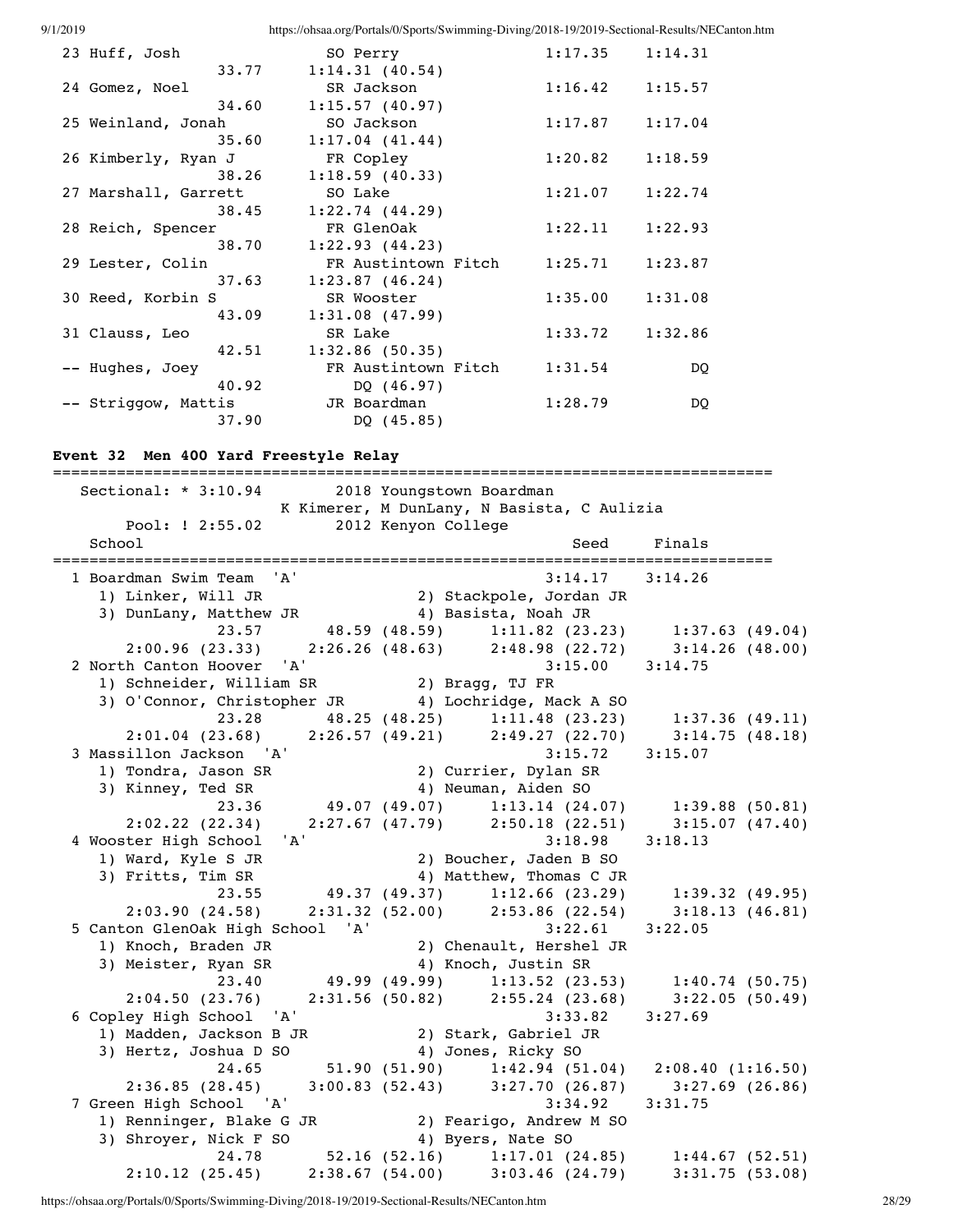```
 23 Huff, Josh                 SO Perry                 1:17.35    1:14.31 
                   33.77     1:14.31 (40.54)
 24 Gomez, Noel                SR Jackson               1:16.42    1:15.57 
                   34.60     1:15.57 (40.97)
 25 Weinland, Jonah            SO Jackson               1:17.87    1:17.04 
                   35.60     1:17.04 (41.44)
 26 Kimberly, Ryan J           FR Copley                1:20.82    1:18.59 
                   38.26     1:18.59 (40.33)
 27 Marshall, Garrett          SO Lake                  1:21.07    1:22.74 
                   38.45     1:22.74 (44.29)
 28 Reich, Spencer             FR GlenOak               1:22.11    1:22.93 
                   38.70     1:22.93 (44.23)
 29 Lester, Colin              FR Austintown Fitch      1:25.71    1:23.87 
                   37.63     1:23.87 (46.24)
 30 Reed, Korbin S             SR Wooster               1:35.00    1:31.08 
                   43.09     1:31.08 (47.99)
 31 Clauss, Leo                SR Lake                  1:33.72    1:32.86 
                   42.51     1:32.86 (50.35)
 -- Hughes, Joey               FR Austintown Fitch      1:31.54         DQ 
                   40.92        DQ (46.97)
 -- Striggow, Mattis           JR Boardman              1:28.79         DQ 
                   37.90        DQ (45.85)
```

**Event 32  Men 400 Yard Freestyle Relay**

```
===============================================================================
    Sectional: * 3:10.94        2018 Youngstown Boardman
                       K Kimerer, M DunLany, N Basista, C Aulizia
       Pool: ! 2:55.02        2012 Kenyon College
    School                                              Seed     Finals
===============================================================================
  1 Boardman Swim Team  'A'                           3:14.17    3:14.26 
     1) Linker, Will JR                   2) Stackpole, Jordan JR           
     3) DunLany, Matthew JR               4) Basista, Noah JR               
             23.57        48.59 (48.59)     1:11.82 (23.23)     1:37.63 (49.04)
       2:00.96 (23.33)    2:26.26 (48.63)     2:48.98 (22.72)     3:14.26 (48.00)
  2 North Canton Hoover  'A'                          3:15.00    3:14.75 
     1) Schneider, William SR             2) Bragg, TJ FR                   
     3) O'Connor, Christopher JR          4) Lochridge, Mack A SO           
             23.28        48.25 (48.25)     1:11.48 (23.23)     1:37.36 (49.11)
       2:01.04 (23.68)    2:26.57 (49.21)     2:49.27 (22.70)     3:14.75 (48.18)
  3 Massillon Jackson  'A'                            3:15.72    3:15.07 
     1) Tondra, Jason SR                  2) Currier, Dylan SR              
     3) Kinney, Ted SR                    4) Neuman, Aiden SO               
             23.36        49.07 (49.07)     1:13.14 (24.07)     1:39.88 (50.81)
       2:02.22 (22.34)    2:27.67 (47.79)     2:50.18 (22.51)     3:15.07 (47.40)
  4 Wooster High School  'A'                          3:18.98    3:18.13 
     1) Ward, Kyle S JR                   2) Boucher, Jaden B SO            
     3) Fritts, Tim SR                    4) Matthew, Thomas C JR           
             23.55        49.37 (49.37)     1:12.66 (23.29)     1:39.32 (49.95)
       2:03.90 (24.58)    2:31.32 (52.00)     2:53.86 (22.54)     3:18.13 (46.81)
  5 Canton GlenOak High School  'A'                   3:22.61    3:22.05 
     1) Knoch, Braden JR                  2) Chenault, Hershel JR           
     3) Meister, Ryan SR                  4) Knoch, Justin SR               
             23.40        49.99 (49.99)     1:13.52 (23.53)     1:40.74 (50.75)
       2:04.50 (23.76)    2:31.56 (50.82)     2:55.24 (23.68)     3:22.05 (50.49)
  6 Copley High School  'A'                           3:33.82    3:27.69 
     1) Madden, Jackson B JR              2) Stark, Gabriel JR              
     3) Hertz, Joshua D SO                4) Jones, Ricky SO                
             24.65        51.90 (51.90)     1:42.94 (51.04)   2:08.40 (1:16.50)
       2:36.85 (28.45)    3:00.83 (52.43)     3:27.70 (26.87)     3:27.69 (26.86)
  7 Green High School  'A'                            3:34.92    3:31.75 
     1) Renninger, Blake G JR             2) Fearigo, Andrew M SO           
     3) Shroyer, Nick F SO                4) Byers, Nate SO                 
             24.78        52.16 (52.16)     1:17.01 (24.85)     1:44.67 (52.51)
       2:10.12 (25.45)    2:38.67 (54.00)     3:03.46 (24.79)     3:31.75 (53.08)
```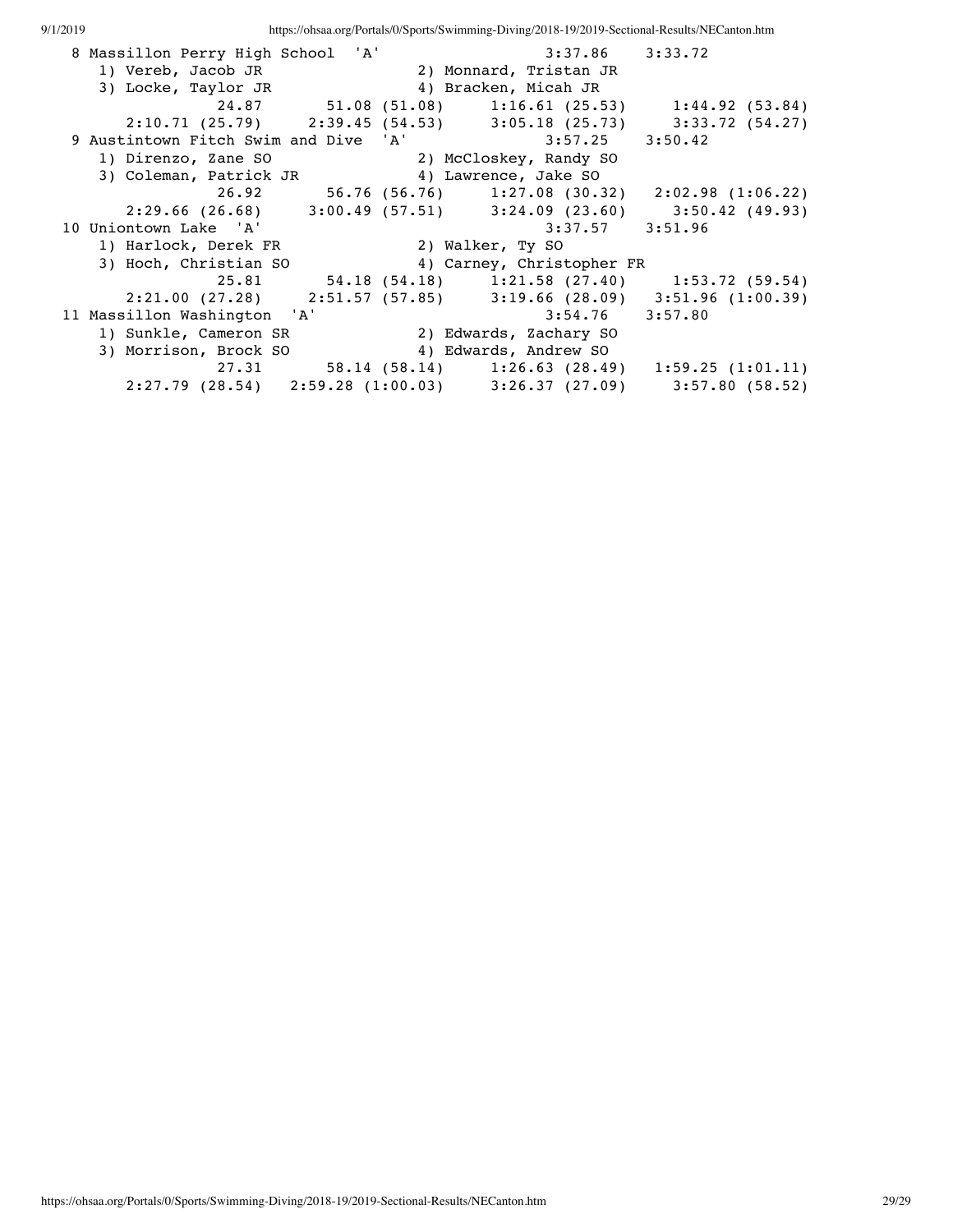```
  8 Massillon Perry High School  'A'                  3:37.86     3:33.72
     1) Vereb, Jacob JR                 2) Monnard, Tristan JR
     3) Locke, Taylor JR                4) Bracken, Micah JR
              24.87        51.08 (51.08)     1:16.61 (25.53)     1:44.92 (53.84)
        2:10.71 (25.79)    2:39.45 (54.53)   3:05.18 (25.73)     3:33.72 (54.27)
  9 Austintown Fitch Swim and Dive  'A'               3:57.25     3:50.42
     1) Direnzo, Zane SO                2) McCloskey, Randy SO
     3) Coleman, Patrick JR             4) Lawrence, Jake SO
              26.92        56.76 (56.76)     1:27.08 (30.32)   2:02.98 (1:06.22)
        2:29.66 (26.68)    3:00.49 (57.51)   3:24.09 (23.60)     3:50.42 (49.93)
 10 Uniontown Lake  'A'                               3:37.57     3:51.96
     1) Harlock, Derek FR               2) Walker, Ty SO
     3) Hoch, Christian SO              4) Carney, Christopher FR
              25.81        54.18 (54.18)     1:21.58 (27.40)     1:53.72 (59.54)
        2:21.00 (27.28)    2:51.57 (57.85)   3:19.66 (28.09)   3:51.96 (1:00.39)
 11 Massillon Washington  'A'                         3:54.76     3:57.80
     1) Sunkle, Cameron SR              2) Edwards, Zachary SO
     3) Morrison, Brock SO              4) Edwards, Andrew SO
              27.31        58.14 (58.14)     1:26.63 (28.49)   1:59.25 (1:01.11)
        2:27.79 (28.54)  2:59.28 (1:00.03)   3:26.37 (27.09)     3:57.80 (58.52)
```